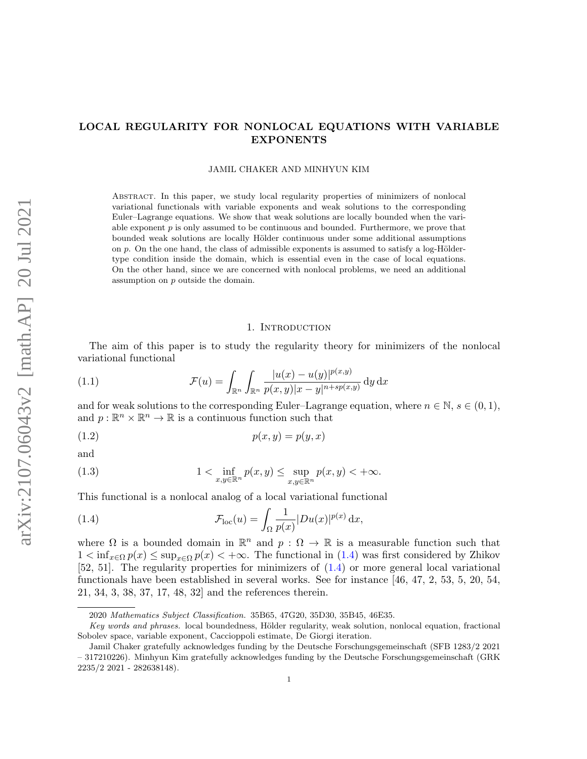# LOCAL REGULARITY FOR NONLOCAL EQUATIONS WITH VARIABLE EXPONENTS

JAMIL CHAKER AND MINHYUN KIM

Abstract. In this paper, we study local regularity properties of minimizers of nonlocal variational functionals with variable exponents and weak solutions to the corresponding Euler–Lagrange equations. We show that weak solutions are locally bounded when the variable exponent $p$ is only assumed to be continuous and bounded. Furthermore, we prove that bounded weak solutions are locally Hölder continuous under some additional assumptions on $p$. On the one hand, the class of admissible exponents is assumed to satisfy a log-Hölder-type condition inside the domain, which is essential even in the case of local equations. On the other hand, since we are concerned with nonlocal problems, we need an additional assumption on $p$ outside the domain.

## 1. Introduction

The aim of this paper is to study the regularity theory for minimizers of the nonlocal variational functional

$$\mathcal{F}(u) = \int_{\mathbb{R}^n} \int_{\mathbb{R}^n} \frac{|u(x) - u(y)|^{p(x,y)}}{p(x,y)|x-y|^{n+sp(x,y)}} \,\mathrm{d}y\,\mathrm{d}x \tag{1.1}$$

and for weak solutions to the corresponding Euler–Lagrange equation, where $n \in \mathbb{N}$, $s \in (0,1)$, and $p : \mathbb{R}^n \times \mathbb{R}^n \to \mathbb{R}$ is a continuous function such that

$$p(x,y) = p(y,x) \tag{1.2}$$

and

$$1 < \inf_{x,y \in \mathbb{R}^n} p(x,y) \le \sup_{x,y \in \mathbb{R}^n} p(x,y) < +\infty. \tag{1.3}$$

This functional is a nonlocal analog of a local variational functional

$$\mathcal{F}_{\mathrm{loc}}(u) = \int_\Omega \frac{1}{p(x)} |Du(x)|^{p(x)} \,\mathrm{d}x, \tag{1.4}$$

where $\Omega$ is a bounded domain in $\mathbb{R}^n$ and $p : \Omega \to \mathbb{R}$ is a measurable function such that $1 < \inf_{x \in \Omega} p(x) \le \sup_{x \in \Omega} p(x) < +\infty$. The functional in (1.4) was first considered by Zhikov [52, 51]. The regularity properties for minimizers of (1.4) or more general local variational functionals have been established in several works. See for instance [46, 47, 2, 53, 5, 20, 54, 21, 34, 3, 38, 37, 17, 48, 32] and the references therein.

2020 *Mathematics Subject Classification.* 35B65, 47G20, 35D30, 35B45, 46E35.

*Key words and phrases.* local boundedness, Hölder regularity, weak solution, nonlocal equation, fractional Sobolev space, variable exponent, Caccioppoli estimate, De Giorgi iteration.

Jamil Chaker gratefully acknowledges funding by the Deutsche Forschungsgemeinschaft (SFB 1283/2 2021 – 317210226). Minhyun Kim gratefully acknowledges funding by the Deutsche Forschungsgemeinschaft (GRK 2235/2 2021 - 282638148).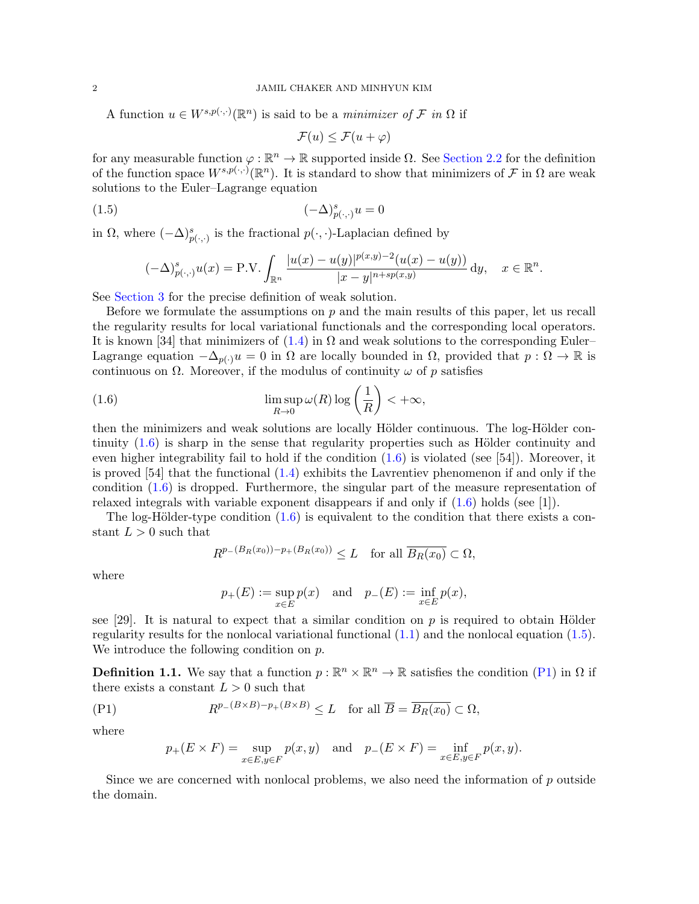A function $u \in W^{s,p(\cdot,\cdot)}(\mathbb{R}^n)$ is said to be a *minimizer of $\mathcal{F}$ in $\Omega$* if

$$\mathcal{F}(u) \leq \mathcal{F}(u+\varphi)$$

for any measurable function $\varphi : \mathbb{R}^n \to \mathbb{R}$ supported inside $\Omega$. See Section 2.2 for the definition of the function space $W^{s,p(\cdot,\cdot)}(\mathbb{R}^n)$. It is standard to show that minimizers of $\mathcal{F}$ in $\Omega$ are weak solutions to the Euler–Lagrange equation

$$(-\Delta)^s_{p(\cdot,\cdot)} u = 0 \tag{1.5}$$

in $\Omega$, where $(-\Delta)^s_{p(\cdot,\cdot)}$ is the fractional $p(\cdot,\cdot)$-Laplacian defined by

$$(-\Delta)^s_{p(\cdot,\cdot)} u(x) = \mathrm{P.V.} \int_{\mathbb{R}^n} \frac{|u(x)-u(y)|^{p(x,y)-2}(u(x)-u(y))}{|x-y|^{n+sp(x,y)}} \,\mathrm{d}y, \quad x \in \mathbb{R}^n.$$

See Section 3 for the precise definition of weak solution.

Before we formulate the assumptions on $p$ and the main results of this paper, let us recall the regularity results for local variational functionals and the corresponding local operators. It is known [34] that minimizers of (1.4) in $\Omega$ and weak solutions to the corresponding Euler–Lagrange equation $-\Delta_{p(\cdot)} u = 0$ in $\Omega$ are locally bounded in $\Omega$, provided that $p : \Omega \to \mathbb{R}$ is continuous on $\Omega$. Moreover, if the modulus of continuity $\omega$ of $p$ satisfies

$$\limsup_{R\to 0} \omega(R) \log\left(\frac{1}{R}\right) < +\infty, \tag{1.6}$$

then the minimizers and weak solutions are locally Hölder continuous. The log-Hölder continuity (1.6) is sharp in the sense that regularity properties such as Hölder continuity and even higher integrability fail to hold if the condition (1.6) is violated (see [54]). Moreover, it is proved [54] that the functional (1.4) exhibits the Lavrentiev phenomenon if and only if the condition (1.6) is dropped. Furthermore, the singular part of the measure representation of relaxed integrals with variable exponent disappears if and only if (1.6) holds (see [1]).

The log-Hölder-type condition (1.6) is equivalent to the condition that there exists a constant $L > 0$ such that

$$R^{p_-(B_R(x_0)) - p_+(B_R(x_0))} \leq L \quad \text{for all } \overline{B_R(x_0)} \subset \Omega,$$

where

$$p_+(E) := \sup_{x\in E} p(x) \quad \text{and} \quad p_-(E) := \inf_{x\in E} p(x),$$

see [29]. It is natural to expect that a similar condition on $p$ is required to obtain Hölder regularity results for the nonlocal variational functional (1.1) and the nonlocal equation (1.5). We introduce the following condition on $p$.

**Definition 1.1.** We say that a function $p : \mathbb{R}^n \times \mathbb{R}^n \to \mathbb{R}$ satisfies the condition (P1) in $\Omega$ if there exists a constant $L > 0$ such that

$$R^{p_-(B\times B) - p_+(B\times B)} \leq L \quad \text{for all } \overline{B} = \overline{B_R(x_0)} \subset \Omega, \tag{P1}$$

where

$$p_+(E\times F) = \sup_{x\in E, y\in F} p(x,y) \quad \text{and} \quad p_-(E\times F) = \inf_{x\in E, y\in F} p(x,y).$$

Since we are concerned with nonlocal problems, we also need the information of $p$ outside the domain.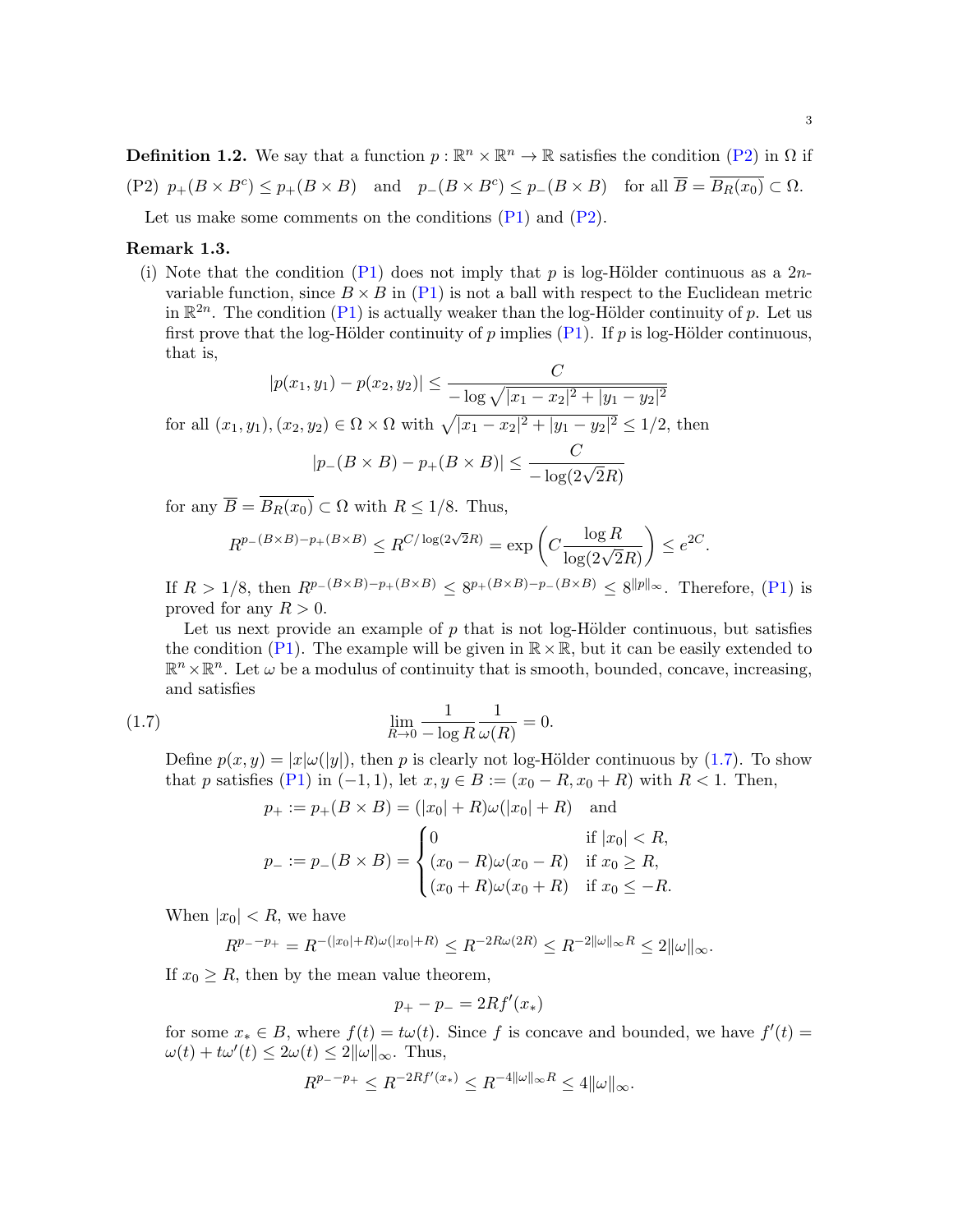**Definition 1.2.** We say that a function $p : \mathbb{R}^n \times \mathbb{R}^n \to \mathbb{R}$ satisfies the condition (P2) in $\Omega$ if

(P2) $p_+(B \times B^c) \le p_+(B \times B)$ and $p_-(B \times B^c) \le p_-(B \times B)$ for all $\overline{B} = \overline{B_R(x_0)} \subset \Omega$.

Let us make some comments on the conditions (P1) and (P2).

**Remark 1.3.**

(i) Note that the condition (P1) does not imply that $p$ is log-Hölder continuous as a $2n$-variable function, since $B \times B$ in (P1) is not a ball with respect to the Euclidean metric in $\mathbb{R}^{2n}$. The condition (P1) is actually weaker than the log-Hölder continuity of $p$. Let us first prove that the log-Hölder continuity of $p$ implies (P1). If $p$ is log-Hölder continuous, that is,

$$|p(x_1, y_1) - p(x_2, y_2)| \le \frac{C}{-\log \sqrt{|x_1 - x_2|^2 + |y_1 - y_2|^2}}$$

for all $(x_1, y_1), (x_2, y_2) \in \Omega \times \Omega$ with $\sqrt{|x_1 - x_2|^2 + |y_1 - y_2|^2} \le 1/2$, then

$$|p_-(B \times B) - p_+(B \times B)| \le \frac{C}{-\log(2\sqrt{2}R)}$$

for any $\overline{B} = \overline{B_R(x_0)} \subset \Omega$ with $R \le 1/8$. Thus,

$$R^{p_-(B\times B) - p_+(B\times B)} \le R^{C/\log(2\sqrt{2}R)} = \exp\left( C \frac{\log R}{\log(2\sqrt{2}R)} \right) \le e^{2C}.$$

If $R > 1/8$, then $R^{p_-(B\times B) - p_+(B\times B)} \le 8^{p_+(B\times B) - p_-(B\times B)} \le 8^{\|p\|_\infty}$. Therefore, (P1) is proved for any $R > 0$.

Let us next provide an example of $p$ that is not log-Hölder continuous, but satisfies the condition (P1). The example will be given in $\mathbb{R} \times \mathbb{R}$, but it can be easily extended to $\mathbb{R}^n \times \mathbb{R}^n$. Let $\omega$ be a modulus of continuity that is smooth, bounded, concave, increasing, and satisfies

$$\lim_{R \to 0} \frac{1}{-\log R} \frac{1}{\omega(R)} = 0. \tag{1.7}$$

Define $p(x, y) = |x|\omega(|y|)$, then $p$ is clearly not log-Hölder continuous by (1.7). To show that $p$ satisfies (P1) in $(-1, 1)$, let $x, y \in B := (x_0 - R, x_0 + R)$ with $R < 1$. Then,

$$p_+ := p_+(B \times B) = (|x_0| + R)\omega(|x_0| + R) \quad \text{and}$$

$$p_- := p_-(B \times B) = \begin{cases} 0 & \text{if } |x_0| < R, \\ (x_0 - R)\omega(x_0 - R) & \text{if } x_0 \ge R, \\ (x_0 + R)\omega(x_0 + R) & \text{if } x_0 \le -R. \end{cases}$$

When $|x_0| < R$, we have

$$R^{p_- - p_+} = R^{-(|x_0| + R)\omega(|x_0| + R)} \le R^{-2R\omega(2R)} \le R^{-2\|\omega\|_\infty R} \le 2\|\omega\|_\infty.$$

If $x_0 \ge R$, then by the mean value theorem,

$$p_+ - p_- = 2Rf'(x_*)$$

for some $x_* \in B$, where $f(t) = t\omega(t)$. Since $f$ is concave and bounded, we have $f'(t) = \omega(t) + t\omega'(t) \le 2\omega(t) \le 2\|\omega\|_\infty$. Thus,

$$R^{p_- - p_+} \le R^{-2Rf'(x_*)} \le R^{-4\|\omega\|_\infty R} \le 4\|\omega\|_\infty.$$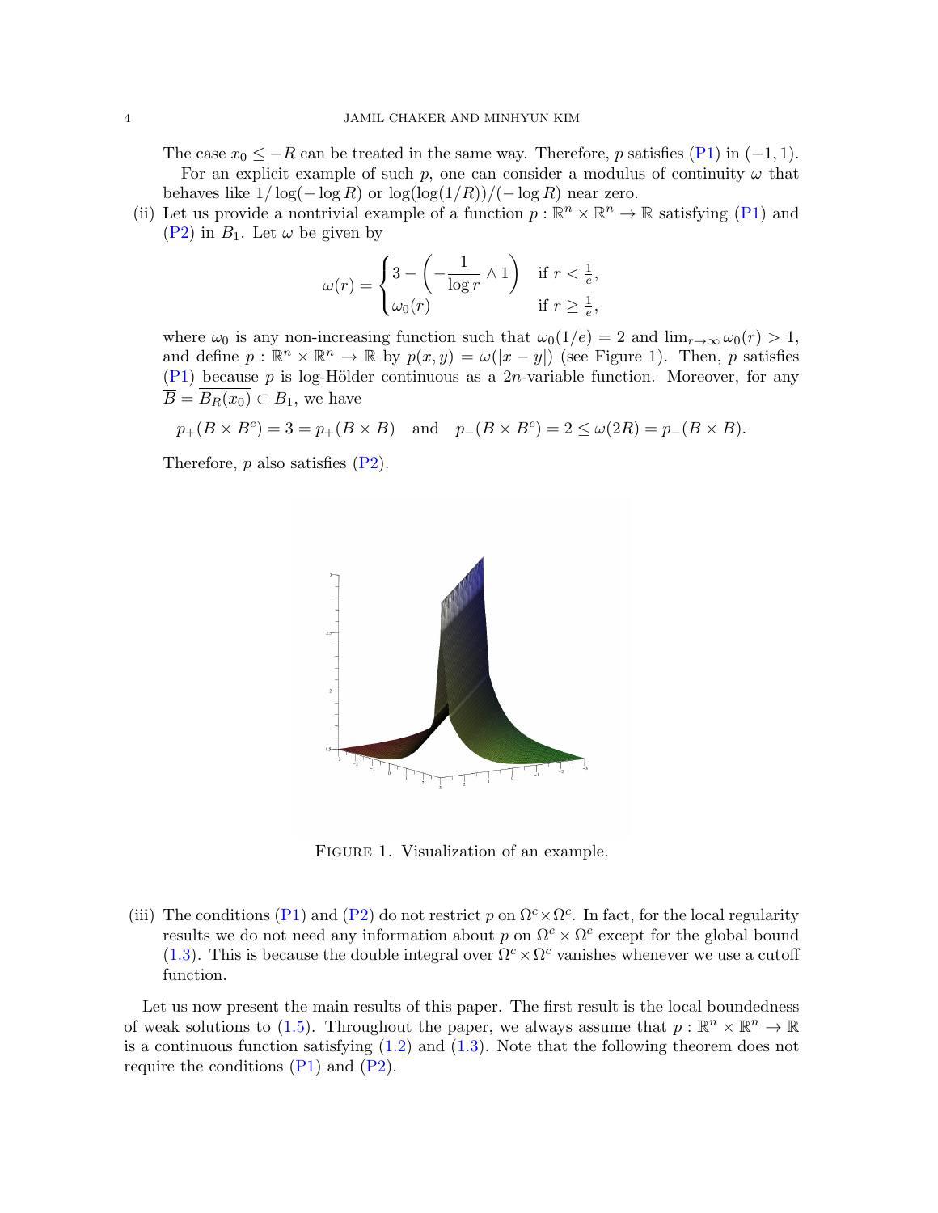The case $x_0 \le -R$ can be treated in the same way. Therefore, $p$ satisfies (P1) in $(-1, 1)$.

For an explicit example of such $p$, one can consider a modulus of continuity $\omega$ that behaves like $1/\log(-\log R)$ or $\log(\log(1/R))/(-\log R)$ near zero.

(ii) Let us provide a nontrivial example of a function $p : \mathbb{R}^n \times \mathbb{R}^n \to \mathbb{R}$ satisfying (P1) and (P2) in $B_1$. Let $\omega$ be given by

$$\omega(r) = \begin{cases} 3 - \left( -\dfrac{1}{\log r} \wedge 1 \right) & \text{if } r < \frac{1}{e}, \\ \omega_0(r) & \text{if } r \ge \frac{1}{e}, \end{cases}$$

where $\omega_0$ is any non-increasing function such that $\omega_0(1/e) = 2$ and $\lim_{r\to\infty} \omega_0(r) > 1$, and define $p : \mathbb{R}^n \times \mathbb{R}^n \to \mathbb{R}$ by $p(x, y) = \omega(|x - y|)$ (see Figure 1). Then, $p$ satisfies (P1) because $p$ is log-Hölder continuous as a $2n$-variable function. Moreover, for any $\overline{B} = \overline{B_R(x_0)} \subset B_1$, we have

$$p_+(B \times B^c) = 3 = p_+(B \times B) \quad \text{and} \quad p_-(B \times B^c) = 2 \le \omega(2R) = p_-(B \times B).$$

Therefore, $p$ also satisfies (P2).

Figure 1. Visualization of an example.

(iii) The conditions (P1) and (P2) do not restrict $p$ on $\Omega^c \times \Omega^c$. In fact, for the local regularity results we do not need any information about $p$ on $\Omega^c \times \Omega^c$ except for the global bound (1.3). This is because the double integral over $\Omega^c \times \Omega^c$ vanishes whenever we use a cutoff function.

Let us now present the main results of this paper. The first result is the local boundedness of weak solutions to (1.5). Throughout the paper, we always assume that $p : \mathbb{R}^n \times \mathbb{R}^n \to \mathbb{R}$ is a continuous function satisfying (1.2) and (1.3). Note that the following theorem does not require the conditions (P1) and (P2).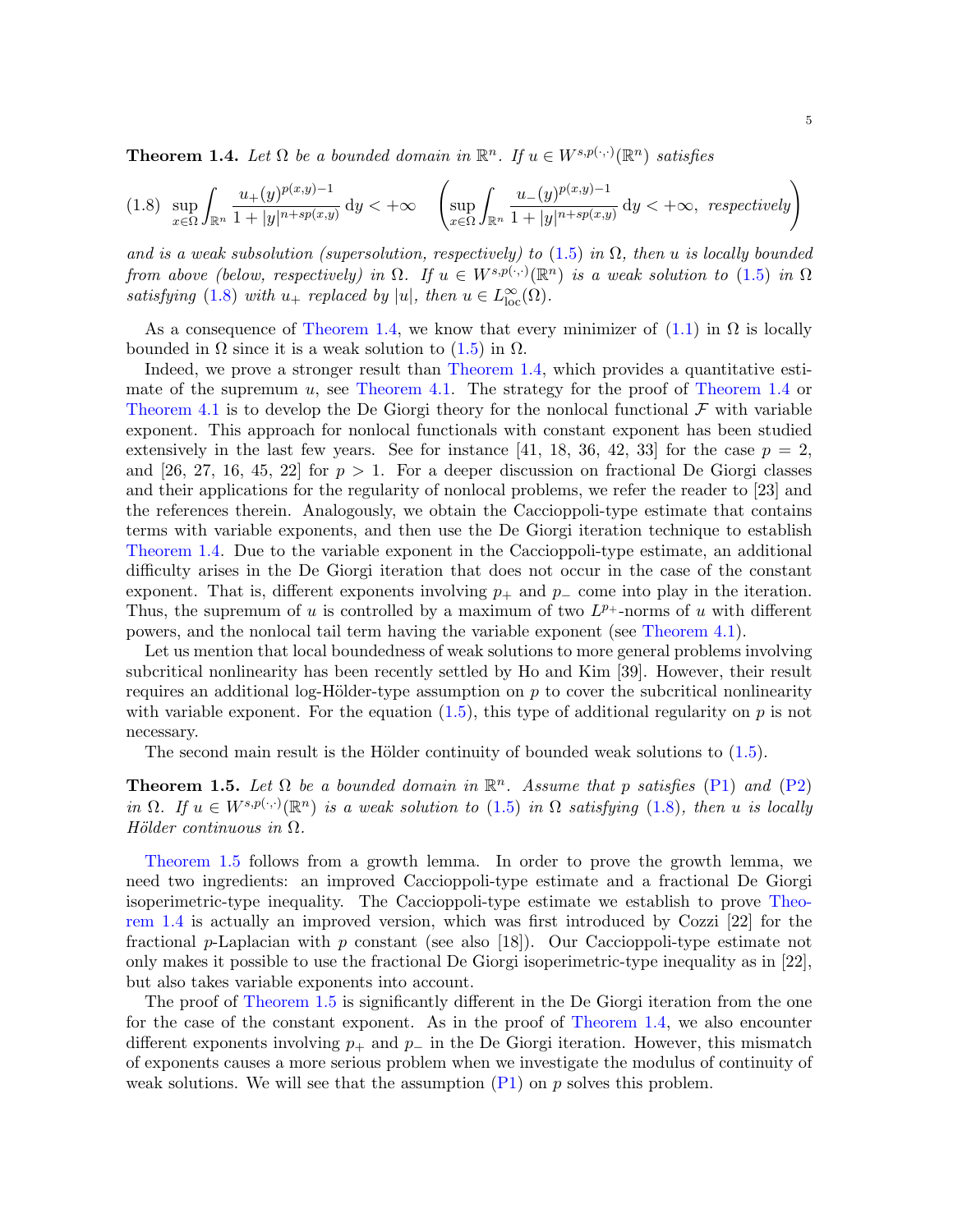**Theorem 1.4.** *Let $\Omega$ be a bounded domain in $\mathbb{R}^n$. If $u \in W^{s,p(\cdot,\cdot)}(\mathbb{R}^n)$ satisfies*

$$(1.8)\quad \sup_{x\in\Omega}\int_{\mathbb{R}^n} \frac{u_+(y)^{p(x,y)-1}}{1+|y|^{n+sp(x,y)}}\,\mathrm{d}y < +\infty \quad \left(\sup_{x\in\Omega}\int_{\mathbb{R}^n} \frac{u_-(y)^{p(x,y)-1}}{1+|y|^{n+sp(x,y)}}\,\mathrm{d}y < +\infty,\ \textit{respectively}\right)$$

*and is a weak subsolution (supersolution, respectively) to (1.5) in $\Omega$, then $u$ is locally bounded from above (below, respectively) in $\Omega$. If $u \in W^{s,p(\cdot,\cdot)}(\mathbb{R}^n)$ is a weak solution to (1.5) in $\Omega$ satisfying (1.8) with $u_+$ replaced by $|u|$, then $u \in L^\infty_{\mathrm{loc}}(\Omega)$.*

As a consequence of Theorem 1.4, we know that every minimizer of (1.1) in $\Omega$ is locally bounded in $\Omega$ since it is a weak solution to (1.5) in $\Omega$.

Indeed, we prove a stronger result than Theorem 1.4, which provides a quantitative estimate of the supremum $u$, see Theorem 4.1. The strategy for the proof of Theorem 1.4 or Theorem 4.1 is to develop the De Giorgi theory for the nonlocal functional $\mathcal{F}$ with variable exponent. This approach for nonlocal functionals with constant exponent has been studied extensively in the last few years. See for instance [41, 18, 36, 42, 33] for the case $p = 2$, and [26, 27, 16, 45, 22] for $p > 1$. For a deeper discussion on fractional De Giorgi classes and their applications for the regularity of nonlocal problems, we refer the reader to [23] and the references therein. Analogously, we obtain the Caccioppoli-type estimate that contains terms with variable exponents, and then use the De Giorgi iteration technique to establish Theorem 1.4. Due to the variable exponent in the Caccioppoli-type estimate, an additional difficulty arises in the De Giorgi iteration that does not occur in the case of the constant exponent. That is, different exponents involving $p_+$ and $p_-$ come into play in the iteration. Thus, the supremum of $u$ is controlled by a maximum of two $L^{p_+}$-norms of $u$ with different powers, and the nonlocal tail term having the variable exponent (see Theorem 4.1).

Let us mention that local boundedness of weak solutions to more general problems involving subcritical nonlinearity has been recently settled by Ho and Kim [39]. However, their result requires an additional log-Hölder-type assumption on $p$ to cover the subcritical nonlinearity with variable exponent. For the equation (1.5), this type of additional regularity on $p$ is not necessary.

The second main result is the Hölder continuity of bounded weak solutions to (1.5).

**Theorem 1.5.** *Let $\Omega$ be a bounded domain in $\mathbb{R}^n$. Assume that $p$ satisfies (P1) and (P2) in $\Omega$. If $u \in W^{s,p(\cdot,\cdot)}(\mathbb{R}^n)$ is a weak solution to (1.5) in $\Omega$ satisfying (1.8), then $u$ is locally Hölder continuous in $\Omega$.*

Theorem 1.5 follows from a growth lemma. In order to prove the growth lemma, we need two ingredients: an improved Caccioppoli-type estimate and a fractional De Giorgi isoperimetric-type inequality. The Caccioppoli-type estimate we establish to prove Theorem 1.4 is actually an improved version, which was first introduced by Cozzi [22] for the fractional $p$-Laplacian with $p$ constant (see also [18]). Our Caccioppoli-type estimate not only makes it possible to use the fractional De Giorgi isoperimetric-type inequality as in [22], but also takes variable exponents into account.

The proof of Theorem 1.5 is significantly different in the De Giorgi iteration from the one for the case of the constant exponent. As in the proof of Theorem 1.4, we also encounter different exponents involving $p_+$ and $p_-$ in the De Giorgi iteration. However, this mismatch of exponents causes a more serious problem when we investigate the modulus of continuity of weak solutions. We will see that the assumption (P1) on $p$ solves this problem.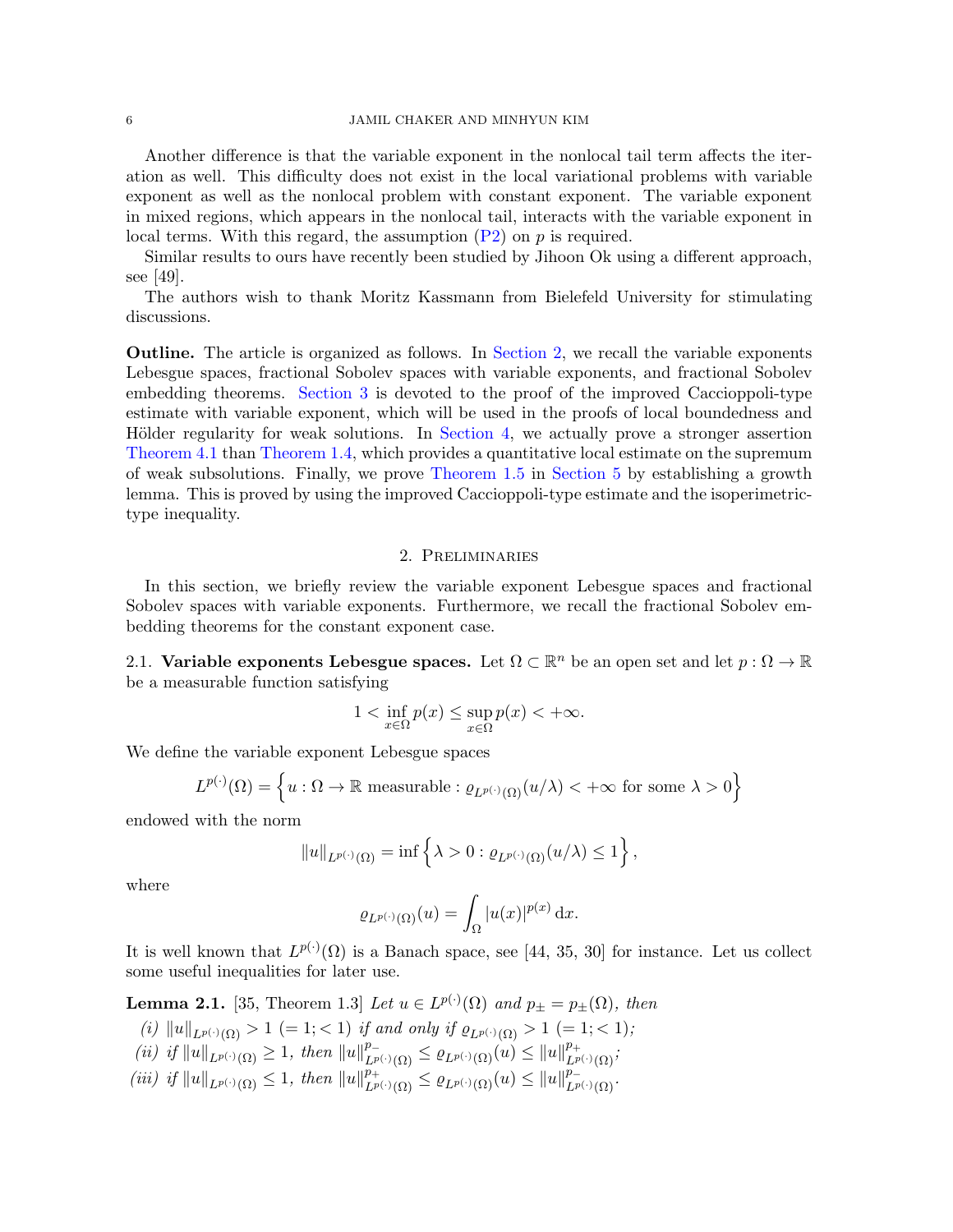Another difference is that the variable exponent in the nonlocal tail term affects the iteration as well. This difficulty does not exist in the local variational problems with variable exponent as well as the nonlocal problem with constant exponent. The variable exponent in mixed regions, which appears in the nonlocal tail, interacts with the variable exponent in local terms. With this regard, the assumption (P2) on $p$ is required.

Similar results to ours have recently been studied by Jihoon Ok using a different approach, see [49].

The authors wish to thank Moritz Kassmann from Bielefeld University for stimulating discussions.

**Outline.** The article is organized as follows. In Section 2, we recall the variable exponents Lebesgue spaces, fractional Sobolev spaces with variable exponents, and fractional Sobolev embedding theorems. Section 3 is devoted to the proof of the improved Caccioppoli-type estimate with variable exponent, which will be used in the proofs of local boundedness and Hölder regularity for weak solutions. In Section 4, we actually prove a stronger assertion Theorem 4.1 than Theorem 1.4, which provides a quantitative local estimate on the supremum of weak subsolutions. Finally, we prove Theorem 1.5 in Section 5 by establishing a growth lemma. This is proved by using the improved Caccioppoli-type estimate and the isoperimetric-type inequality.

## 2. Preliminaries

In this section, we briefly review the variable exponent Lebesgue spaces and fractional Sobolev spaces with variable exponents. Furthermore, we recall the fractional Sobolev embedding theorems for the constant exponent case.

### 2.1. Variable exponents Lebesgue spaces.

Let $\Omega \subset \mathbb{R}^n$ be an open set and let $p : \Omega \to \mathbb{R}$ be a measurable function satisfying

$$1 < \inf_{x\in\Omega} p(x) \leq \sup_{x\in\Omega} p(x) < +\infty.$$

We define the variable exponent Lebesgue spaces

$$L^{p(\cdot)}(\Omega) = \left\{ u : \Omega \to \mathbb{R} \text{ measurable} : \varrho_{L^{p(\cdot)}(\Omega)}(u/\lambda) < +\infty \text{ for some } \lambda > 0 \right\}$$

endowed with the norm

$$\|u\|_{L^{p(\cdot)}(\Omega)} = \inf\left\{ \lambda > 0 : \varrho_{L^{p(\cdot)}(\Omega)}(u/\lambda) \leq 1 \right\},$$

where

$$\varrho_{L^{p(\cdot)}(\Omega)}(u) = \int_{\Omega} |u(x)|^{p(x)} \, \mathrm{d}x.$$

It is well known that $L^{p(\cdot)}(\Omega)$ is a Banach space, see [44, 35, 30] for instance. Let us collect some useful inequalities for later use.

**Lemma 2.1.** [35, Theorem 1.3] *Let $u \in L^{p(\cdot)}(\Omega)$ and $p_{\pm} = p_{\pm}(\Omega)$, then*

*(i) $\|u\|_{L^{p(\cdot)}(\Omega)} > 1 \ (= 1; < 1)$ if and only if $\varrho_{L^{p(\cdot)}(\Omega)} > 1 \ (= 1; < 1)$;*

*(ii) if $\|u\|_{L^{p(\cdot)}(\Omega)} \geq 1$, then $\|u\|^{p_-}_{L^{p(\cdot)}(\Omega)} \leq \varrho_{L^{p(\cdot)}(\Omega)}(u) \leq \|u\|^{p_+}_{L^{p(\cdot)}(\Omega)}$;*

*(iii) if $\|u\|_{L^{p(\cdot)}(\Omega)} \leq 1$, then $\|u\|^{p_+}_{L^{p(\cdot)}(\Omega)} \leq \varrho_{L^{p(\cdot)}(\Omega)}(u) \leq \|u\|^{p_-}_{L^{p(\cdot)}(\Omega)}$.*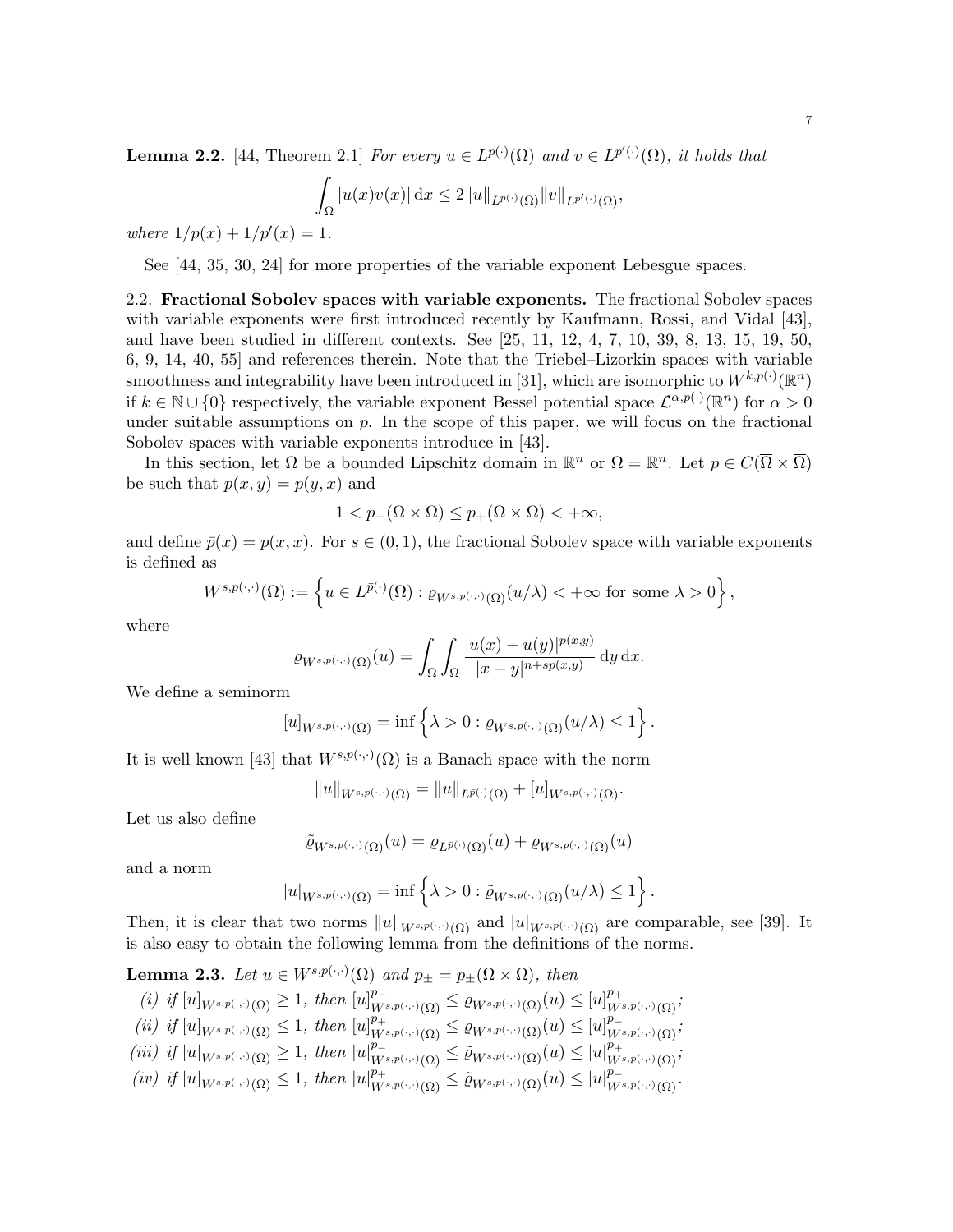**Lemma 2.2.** [44, Theorem 2.1] *For every $u \in L^{p(\cdot)}(\Omega)$ and $v \in L^{p'(\cdot)}(\Omega)$, it holds that*

$$\int_\Omega |u(x)v(x)|\,\mathrm{d}x \le 2\|u\|_{L^{p(\cdot)}(\Omega)}\|v\|_{L^{p'(\cdot)}(\Omega)},$$

*where $1/p(x) + 1/p'(x) = 1$.*

See [44, 35, 30, 24] for more properties of the variable exponent Lebesgue spaces.

2.2. **Fractional Sobolev spaces with variable exponents.** The fractional Sobolev spaces with variable exponents were first introduced recently by Kaufmann, Rossi, and Vidal [43], and have been studied in different contexts. See [25, 11, 12, 4, 7, 10, 39, 8, 13, 15, 19, 50, 6, 9, 14, 40, 55] and references therein. Note that the Triebel–Lizorkin spaces with variable smoothness and integrability have been introduced in [31], which are isomorphic to $W^{k,p(\cdot)}(\mathbb{R}^n)$ if $k \in \mathbb{N} \cup \{0\}$ respectively, the variable exponent Bessel potential space $\mathcal{L}^{\alpha,p(\cdot)}(\mathbb{R}^n)$ for $\alpha > 0$ under suitable assumptions on $p$. In the scope of this paper, we will focus on the fractional Sobolev spaces with variable exponents introduce in [43].

In this section, let $\Omega$ be a bounded Lipschitz domain in $\mathbb{R}^n$ or $\Omega = \mathbb{R}^n$. Let $p \in C(\overline{\Omega} \times \overline{\Omega})$ be such that $p(x,y) = p(y,x)$ and

$$1 < p_-(\Omega \times \Omega) \le p_+(\Omega \times \Omega) < +\infty,$$

and define $\bar{p}(x) = p(x,x)$. For $s \in (0,1)$, the fractional Sobolev space with variable exponents is defined as

$$W^{s,p(\cdot,\cdot)}(\Omega) := \left\{ u \in L^{\bar{p}(\cdot)}(\Omega) : \varrho_{W^{s,p(\cdot,\cdot)}(\Omega)}(u/\lambda) < +\infty \text{ for some } \lambda > 0 \right\},$$

where

$$\varrho_{W^{s,p(\cdot,\cdot)}(\Omega)}(u) = \int_\Omega \int_\Omega \frac{|u(x) - u(y)|^{p(x,y)}}{|x-y|^{n+sp(x,y)}}\,\mathrm{d}y\,\mathrm{d}x.$$

We define a seminorm

$$[u]_{W^{s,p(\cdot,\cdot)}(\Omega)} = \inf\left\{ \lambda > 0 : \varrho_{W^{s,p(\cdot,\cdot)}(\Omega)}(u/\lambda) \le 1 \right\}.$$

It is well known [43] that $W^{s,p(\cdot,\cdot)}(\Omega)$ is a Banach space with the norm

$$\|u\|_{W^{s,p(\cdot,\cdot)}(\Omega)} = \|u\|_{L^{\bar{p}(\cdot)}(\Omega)} + [u]_{W^{s,p(\cdot,\cdot)}(\Omega)}.$$

Let us also define

$$\tilde{\varrho}_{W^{s,p(\cdot,\cdot)}(\Omega)}(u) = \varrho_{L^{\bar{p}(\cdot)}(\Omega)}(u) + \varrho_{W^{s,p(\cdot,\cdot)}(\Omega)}(u)$$

and a norm

$$|u|_{W^{s,p(\cdot,\cdot)}(\Omega)} = \inf\left\{ \lambda > 0 : \tilde{\varrho}_{W^{s,p(\cdot,\cdot)}(\Omega)}(u/\lambda) \le 1 \right\}.$$

Then, it is clear that two norms $\|u\|_{W^{s,p(\cdot,\cdot)}(\Omega)}$ and $|u|_{W^{s,p(\cdot,\cdot)}(\Omega)}$ are comparable, see [39]. It is also easy to obtain the following lemma from the definitions of the norms.

**Lemma 2.3.** *Let $u \in W^{s,p(\cdot,\cdot)}(\Omega)$ and $p_\pm = p_\pm(\Omega \times \Omega)$, then*

*(i) if $[u]_{W^{s,p(\cdot,\cdot)}(\Omega)} \ge 1$, then $[u]^{p_-}_{W^{s,p(\cdot,\cdot)}(\Omega)} \le \varrho_{W^{s,p(\cdot,\cdot)}(\Omega)}(u) \le [u]^{p_+}_{W^{s,p(\cdot,\cdot)}(\Omega)}$;*
*(ii) if $[u]_{W^{s,p(\cdot,\cdot)}(\Omega)} \le 1$, then $[u]^{p_+}_{W^{s,p(\cdot,\cdot)}(\Omega)} \le \varrho_{W^{s,p(\cdot,\cdot)}(\Omega)}(u) \le [u]^{p_-}_{W^{s,p(\cdot,\cdot)}(\Omega)}$;*
*(iii) if $|u|_{W^{s,p(\cdot,\cdot)}(\Omega)} \ge 1$, then $|u|^{p_-}_{W^{s,p(\cdot,\cdot)}(\Omega)} \le \tilde{\varrho}_{W^{s,p(\cdot,\cdot)}(\Omega)}(u) \le |u|^{p_+}_{W^{s,p(\cdot,\cdot)}(\Omega)}$;*
*(iv) if $|u|_{W^{s,p(\cdot,\cdot)}(\Omega)} \le 1$, then $|u|^{p_+}_{W^{s,p(\cdot,\cdot)}(\Omega)} \le \tilde{\varrho}_{W^{s,p(\cdot,\cdot)}(\Omega)}(u) \le |u|^{p_-}_{W^{s,p(\cdot,\cdot)}(\Omega)}$.*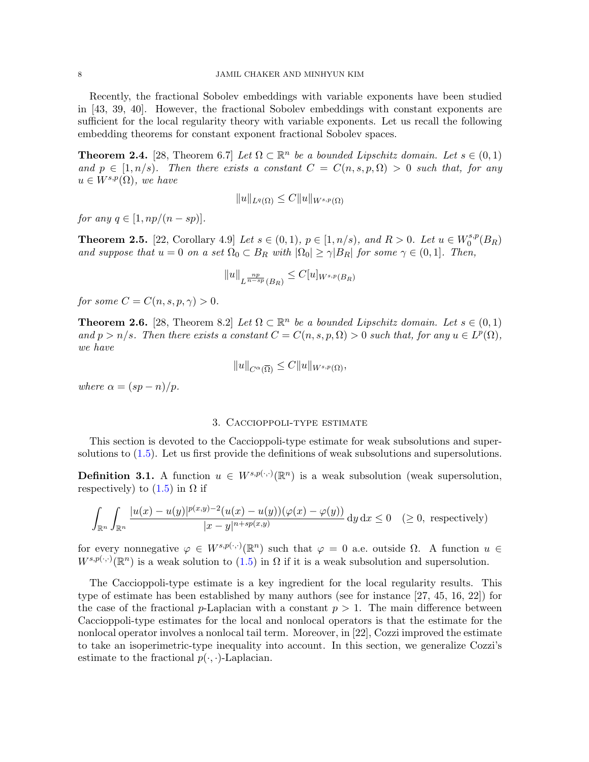Recently, the fractional Sobolev embeddings with variable exponents have been studied in [43, 39, 40]. However, the fractional Sobolev embeddings with constant exponents are sufficient for the local regularity theory with variable exponents. Let us recall the following embedding theorems for constant exponent fractional Sobolev spaces.

**Theorem 2.4.** [28, Theorem 6.7] *Let $\Omega \subset \mathbb{R}^n$ be a bounded Lipschitz domain. Let $s \in (0,1)$ and $p \in [1, n/s)$. Then there exists a constant $C = C(n, s, p, \Omega) > 0$ such that, for any $u \in W^{s,p}(\Omega)$, we have*

$$\|u\|_{L^q(\Omega)} \leq C\|u\|_{W^{s,p}(\Omega)}$$

*for any $q \in [1, np/(n - sp)]$.*

**Theorem 2.5.** [22, Corollary 4.9] *Let $s \in (0,1)$, $p \in [1, n/s)$, and $R > 0$. Let $u \in W^{s,p}_0(B_R)$ and suppose that $u = 0$ on a set $\Omega_0 \subset B_R$ with $|\Omega_0| \geq \gamma |B_R|$ for some $\gamma \in (0,1]$. Then,*

$$\|u\|_{L^{\frac{np}{n-sp}}(B_R)} \leq C[u]_{W^{s,p}(B_R)}$$

*for some $C = C(n, s, p, \gamma) > 0$.*

**Theorem 2.6.** [28, Theorem 8.2] *Let $\Omega \subset \mathbb{R}^n$ be a bounded Lipschitz domain. Let $s \in (0,1)$ and $p > n/s$. Then there exists a constant $C = C(n, s, p, \Omega) > 0$ such that, for any $u \in L^p(\Omega)$, we have*

$$\|u\|_{C^\alpha(\overline{\Omega})} \leq C\|u\|_{W^{s,p}(\Omega)},$$

*where $\alpha = (sp - n)/p$.*

## 3. Caccioppoli-type estimate

This section is devoted to the Caccioppoli-type estimate for weak subsolutions and supersolutions to (1.5). Let us first provide the definitions of weak subsolutions and supersolutions.

**Definition 3.1.** A function $u \in W^{s,p(\cdot,\cdot)}(\mathbb{R}^n)$ is a weak subsolution (weak supersolution, respectively) to (1.5) in $\Omega$ if

$$\int_{\mathbb{R}^n}\int_{\mathbb{R}^n} \frac{|u(x)-u(y)|^{p(x,y)-2}(u(x)-u(y))(\varphi(x)-\varphi(y))}{|x-y|^{n+sp(x,y)}}\,\mathrm{d}y\,\mathrm{d}x \leq 0 \quad (\geq 0, \text{ respectively})$$

for every nonnegative $\varphi \in W^{s,p(\cdot,\cdot)}(\mathbb{R}^n)$ such that $\varphi = 0$ a.e. outside $\Omega$. A function $u \in W^{s,p(\cdot,\cdot)}(\mathbb{R}^n)$ is a weak solution to (1.5) in $\Omega$ if it is a weak subsolution and supersolution.

The Caccioppoli-type estimate is a key ingredient for the local regularity results. This type of estimate has been established by many authors (see for instance [27, 45, 16, 22]) for the case of the fractional $p$-Laplacian with a constant $p > 1$. The main difference between Caccioppoli-type estimates for the local and nonlocal operators is that the estimate for the nonlocal operator involves a nonlocal tail term. Moreover, in [22], Cozzi improved the estimate to take an isoperimetric-type inequality into account. In this section, we generalize Cozzi's estimate to the fractional $p(\cdot,\cdot)$-Laplacian.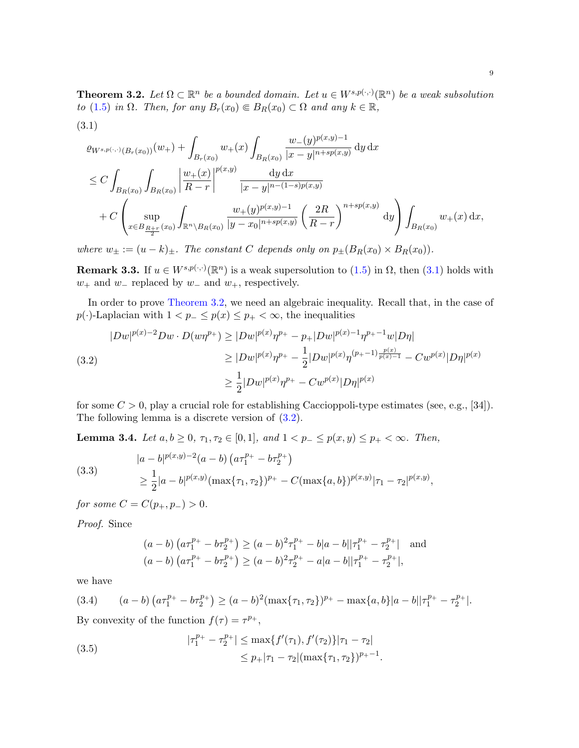**Theorem 3.2.** *Let $\Omega \subset \mathbb{R}^n$ be a bounded domain. Let $u \in W^{s,p(\cdot,\cdot)}(\mathbb{R}^n)$ be a weak subsolution to (1.5) in $\Omega$. Then, for any $B_r(x_0) \Subset B_R(x_0) \subset \Omega$ and any $k \in \mathbb{R}$,*

(3.1)

$$
\begin{aligned}
&\varrho_{W^{s,p(\cdot,\cdot)}(B_r(x_0))}(w_+) + \int_{B_r(x_0)} w_+(x) \int_{B_R(x_0)} \frac{w_-(y)^{p(x,y)-1}}{|x-y|^{n+sp(x,y)}} \,\mathrm{d}y \,\mathrm{d}x \\
&\leq C \int_{B_R(x_0)} \int_{B_R(x_0)} \left| \frac{w_+(x)}{R-r} \right|^{p(x,y)} \frac{\mathrm{d}y \,\mathrm{d}x}{|x-y|^{n-(1-s)p(x,y)}} \\
&\quad + C \left( \sup_{x \in B_{\frac{R+r}{2}}(x_0)} \int_{\mathbb{R}^n \setminus B_R(x_0)} \frac{w_+(y)^{p(x,y)-1}}{|y-x_0|^{n+sp(x,y)}} \left( \frac{2R}{R-r} \right)^{n+sp(x,y)} \mathrm{d}y \right) \int_{B_R(x_0)} w_+(x) \,\mathrm{d}x,
\end{aligned}
$$

*where $w_\pm := (u-k)_\pm$. The constant $C$ depends only on $p_\pm(B_R(x_0) \times B_R(x_0))$.*

**Remark 3.3.** If $u \in W^{s,p(\cdot,\cdot)}(\mathbb{R}^n)$ is a weak supersolution to (1.5) in $\Omega$, then (3.1) holds with $w_+$ and $w_-$ replaced by $w_-$ and $w_+$, respectively.

In order to prove Theorem 3.2, we need an algebraic inequality. Recall that, in the case of $p(\cdot)$-Laplacian with $1 < p_- \leq p(x) \leq p_+ < \infty$, the inequalities

$$
\begin{aligned}
|Dw|^{p(x)-2} Dw \cdot D(w\eta^{p_+}) &\geq |Dw|^{p(x)} \eta^{p_+} - p_+ |Dw|^{p(x)-1} \eta^{p_+-1} w |D\eta| \\
&\geq |Dw|^{p(x)} \eta^{p_+} - \frac{1}{2} |Dw|^{p(x)} \eta^{(p_+-1)\frac{p(x)}{p(x)-1}} - C w^{p(x)} |D\eta|^{p(x)} \\
&\geq \frac{1}{2} |Dw|^{p(x)} \eta^{p_+} - C w^{p(x)} |D\eta|^{p(x)}
\end{aligned} \tag{3.2}
$$

for some $C > 0$, play a crucial role for establishing Caccioppoli-type estimates (see, e.g., [34]). The following lemma is a discrete version of (3.2).

**Lemma 3.4.** *Let $a, b \geq 0$, $\tau_1, \tau_2 \in [0,1]$, and $1 < p_- \leq p(x,y) \leq p_+ < \infty$. Then,*

$$
\begin{aligned}
&|a-b|^{p(x,y)-2}(a-b)\left(a\tau_1^{p_+} - b\tau_2^{p_+}\right) \\
&\geq \frac{1}{2} |a-b|^{p(x,y)} (\max\{\tau_1, \tau_2\})^{p_+} - C (\max\{a,b\})^{p(x,y)} |\tau_1 - \tau_2|^{p(x,y)},
\end{aligned} \tag{3.3}
$$

*for some $C = C(p_+, p_-) > 0$.*

*Proof.* Since

$$
\begin{aligned}
&(a-b)\left(a\tau_1^{p_+} - b\tau_2^{p_+}\right) \geq (a-b)^2 \tau_1^{p_+} - b|a-b||\tau_1^{p_+} - \tau_2^{p_+}| \quad \text{and} \\
&(a-b)\left(a\tau_1^{p_+} - b\tau_2^{p_+}\right) \geq (a-b)^2 \tau_2^{p_+} - a|a-b||\tau_1^{p_+} - \tau_2^{p_+}|,
\end{aligned}
$$

we have

$$
(a-b)\left(a\tau_1^{p_+} - b\tau_2^{p_+}\right) \geq (a-b)^2 (\max\{\tau_1,\tau_2\})^{p_+} - \max\{a,b\}|a-b||\tau_1^{p_+} - \tau_2^{p_+}|. \tag{3.4}
$$

By convexity of the function $f(\tau) = \tau^{p_+}$,

$$
\begin{aligned}
|\tau_1^{p_+} - \tau_2^{p_+}| &\leq \max\{f'(\tau_1), f'(\tau_2)\} |\tau_1 - \tau_2| \\
&\leq p_+ |\tau_1 - \tau_2| (\max\{\tau_1, \tau_2\})^{p_+-1}.
\end{aligned} \tag{3.5}
$$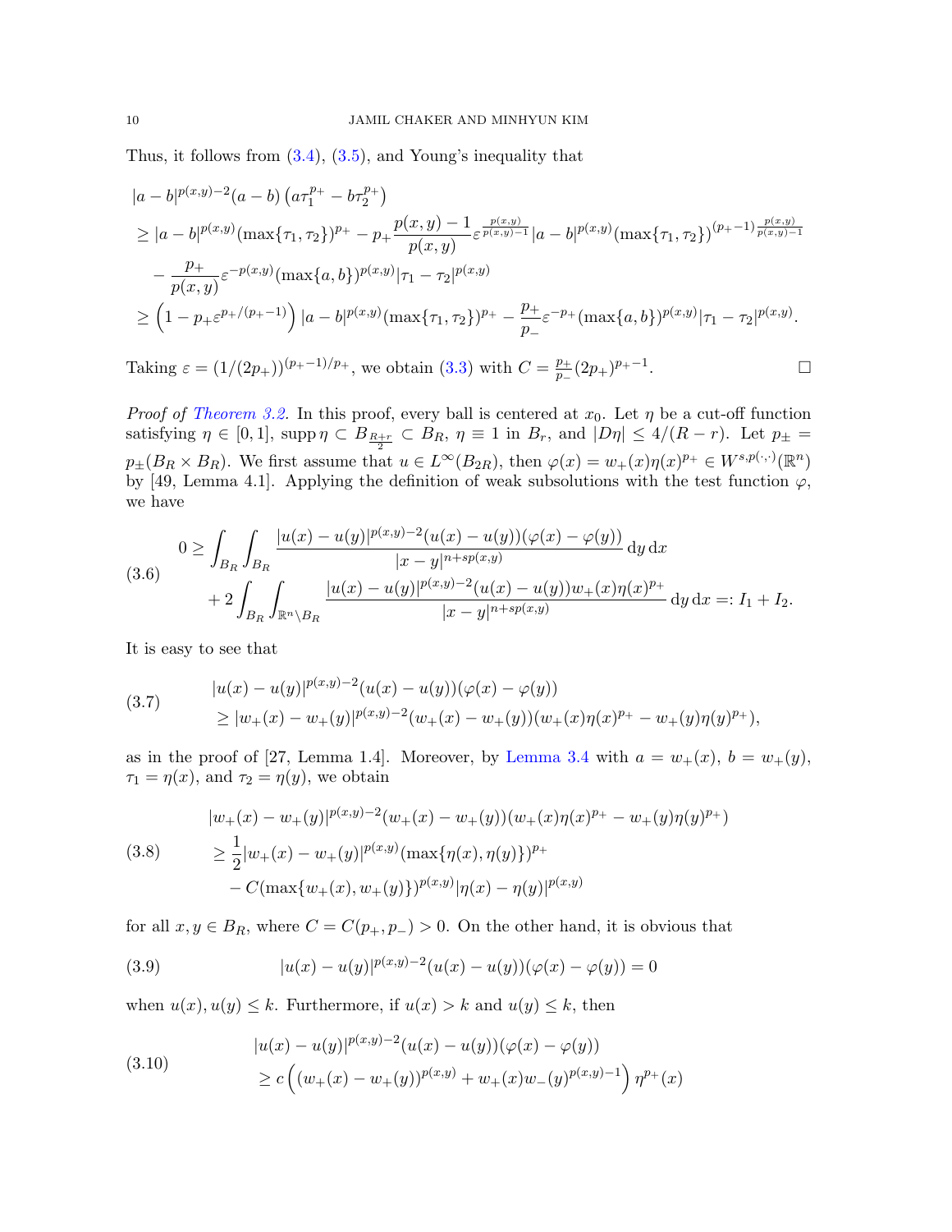Thus, it follows from (3.4), (3.5), and Young's inequality that

$$
\begin{aligned}
&|a-b|^{p(x,y)-2}(a-b)\left(a\tau_1^{p_+}-b\tau_2^{p_+}\right)\\
&\geq |a-b|^{p(x,y)}(\max\{\tau_1,\tau_2\})^{p_+} - p_+\frac{p(x,y)-1}{p(x,y)}\varepsilon^{\frac{p(x,y)}{p(x,y)-1}}|a-b|^{p(x,y)}(\max\{\tau_1,\tau_2\})^{(p_+-1)\frac{p(x,y)}{p(x,y)-1}}\\
&\quad - \frac{p_+}{p(x,y)}\varepsilon^{-p(x,y)}(\max\{a,b\})^{p(x,y)}|\tau_1-\tau_2|^{p(x,y)}\\
&\geq \left(1-p_+\varepsilon^{p_+/(p_+-1)}\right)|a-b|^{p(x,y)}(\max\{\tau_1,\tau_2\})^{p_+} - \frac{p_+}{p_-}\varepsilon^{-p_+}(\max\{a,b\})^{p(x,y)}|\tau_1-\tau_2|^{p(x,y)}.
\end{aligned}
$$

Taking $\varepsilon = (1/(2p_+))^{(p_+-1)/p_+}$, we obtain (3.3) with $C = \frac{p_+}{p_-}(2p_+)^{p_+-1}$. □

*Proof of Theorem 3.2.* In this proof, every ball is centered at $x_0$. Let $\eta$ be a cut-off function satisfying $\eta \in [0,1]$, $\operatorname{supp}\eta \subset B_{\frac{R+r}{2}} \subset B_R$, $\eta \equiv 1$ in $B_r$, and $|D\eta| \leq 4/(R-r)$. Let $p_\pm = p_\pm(B_R\times B_R)$. We first assume that $u \in L^\infty(B_{2R})$, then $\varphi(x) = w_+(x)\eta(x)^{p_+} \in W^{s,p(\cdot,\cdot)}(\mathbb{R}^n)$ by [49, Lemma 4.1]. Applying the definition of weak subsolutions with the test function $\varphi$, we have

$$
\begin{aligned}
0 &\geq \int_{B_R}\int_{B_R}\frac{|u(x)-u(y)|^{p(x,y)-2}(u(x)-u(y))(\varphi(x)-\varphi(y))}{|x-y|^{n+sp(x,y)}}\,\mathrm{d}y\,\mathrm{d}x\\
&\quad + 2\int_{B_R}\int_{\mathbb{R}^n\setminus B_R}\frac{|u(x)-u(y)|^{p(x,y)-2}(u(x)-u(y))w_+(x)\eta(x)^{p_+}}{|x-y|^{n+sp(x,y)}}\,\mathrm{d}y\,\mathrm{d}x =: I_1+I_2.
\end{aligned}
\tag{3.6}
$$

It is easy to see that

$$
\begin{aligned}
&|u(x)-u(y)|^{p(x,y)-2}(u(x)-u(y))(\varphi(x)-\varphi(y))\\
&\geq |w_+(x)-w_+(y)|^{p(x,y)-2}(w_+(x)-w_+(y))(w_+(x)\eta(x)^{p_+}-w_+(y)\eta(y)^{p_+}),
\end{aligned}
\tag{3.7}
$$

as in the proof of [27, Lemma 1.4]. Moreover, by Lemma 3.4 with $a = w_+(x)$, $b = w_+(y)$, $\tau_1 = \eta(x)$, and $\tau_2 = \eta(y)$, we obtain

$$
\begin{aligned}
&|w_+(x)-w_+(y)|^{p(x,y)-2}(w_+(x)-w_+(y))(w_+(x)\eta(x)^{p_+}-w_+(y)\eta(y)^{p_+})\\
&\geq \frac{1}{2}|w_+(x)-w_+(y)|^{p(x,y)}(\max\{\eta(x),\eta(y)\})^{p_+}\\
&\quad - C(\max\{w_+(x),w_+(y)\})^{p(x,y)}|\eta(x)-\eta(y)|^{p(x,y)}
\end{aligned}
\tag{3.8}
$$

for all $x,y \in B_R$, where $C = C(p_+,p_-) > 0$. On the other hand, it is obvious that

$$
|u(x)-u(y)|^{p(x,y)-2}(u(x)-u(y))(\varphi(x)-\varphi(y)) = 0 \tag{3.9}
$$

when $u(x), u(y) \leq k$. Furthermore, if $u(x) > k$ and $u(y) \leq k$, then

$$
\begin{aligned}
&|u(x)-u(y)|^{p(x,y)-2}(u(x)-u(y))(\varphi(x)-\varphi(y))\\
&\geq c\left((w_+(x)-w_+(y))^{p(x,y)} + w_+(x)w_-(y)^{p(x,y)-1}\right)\eta^{p_+}(x)
\end{aligned}
\tag{3.10}
$$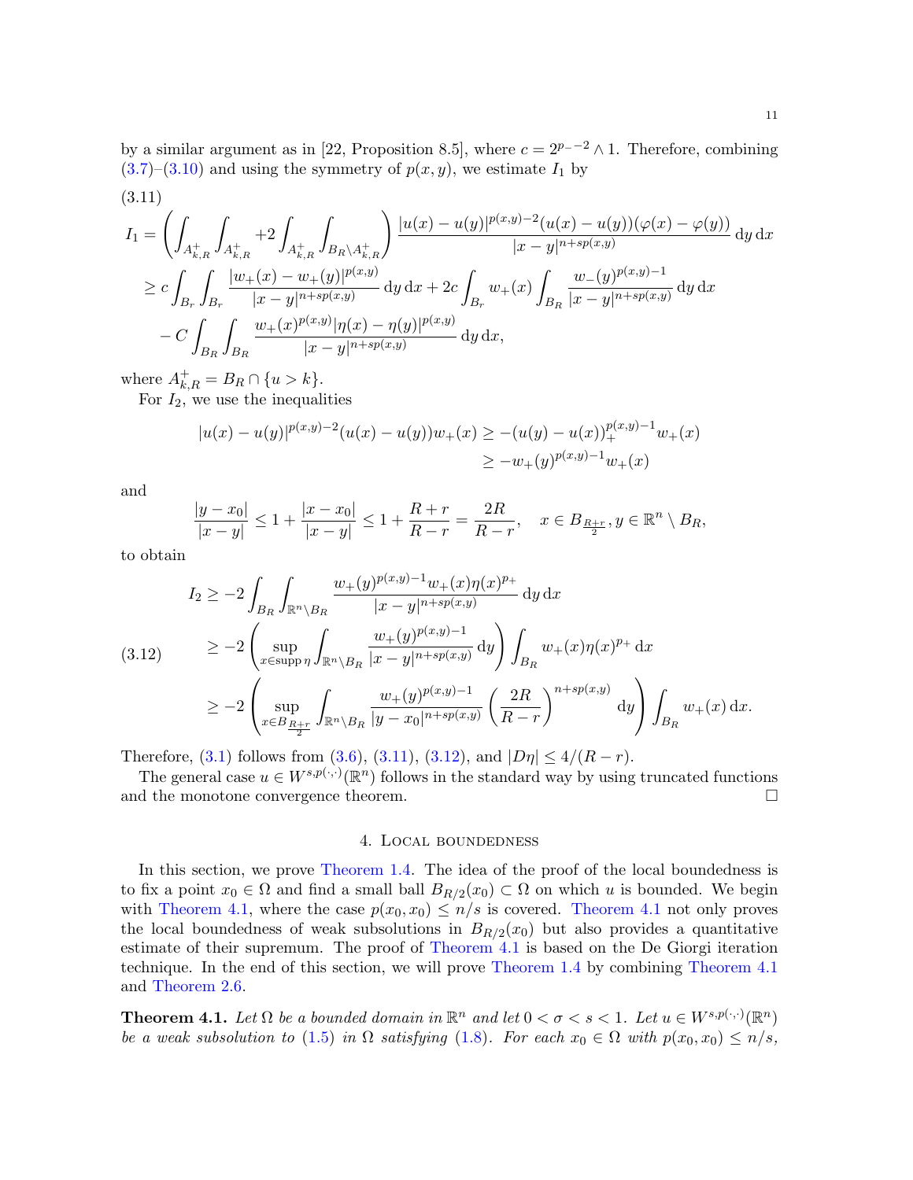by a similar argument as in [22, Proposition 8.5], where $c = 2^{p_- - 2} \wedge 1$. Therefore, combining (3.7)–(3.10) and using the symmetry of $p(x,y)$, we estimate $I_1$ by

(3.11)
$$
\begin{aligned}
I_1 &= \left( \int_{A_{k,R}^+} \int_{A_{k,R}^+} + 2 \int_{A_{k,R}^+} \int_{B_R \setminus A_{k,R}^+} \right) \frac{|u(x)-u(y)|^{p(x,y)-2}(u(x)-u(y))(\varphi(x)-\varphi(y))}{|x-y|^{n+sp(x,y)}} \,\mathrm{d}y\,\mathrm{d}x \\
&\geq c \int_{B_r} \int_{B_r} \frac{|w_+(x)-w_+(y)|^{p(x,y)}}{|x-y|^{n+sp(x,y)}} \,\mathrm{d}y\,\mathrm{d}x + 2c \int_{B_r} w_+(x) \int_{B_R} \frac{w_-(y)^{p(x,y)-1}}{|x-y|^{n+sp(x,y)}} \,\mathrm{d}y\,\mathrm{d}x \\
&\quad - C \int_{B_R} \int_{B_R} \frac{w_+(x)^{p(x,y)} |\eta(x)-\eta(y)|^{p(x,y)}}{|x-y|^{n+sp(x,y)}} \,\mathrm{d}y\,\mathrm{d}x,
\end{aligned}
$$

where $A_{k,R}^+ = B_R \cap \{u > k\}$.

For $I_2$, we use the inequalities

$$
\begin{aligned}
|u(x)-u(y)|^{p(x,y)-2}(u(x)-u(y))w_+(x) &\geq -(u(y)-u(x))_+^{p(x,y)-1} w_+(x) \\
&\geq -w_+(y)^{p(x,y)-1} w_+(x)
\end{aligned}
$$

and

$$
\frac{|y-x_0|}{|x-y|} \leq 1 + \frac{|x-x_0|}{|x-y|} \leq 1 + \frac{R+r}{R-r} = \frac{2R}{R-r}, \quad x \in B_{\frac{R+r}{2}}, y \in \mathbb{R}^n \setminus B_R,
$$

to obtain

$$
\begin{aligned}
I_2 &\geq -2 \int_{B_R} \int_{\mathbb{R}^n \setminus B_R} \frac{w_+(y)^{p(x,y)-1} w_+(x) \eta(x)^{p_+}}{|x-y|^{n+sp(x,y)}} \,\mathrm{d}y\,\mathrm{d}x \\
&\geq -2 \left( \sup_{x \in \operatorname{supp} \eta} \int_{\mathbb{R}^n \setminus B_R} \frac{w_+(y)^{p(x,y)-1}}{|x-y|^{n+sp(x,y)}} \,\mathrm{d}y \right) \int_{B_R} w_+(x) \eta(x)^{p_+} \,\mathrm{d}x \\
&\geq -2 \left( \sup_{x \in B_{\frac{R+r}{2}}} \int_{\mathbb{R}^n \setminus B_R} \frac{w_+(y)^{p(x,y)-1}}{|y-x_0|^{n+sp(x,y)}} \left( \frac{2R}{R-r} \right)^{n+sp(x,y)} \mathrm{d}y \right) \int_{B_R} w_+(x) \,\mathrm{d}x.
\end{aligned} \tag{3.12}
$$

Therefore, (3.1) follows from (3.6), (3.11), (3.12), and $|D\eta| \leq 4/(R-r)$.

The general case $u \in W^{s,p(\cdot,\cdot)}(\mathbb{R}^n)$ follows in the standard way by using truncated functions and the monotone convergence theorem. $\square$

## 4. Local boundedness

In this section, we prove Theorem 1.4. The idea of the proof of the local boundedness is to fix a point $x_0 \in \Omega$ and find a small ball $B_{R/2}(x_0) \subset \Omega$ on which $u$ is bounded. We begin with Theorem 4.1, where the case $p(x_0,x_0) \leq n/s$ is covered. Theorem 4.1 not only proves the local boundedness of weak subsolutions in $B_{R/2}(x_0)$ but also provides a quantitative estimate of their supremum. The proof of Theorem 4.1 is based on the De Giorgi iteration technique. In the end of this section, we will prove Theorem 1.4 by combining Theorem 4.1 and Theorem 2.6.

**Theorem 4.1.** *Let $\Omega$ be a bounded domain in $\mathbb{R}^n$ and let $0 < \sigma < s < 1$. Let $u \in W^{s,p(\cdot,\cdot)}(\mathbb{R}^n)$ be a weak subsolution to (1.5) in $\Omega$ satisfying (1.8). For each $x_0 \in \Omega$ with $p(x_0,x_0) \leq n/s$,*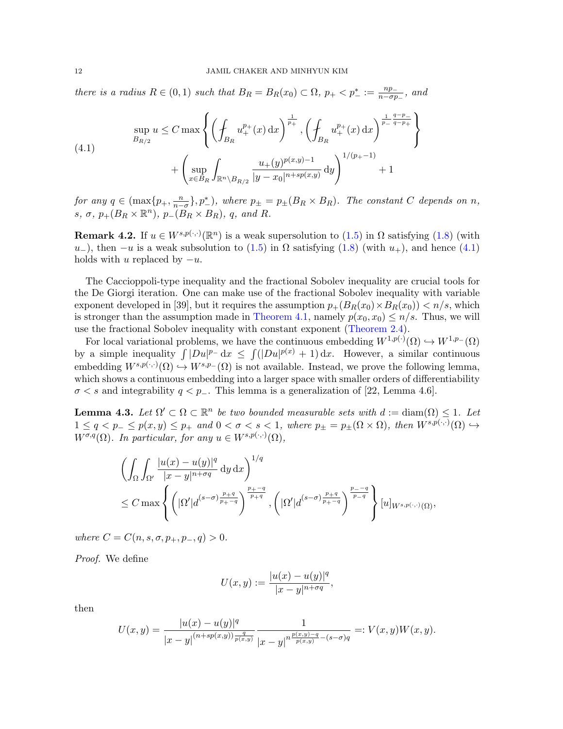*there is a radius $R \in (0,1)$ such that $B_R = B_R(x_0) \subset \Omega$, $p_+ < p_-^* := \frac{np_-}{n - \sigma p_-}$, and*

$$
\begin{aligned}
\sup_{B_{R/2}} u \le C \max &\left\{ \left( \fint_{B_R} u_+^{p_+}(x)\,\mathrm{d}x \right)^{\frac{1}{p_+}}, \left( \fint_{B_R} u_+^{p_+}(x)\,\mathrm{d}x \right)^{\frac{1}{p_-}\frac{q-p_-}{q-p_+}} \right\} \\
&+ \left( \sup_{x \in B_R} \int_{\mathbb{R}^n \setminus B_{R/2}} \frac{u_+(y)^{p(x,y)-1}}{|y - x_0|^{n+sp(x,y)}}\,\mathrm{d}y \right)^{1/(p_+-1)} + 1
\end{aligned}
\tag{4.1}
$$

*for any $q \in (\max\{p_+, \frac{n}{n-\sigma}\}, p_-^*)$, where $p_\pm = p_\pm(B_R \times B_R)$. The constant $C$ depends on $n$, $s$, $\sigma$, $p_+(B_R \times \mathbb{R}^n)$, $p_-(B_R \times B_R)$, $q$, and $R$.*

**Remark 4.2.** If $u \in W^{s,p(\cdot,\cdot)}(\mathbb{R}^n)$ is a weak supersolution to (1.5) in $\Omega$ satisfying (1.8) (with $u_-$), then $-u$ is a weak subsolution to (1.5) in $\Omega$ satisfying (1.8) (with $u_+$), and hence (4.1) holds with $u$ replaced by $-u$.

The Caccioppoli-type inequality and the fractional Sobolev inequality are crucial tools for the De Giorgi iteration. One can make use of the fractional Sobolev inequality with variable exponent developed in [39], but it requires the assumption $p_+(B_R(x_0) \times B_R(x_0)) < n/s$, which is stronger than the assumption made in Theorem 4.1, namely $p(x_0,x_0) \le n/s$. Thus, we will use the fractional Sobolev inequality with constant exponent (Theorem 2.4).

For local variational problems, we have the continuous embedding $W^{1,p(\cdot)}(\Omega) \hookrightarrow W^{1,p_-}(\Omega)$ by a simple inequality $\int |Du|^{p_-}\,\mathrm{d}x \le \int (|Du|^{p(x)} + 1)\,\mathrm{d}x$. However, a similar continuous embedding $W^{s,p(\cdot,\cdot)}(\Omega) \hookrightarrow W^{s,p_-}(\Omega)$ is not available. Instead, we prove the following lemma, which shows a continuous embedding into a larger space with smaller orders of differentiability $\sigma < s$ and integrability $q < p_-$. This lemma is a generalization of [22, Lemma 4.6].

**Lemma 4.3.** *Let $\Omega' \subset \Omega \subset \mathbb{R}^n$ be two bounded measurable sets with $d := \mathrm{diam}(\Omega) \le 1$. Let $1 \le q < p_- \le p(x,y) \le p_+$ and $0 < \sigma < s < 1$, where $p_\pm = p_\pm(\Omega \times \Omega)$, then $W^{s,p(\cdot,\cdot)}(\Omega) \hookrightarrow W^{\sigma,q}(\Omega)$. In particular, for any $u \in W^{s,p(\cdot,\cdot)}(\Omega)$,*

$$
\begin{aligned}
&\left( \int_{\Omega} \int_{\Omega'} \frac{|u(x) - u(y)|^q}{|x-y|^{n+\sigma q}}\,\mathrm{d}y\,\mathrm{d}x \right)^{1/q} \\
&\le C \max\left\{ \left( |\Omega'| d^{(s-\sigma)\frac{p_+ q}{p_+ - q}} \right)^{\frac{p_+ - q}{p_+ q}}, \left( |\Omega'| d^{(s-\sigma)\frac{p_+ q}{p_+ - q}} \right)^{\frac{p_- - q}{p_- q}} \right\} [u]_{W^{s,p(\cdot,\cdot)}(\Omega)},
\end{aligned}
$$

*where $C = C(n, s, \sigma, p_+, p_-, q) > 0$.*

*Proof.* We define

$$
U(x,y) := \frac{|u(x) - u(y)|^q}{|x-y|^{n+\sigma q}},
$$

then

$$
U(x,y) = \frac{|u(x) - u(y)|^q}{|x-y|^{(n+sp(x,y))\frac{q}{p(x,y)}}} \frac{1}{|x-y|^{n\frac{p(x,y)-q}{p(x,y)} - (s-\sigma)q}} =: V(x,y) W(x,y).
$$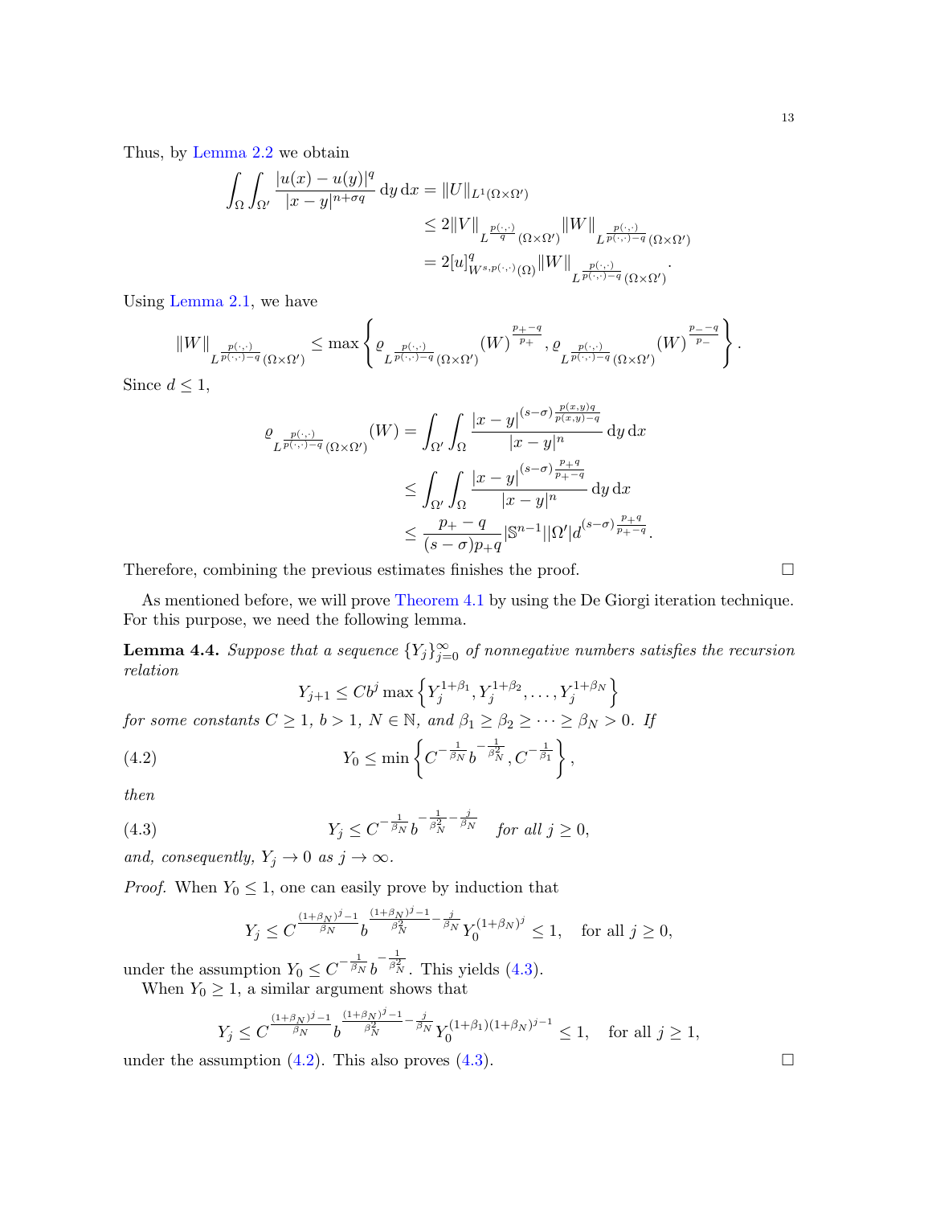Thus, by Lemma 2.2 we obtain

$$
\begin{aligned}
\int_\Omega \int_{\Omega'} \frac{|u(x)-u(y)|^q}{|x-y|^{n+\sigma q}} \,\mathrm{d}y\,\mathrm{d}x &= \|U\|_{L^1(\Omega\times\Omega')} \\
&\le 2\|V\|_{L^{\frac{p(\cdot,\cdot)}{q}}(\Omega\times\Omega')} \|W\|_{L^{\frac{p(\cdot,\cdot)}{p(\cdot,\cdot)-q}}(\Omega\times\Omega')} \\
&= 2[u]^q_{W^{s,p(\cdot,\cdot)}(\Omega)} \|W\|_{L^{\frac{p(\cdot,\cdot)}{p(\cdot,\cdot)-q}}(\Omega\times\Omega')}.
\end{aligned}
$$

Using Lemma 2.1, we have

$$
\|W\|_{L^{\frac{p(\cdot,\cdot)}{p(\cdot,\cdot)-q}}(\Omega\times\Omega')} \le \max\left\{ \varrho_{L^{\frac{p(\cdot,\cdot)}{p(\cdot,\cdot)-q}}(\Omega\times\Omega')}(W)^{\frac{p_+-q}{p_+}}, \varrho_{L^{\frac{p(\cdot,\cdot)}{p(\cdot,\cdot)-q}}(\Omega\times\Omega')}(W)^{\frac{p_--q}{p_-}} \right\}.
$$

Since $d \le 1$,

$$
\begin{aligned}
\varrho_{L^{\frac{p(\cdot,\cdot)}{p(\cdot,\cdot)-q}}(\Omega\times\Omega')}(W) &= \int_{\Omega'}\int_\Omega \frac{|x-y|^{(s-\sigma)\frac{p(x,y)q}{p(x,y)-q}}}{|x-y|^n} \,\mathrm{d}y\,\mathrm{d}x \\
&\le \int_{\Omega'}\int_\Omega \frac{|x-y|^{(s-\sigma)\frac{p_+q}{p_+-q}}}{|x-y|^n} \,\mathrm{d}y\,\mathrm{d}x \\
&\le \frac{p_+-q}{(s-\sigma)p_+q} |\mathbb{S}^{n-1}||\Omega'| d^{(s-\sigma)\frac{p_+q}{p_+-q}}.
\end{aligned}
$$

Therefore, combining the previous estimates finishes the proof. $\square$

As mentioned before, we will prove Theorem 4.1 by using the De Giorgi iteration technique. For this purpose, we need the following lemma.

**Lemma 4.4.** *Suppose that a sequence $\{Y_j\}_{j=0}^\infty$ of nonnegative numbers satisfies the recursion relation*

$$
Y_{j+1} \le Cb^j \max\left\{ Y_j^{1+\beta_1}, Y_j^{1+\beta_2}, \dots, Y_j^{1+\beta_N} \right\}
$$

*for some constants $C \ge 1$, $b > 1$, $N \in \mathbb{N}$, and $\beta_1 \ge \beta_2 \ge \dots \ge \beta_N > 0$. If*

$$
Y_0 \le \min\left\{ C^{-\frac{1}{\beta_N}} b^{-\frac{1}{\beta_N^2}}, C^{-\frac{1}{\beta_1}} \right\}, \tag{4.2}
$$

*then*

$$
Y_j \le C^{-\frac{1}{\beta_N}} b^{-\frac{1}{\beta_N^2} - \frac{j}{\beta_N}} \quad \text{for all } j \ge 0, \tag{4.3}
$$

*and, consequently, $Y_j \to 0$ as $j \to \infty$.*

*Proof.* When $Y_0 \le 1$, one can easily prove by induction that

$$
Y_j \le C^{\frac{(1+\beta_N)^j-1}{\beta_N}} b^{\frac{(1+\beta_N)^j-1}{\beta_N^2} - \frac{j}{\beta_N}} Y_0^{(1+\beta_N)^j} \le 1, \quad \text{for all } j \ge 0,
$$

under the assumption $Y_0 \le C^{-\frac{1}{\beta_N}} b^{-\frac{1}{\beta_N^2}}$. This yields (4.3).

When $Y_0 \ge 1$, a similar argument shows that

$$
Y_j \le C^{\frac{(1+\beta_N)^j-1}{\beta_N}} b^{\frac{(1+\beta_N)^j-1}{\beta_N^2} - \frac{j}{\beta_N}} Y_0^{(1+\beta_1)(1+\beta_N)^{j-1}} \le 1, \quad \text{for all } j \ge 1,
$$

under the assumption (4.2). This also proves (4.3). $\square$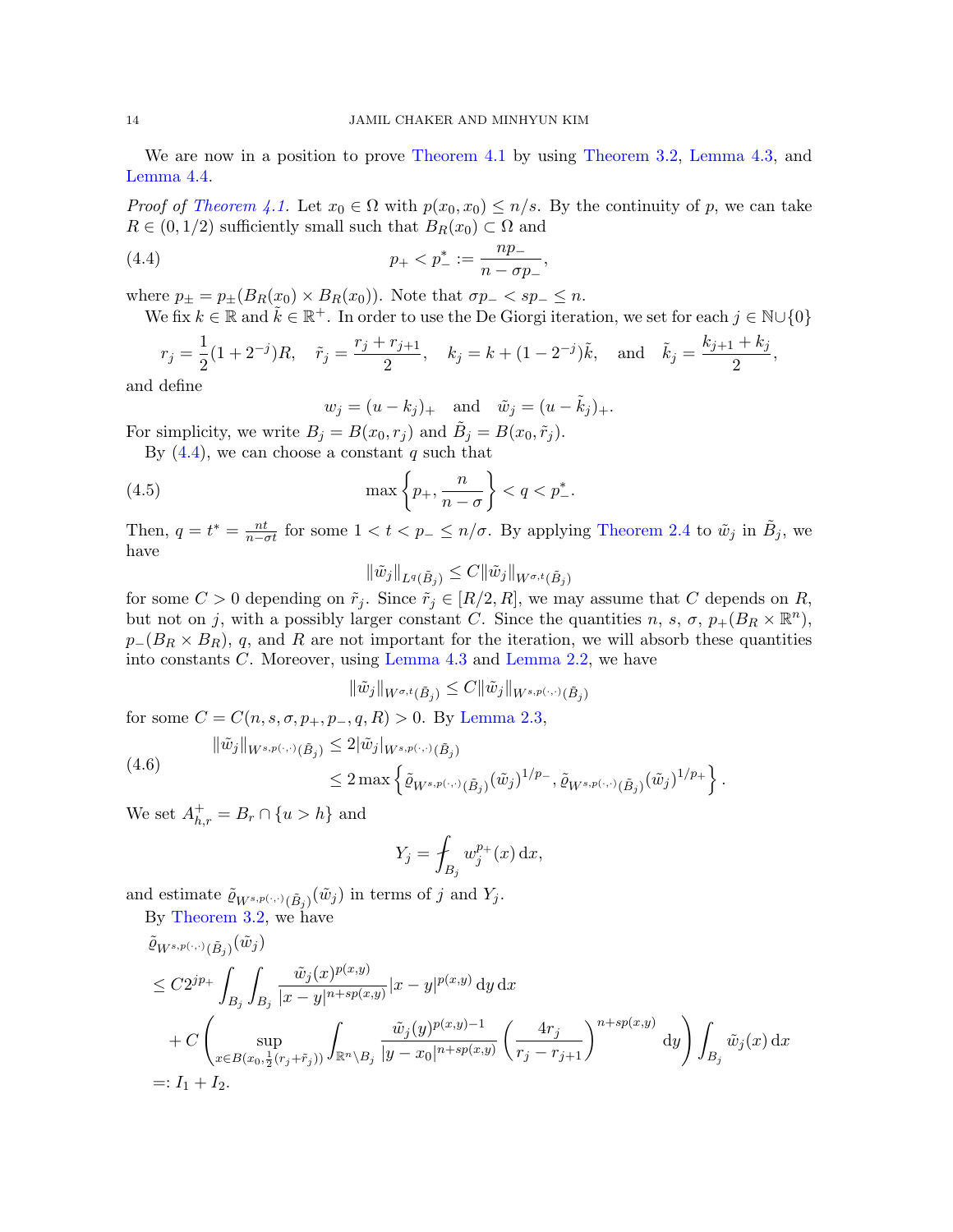We are now in a position to prove Theorem 4.1 by using Theorem 3.2, Lemma 4.3, and Lemma 4.4.

*Proof of Theorem 4.1.* Let $x_0 \in \Omega$ with $p(x_0, x_0) \le n/s$. By the continuity of $p$, we can take $R \in (0, 1/2)$ sufficiently small such that $B_R(x_0) \subset \Omega$ and

$$p_+ < p_-^* := \frac{np_-}{n - \sigma p_-}, \tag{4.4}$$

where $p_\pm = p_\pm(B_R(x_0) \times B_R(x_0))$. Note that $\sigma p_- < sp_- \le n$.

We fix $k \in \mathbb{R}$ and $\tilde{k} \in \mathbb{R}^+$. In order to use the De Giorgi iteration, we set for each $j \in \mathbb{N} \cup \{0\}$

$$r_j = \frac{1}{2}(1 + 2^{-j})R, \quad \tilde{r}_j = \frac{r_j + r_{j+1}}{2}, \quad k_j = k + (1 - 2^{-j})\tilde{k}, \quad \text{and} \quad \tilde{k}_j = \frac{k_{j+1} + k_j}{2},$$

and define

$$w_j = (u - k_j)_+ \quad \text{and} \quad \tilde{w}_j = (u - \tilde{k}_j)_+.$$

For simplicity, we write $B_j = B(x_0, r_j)$ and $\tilde{B}_j = B(x_0, \tilde{r}_j)$.

By (4.4), we can choose a constant $q$ such that

$$\max\left\{p_+, \frac{n}{n - \sigma}\right\} < q < p_-^*. \tag{4.5}$$

Then, $q = t^* = \frac{nt}{n - \sigma t}$ for some $1 < t < p_- \le n/\sigma$. By applying Theorem 2.4 to $\tilde{w}_j$ in $\tilde{B}_j$, we have

$$\|\tilde{w}_j\|_{L^q(\tilde{B}_j)} \le C \|\tilde{w}_j\|_{W^{\sigma,t}(\tilde{B}_j)}$$

for some $C > 0$ depending on $\tilde{r}_j$. Since $\tilde{r}_j \in [R/2, R]$, we may assume that $C$ depends on $R$, but not on $j$, with a possibly larger constant $C$. Since the quantities $n$, $s$, $\sigma$, $p_+(B_R \times \mathbb{R}^n)$, $p_-(B_R \times B_R)$, $q$, and $R$ are not important for the iteration, we will absorb these quantities into constants $C$. Moreover, using Lemma 4.3 and Lemma 2.2, we have

$$\|\tilde{w}_j\|_{W^{\sigma,t}(\tilde{B}_j)} \le C \|\tilde{w}_j\|_{W^{s,p(\cdot,\cdot)}(\tilde{B}_j)}$$

for some $C = C(n, s, \sigma, p_+, p_-, q, R) > 0$. By Lemma 2.3,

$$\begin{aligned} \|\tilde{w}_j\|_{W^{s,p(\cdot,\cdot)}(\tilde{B}_j)} &\le 2|\tilde{w}_j|_{W^{s,p(\cdot,\cdot)}(\tilde{B}_j)} \\ &\le 2 \max\left\{ \tilde{\varrho}_{W^{s,p(\cdot,\cdot)}(\tilde{B}_j)}(\tilde{w}_j)^{1/p_-}, \tilde{\varrho}_{W^{s,p(\cdot,\cdot)}(\tilde{B}_j)}(\tilde{w}_j)^{1/p_+} \right\}. \end{aligned} \tag{4.6}$$

We set $A_{h,r}^+ = B_r \cap \{u > h\}$ and

$$Y_j = \fint_{B_j} w_j^{p_+}(x)\,\mathrm{d}x,$$

and estimate $\tilde{\varrho}_{W^{s,p(\cdot,\cdot)}(\tilde{B}_j)}(\tilde{w}_j)$ in terms of $j$ and $Y_j$.

By Theorem 3.2, we have

$$\begin{aligned} &\tilde{\varrho}_{W^{s,p(\cdot,\cdot)}(\tilde{B}_j)}(\tilde{w}_j) \\ &\le C 2^{jp_+} \int_{B_j} \int_{B_j} \frac{\tilde{w}_j(x)^{p(x,y)}}{|x - y|^{n + sp(x,y)}} |x - y|^{p(x,y)}\,\mathrm{d}y\,\mathrm{d}x \\ &\quad + C \left( \sup_{x \in B(x_0, \frac{1}{2}(r_j + \tilde{r}_j))} \int_{\mathbb{R}^n \setminus B_j} \frac{\tilde{w}_j(y)^{p(x,y)-1}}{|y - x_0|^{n + sp(x,y)}} \left( \frac{4r_j}{r_j - r_{j+1}} \right)^{n + sp(x,y)} \mathrm{d}y \right) \int_{B_j} \tilde{w}_j(x)\,\mathrm{d}x \\ &=: I_1 + I_2. \end{aligned}$$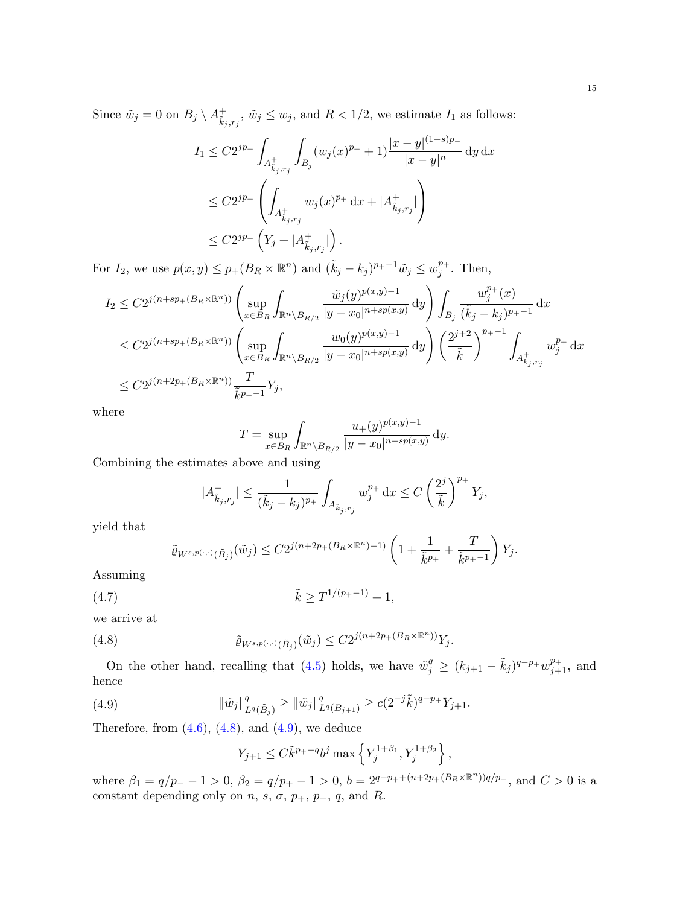Since $\tilde{w}_j = 0$ on $B_j \setminus A^+_{\tilde{k}_j, r_j}$, $\tilde{w}_j \le w_j$, and $R < 1/2$, we estimate $I_1$ as follows:

$$
\begin{aligned}
I_1 &\le C 2^{jp_+} \int_{A^+_{\tilde{k}_j, r_j}} \int_{B_j} (w_j(x)^{p_+} + 1) \frac{|x-y|^{(1-s)p_-}}{|x-y|^n} \, \mathrm{d}y \, \mathrm{d}x \\
&\le C 2^{jp_+} \left( \int_{A^+_{\tilde{k}_j, r_j}} w_j(x)^{p_+} \, \mathrm{d}x + |A^+_{\tilde{k}_j, r_j}| \right) \\
&\le C 2^{jp_+} \left( Y_j + |A^+_{\tilde{k}_j, r_j}| \right).
\end{aligned}
$$

For $I_2$, we use $p(x,y) \le p_+(B_R \times \mathbb{R}^n)$ and $(\tilde{k}_j - k_j)^{p_+ - 1} \tilde{w}_j \le w_j^{p_+}$. Then,

$$
\begin{aligned}
I_2 &\le C 2^{j(n+sp_+(B_R \times \mathbb{R}^n))} \left( \sup_{x \in B_R} \int_{\mathbb{R}^n \setminus B_{R/2}} \frac{\tilde{w}_j(y)^{p(x,y)-1}}{|y-x_0|^{n+sp(x,y)}} \, \mathrm{d}y \right) \int_{B_j} \frac{w_j^{p_+}(x)}{(\tilde{k}_j - k_j)^{p_+-1}} \, \mathrm{d}x \\
&\le C 2^{j(n+sp_+(B_R \times \mathbb{R}^n))} \left( \sup_{x \in B_R} \int_{\mathbb{R}^n \setminus B_{R/2}} \frac{w_0(y)^{p(x,y)-1}}{|y-x_0|^{n+sp(x,y)}} \, \mathrm{d}y \right) \left( \frac{2^{j+2}}{\tilde{k}} \right)^{p_+-1} \int_{A^+_{\tilde{k}_j, r_j}} w_j^{p_+} \, \mathrm{d}x \\
&\le C 2^{j(n+2p_+(B_R \times \mathbb{R}^n))} \frac{T}{\tilde{k}^{p_+-1}} Y_j,
\end{aligned}
$$

where

$$
T = \sup_{x \in B_R} \int_{\mathbb{R}^n \setminus B_{R/2}} \frac{u_+(y)^{p(x,y)-1}}{|y-x_0|^{n+sp(x,y)}} \, \mathrm{d}y.
$$

Combining the estimates above and using

$$
|A^+_{\tilde{k}_j, r_j}| \le \frac{1}{(\tilde{k}_j - k_j)^{p_+}} \int_{A_{\tilde{k}_j, r_j}} w_j^{p_+} \, \mathrm{d}x \le C \left( \frac{2^j}{\tilde{k}} \right)^{p_+} Y_j,
$$

yield that

$$
\tilde{\varrho}_{W^{s,p(\cdot,\cdot)}(\tilde{B}_j)}(\tilde{w}_j) \le C 2^{j(n+2p_+(B_R \times \mathbb{R}^n)-1)} \left( 1 + \frac{1}{\tilde{k}^{p_+}} + \frac{T}{\tilde{k}^{p_+-1}} \right) Y_j.
$$

Assuming

$$
\tilde{k} \ge T^{1/(p_+-1)} + 1, \tag{4.7}
$$

we arrive at

$$
\tilde{\varrho}_{W^{s,p(\cdot,\cdot)}(\tilde{B}_j)}(\tilde{w}_j) \le C 2^{j(n+2p_+(B_R \times \mathbb{R}^n))} Y_j. \tag{4.8}
$$

On the other hand, recalling that (4.5) holds, we have $\tilde{w}_j^q \ge (k_{j+1} - \tilde{k}_j)^{q-p_+} w_{j+1}^{p_+}$, and hence

$$
\|\tilde{w}_j\|^q_{L^q(\tilde{B}_j)} \ge \|\tilde{w}_j\|^q_{L^q(B_{j+1})} \ge c(2^{-j}\tilde{k})^{q-p_+} Y_{j+1}. \tag{4.9}
$$

Therefore, from (4.6), (4.8), and (4.9), we deduce

$$
Y_{j+1} \le C \tilde{k}^{p_+-q} b^j \max \left\{ Y_j^{1+\beta_1}, Y_j^{1+\beta_2} \right\},
$$

where $\beta_1 = q/p_- - 1 > 0$, $\beta_2 = q/p_+ - 1 > 0$, $b = 2^{q-p_+ + (n+2p_+(B_R \times \mathbb{R}^n))q/p_-}$, and $C > 0$ is a constant depending only on $n$, $s$, $\sigma$, $p_+$, $p_-$, $q$, and $R$.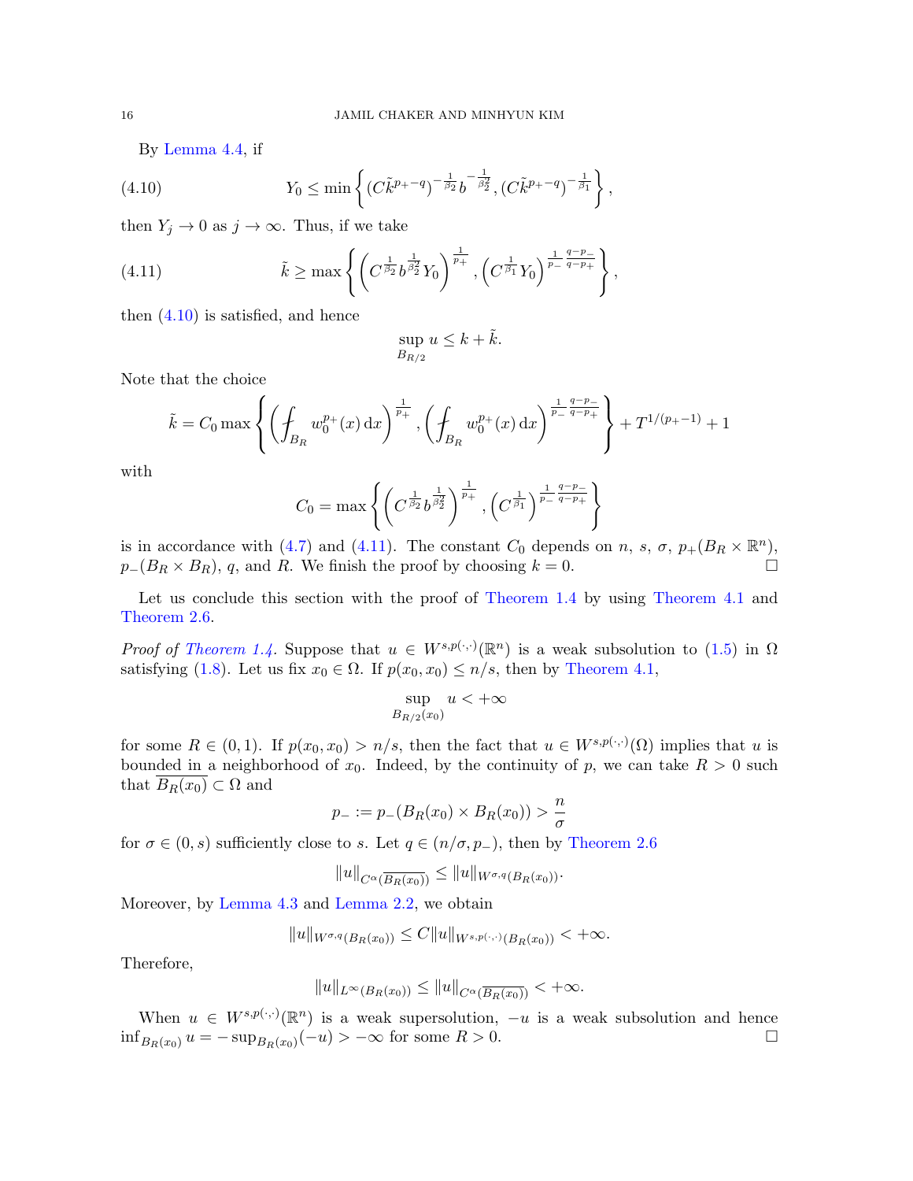By Lemma 4.4, if

$$Y_0 \le \min\left\{ (C\tilde{k}^{p_+-q})^{-\frac{1}{\beta_2}} b^{-\frac{1}{\beta_2^2}}, (C\tilde{k}^{p_+-q})^{-\frac{1}{\beta_1}} \right\}, \tag{4.10}$$

then $Y_j \to 0$ as $j \to \infty$. Thus, if we take

$$\tilde{k} \ge \max\left\{ \left( C^{\frac{1}{\beta_2}} b^{\frac{1}{\beta_2^2}} Y_0 \right)^{\frac{1}{p_+}}, \left( C^{\frac{1}{\beta_1}} Y_0 \right)^{\frac{1}{p_-}\frac{q-p_-}{q-p_+}} \right\}, \tag{4.11}$$

then (4.10) is satisfied, and hence

$$\sup_{B_{R/2}} u \le k + \tilde{k}.$$

Note that the choice

$$\tilde{k} = C_0 \max\left\{ \left( \fint_{B_R} w_0^{p_+}(x)\,\mathrm{d}x \right)^{\frac{1}{p_+}}, \left( \fint_{B_R} w_0^{p_+}(x)\,\mathrm{d}x \right)^{\frac{1}{p_-}\frac{q-p_-}{q-p_+}} \right\} + T^{1/(p_+-1)} + 1$$

with

$$C_0 = \max\left\{ \left( C^{\frac{1}{\beta_2}} b^{\frac{1}{\beta_2^2}} \right)^{\frac{1}{p_+}}, \left( C^{\frac{1}{\beta_1}} \right)^{\frac{1}{p_-}\frac{q-p_-}{q-p_+}} \right\}$$

is in accordance with (4.7) and (4.11). The constant $C_0$ depends on $n$, $s$, $\sigma$, $p_+(B_R \times \mathbb{R}^n)$, $p_-(B_R \times B_R)$, $q$, and $R$. We finish the proof by choosing $k = 0$. □

Let us conclude this section with the proof of Theorem 1.4 by using Theorem 4.1 and Theorem 2.6.

*Proof of Theorem 1.4.* Suppose that $u \in W^{s,p(\cdot,\cdot)}(\mathbb{R}^n)$ is a weak subsolution to (1.5) in $\Omega$ satisfying (1.8). Let us fix $x_0 \in \Omega$. If $p(x_0, x_0) \le n/s$, then by Theorem 4.1,

$$\sup_{B_{R/2}(x_0)} u < +\infty$$

for some $R \in (0,1)$. If $p(x_0, x_0) > n/s$, then the fact that $u \in W^{s,p(\cdot,\cdot)}(\Omega)$ implies that $u$ is bounded in a neighborhood of $x_0$. Indeed, by the continuity of $p$, we can take $R > 0$ such that $\overline{B_R(x_0)} \subset \Omega$ and

$$p_- := p_-(B_R(x_0) \times B_R(x_0)) > \frac{n}{\sigma}$$

for $\sigma \in (0, s)$ sufficiently close to $s$. Let $q \in (n/\sigma, p_-)$, then by Theorem 2.6

$$\|u\|_{C^\alpha(\overline{B_R(x_0)})} \le \|u\|_{W^{\sigma,q}(B_R(x_0))}.$$

Moreover, by Lemma 4.3 and Lemma 2.2, we obtain

$$\|u\|_{W^{\sigma,q}(B_R(x_0))} \le C\|u\|_{W^{s,p(\cdot,\cdot)}(B_R(x_0))} < +\infty.$$

Therefore,

$$\|u\|_{L^\infty(B_R(x_0))} \le \|u\|_{C^\alpha(\overline{B_R(x_0)})} < +\infty.$$

When $u \in W^{s,p(\cdot,\cdot)}(\mathbb{R}^n)$ is a weak supersolution, $-u$ is a weak subsolution and hence $\inf_{B_R(x_0)} u = -\sup_{B_R(x_0)}(-u) > -\infty$ for some $R > 0$. □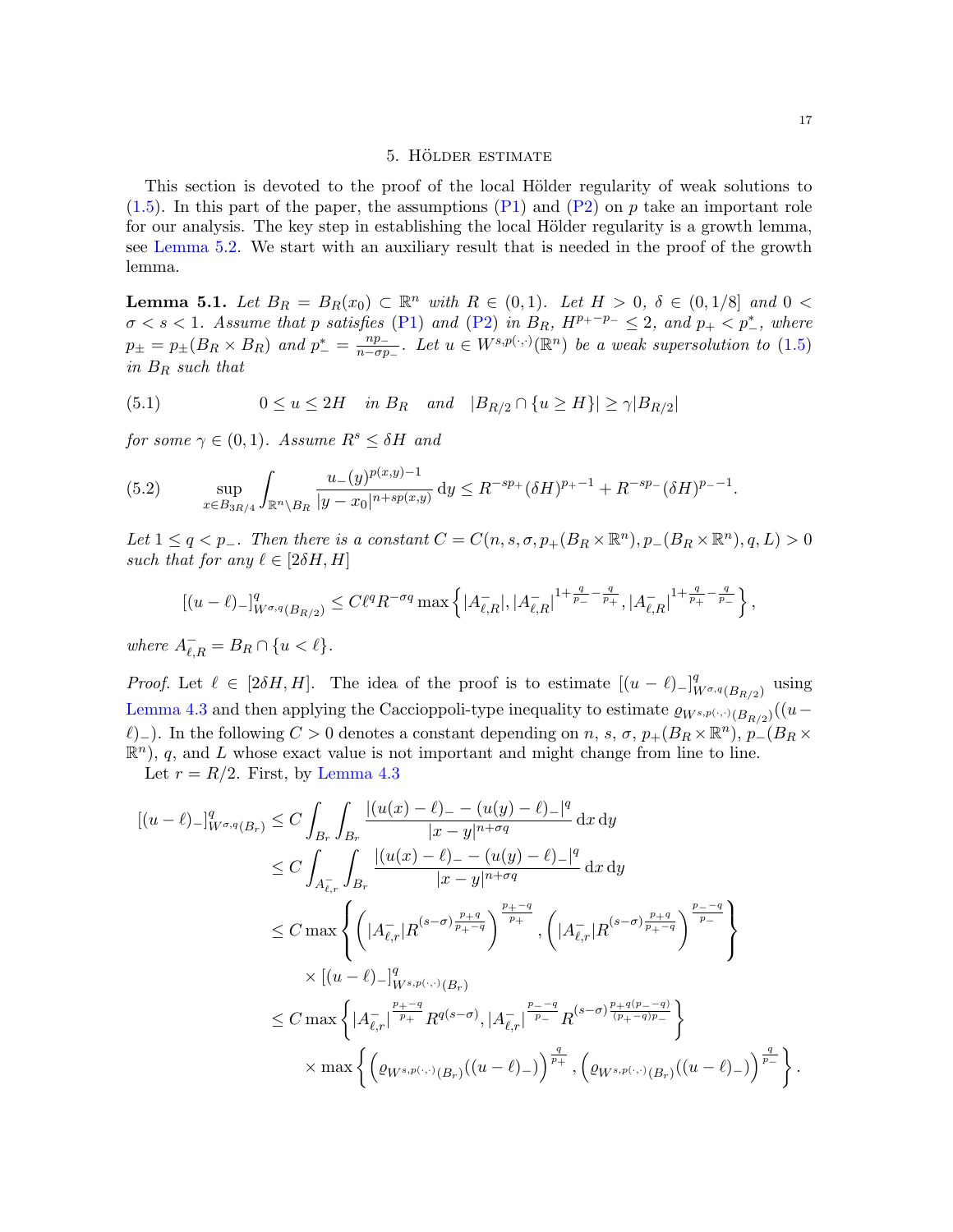## 5. Hölder estimate

This section is devoted to the proof of the local Hölder regularity of weak solutions to (1.5). In this part of the paper, the assumptions (P1) and (P2) on $p$ take an important role for our analysis. The key step in establishing the local Hölder regularity is a growth lemma, see Lemma 5.2. We start with an auxiliary result that is needed in the proof of the growth lemma.

**Lemma 5.1.** *Let $B_R = B_R(x_0) \subset \mathbb{R}^n$ with $R \in (0,1)$. Let $H > 0$, $\delta \in (0, 1/8]$ and $0 < \sigma < s < 1$. Assume that $p$ satisfies (P1) and (P2) in $B_R$, $H^{p_+ - p_-} \leq 2$, and $p_+ < p_-^*$, where $p_\pm = p_\pm(B_R \times B_R)$ and $p_-^* = \frac{np_-}{n - \sigma p_-}$. Let $u \in W^{s,p(\cdot,\cdot)}(\mathbb{R}^n)$ be a weak supersolution to (1.5) in $B_R$ such that*

$$
0 \leq u \leq 2H \quad \text{in } B_R \quad \text{and} \quad |B_{R/2} \cap \{u \geq H\}| \geq \gamma |B_{R/2}| \tag{5.1}
$$

*for some $\gamma \in (0,1)$. Assume $R^s \leq \delta H$ and*

$$
\sup_{x \in B_{3R/4}} \int_{\mathbb{R}^n \setminus B_R} \frac{u_-(y)^{p(x,y)-1}}{|y - x_0|^{n+sp(x,y)}} \, dy \leq R^{-sp_+} (\delta H)^{p_+ - 1} + R^{-sp_-} (\delta H)^{p_- - 1}. \tag{5.2}
$$

*Let $1 \leq q < p_-$. Then there is a constant $C = C(n, s, \sigma, p_+(B_R \times \mathbb{R}^n), p_-(B_R \times \mathbb{R}^n), q, L) > 0$ such that for any $\ell \in [2\delta H, H]$*

$$
[(u - \ell)_-]^q_{W^{\sigma,q}(B_{R/2})} \leq C \ell^q R^{-\sigma q} \max\left\{ |A^-_{\ell,R}|, |A^-_{\ell,R}|^{1 + \frac{q}{p_-} - \frac{q}{p_+}}, |A^-_{\ell,R}|^{1 + \frac{q}{p_+} - \frac{q}{p_-}} \right\},
$$

*where $A^-_{\ell,R} = B_R \cap \{u < \ell\}$.*

*Proof.* Let $\ell \in [2\delta H, H]$. The idea of the proof is to estimate $[(u-\ell)_-]^q_{W^{\sigma,q}(B_{R/2})}$ using Lemma 4.3 and then applying the Caccioppoli-type inequality to estimate $\varrho_{W^{s,p(\cdot,\cdot)}(B_{R/2})}((u - \ell)_-)$. In the following $C > 0$ denotes a constant depending on $n$, $s$, $\sigma$, $p_+(B_R \times \mathbb{R}^n)$, $p_-(B_R \times \mathbb{R}^n)$, $q$, and $L$ whose exact value is not important and might change from line to line.

Let $r = R/2$. First, by Lemma 4.3

$$
\begin{aligned}
[(u-\ell)_-]^q_{W^{\sigma,q}(B_r)} &\leq C \int_{B_r} \int_{B_r} \frac{|(u(x) - \ell)_- - (u(y) - \ell)_-|^q}{|x - y|^{n+\sigma q}} \, dx \, dy \\
&\leq C \int_{A^-_{\ell,r}} \int_{B_r} \frac{|(u(x) - \ell)_- - (u(y) - \ell)_-|^q}{|x - y|^{n+\sigma q}} \, dx \, dy \\
&\leq C \max\left\{ \left( |A^-_{\ell,r}| R^{(s-\sigma)\frac{p_+ q}{p_+ - q}} \right)^{\frac{p_+ - q}{p_+}}, \left( |A^-_{\ell,r}| R^{(s-\sigma)\frac{p_+ q}{p_+ - q}} \right)^{\frac{p_- - q}{p_-}} \right\} \\
&\quad \times [(u - \ell)_-]^q_{W^{s,p(\cdot,\cdot)}(B_r)} \\
&\leq C \max\left\{ |A^-_{\ell,r}|^{\frac{p_+ - q}{p_+}} R^{q(s-\sigma)}, |A^-_{\ell,r}|^{\frac{p_- - q}{p_-}} R^{(s-\sigma)\frac{p_+ q(p_- - q)}{(p_+ - q)p_-}} \right\} \\
&\quad \times \max\left\{ \left( \varrho_{W^{s,p(\cdot,\cdot)}(B_r)}((u - \ell)_-) \right)^{\frac{q}{p_+}}, \left( \varrho_{W^{s,p(\cdot,\cdot)}(B_r)}((u - \ell)_-) \right)^{\frac{q}{p_-}} \right\}.
\end{aligned}
$$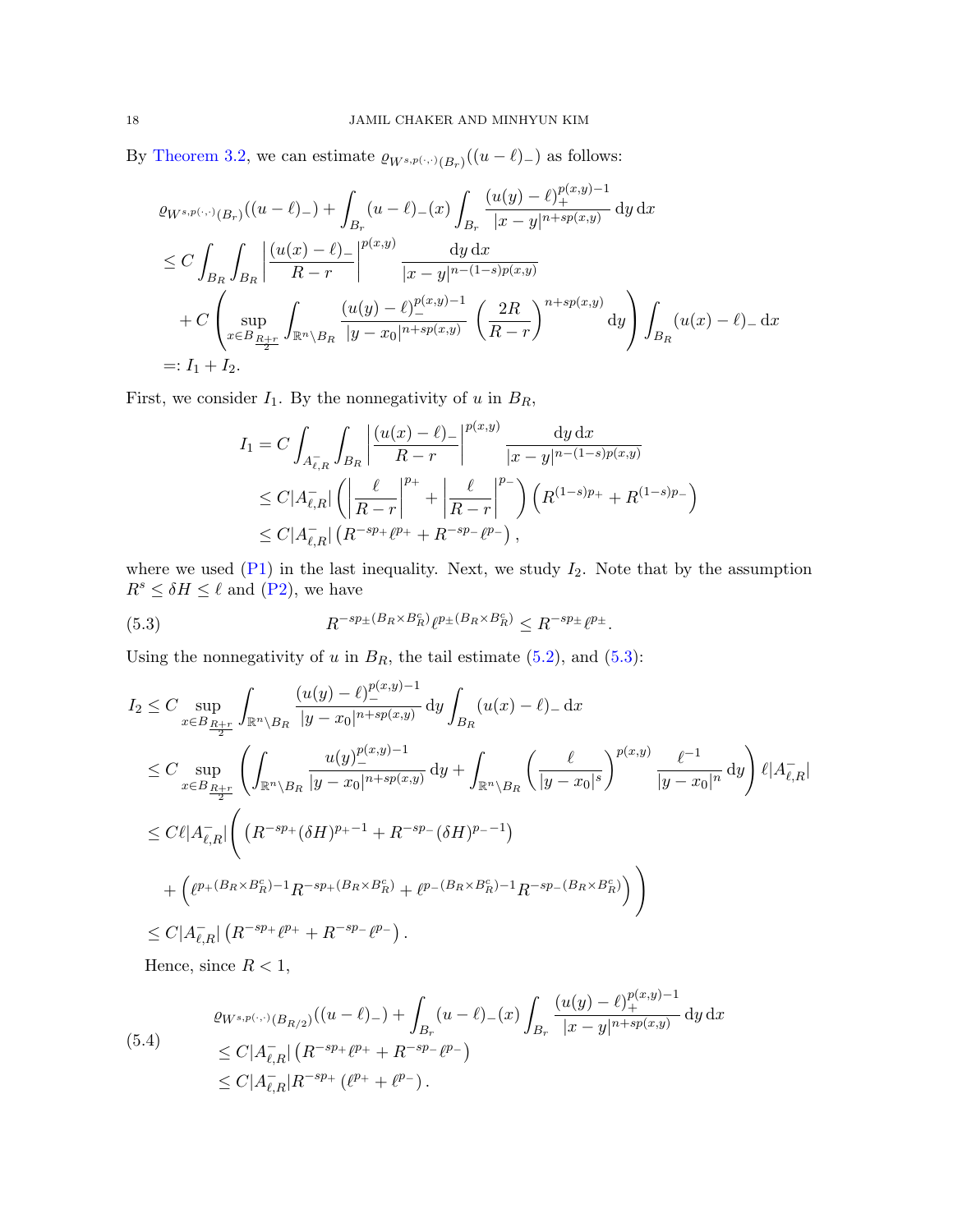By Theorem 3.2, we can estimate $\varrho_{W^{s,p(\cdot,\cdot)}(B_r)}((u-\ell)_-)$ as follows:

$$
\begin{aligned}
&\varrho_{W^{s,p(\cdot,\cdot)}(B_r)}((u-\ell)_-) + \int_{B_r} (u-\ell)_-(x) \int_{B_r} \frac{(u(y)-\ell)_+^{p(x,y)-1}}{|x-y|^{n+sp(x,y)}} \,\mathrm{d}y \,\mathrm{d}x \\
&\le C \int_{B_R}\int_{B_R} \left| \frac{(u(x)-\ell)_-}{R-r} \right|^{p(x,y)} \frac{\mathrm{d}y\,\mathrm{d}x}{|x-y|^{n-(1-s)p(x,y)}} \\
&\quad + C \left( \sup_{x \in B_{\frac{R+r}{2}}} \int_{\mathbb{R}^n \setminus B_R} \frac{(u(y)-\ell)_-^{p(x,y)-1}}{|y-x_0|^{n+sp(x,y)}} \left( \frac{2R}{R-r} \right)^{n+sp(x,y)} \mathrm{d}y \right) \int_{B_R} (u(x)-\ell)_- \,\mathrm{d}x \\
&=: I_1 + I_2.
\end{aligned}
$$

First, we consider $I_1$. By the nonnegativity of $u$ in $B_R$,

$$
\begin{aligned}
I_1 &= C \int_{A^-_{\ell,R}} \int_{B_R} \left| \frac{(u(x)-\ell)_-}{R-r} \right|^{p(x,y)} \frac{\mathrm{d}y\,\mathrm{d}x}{|x-y|^{n-(1-s)p(x,y)}} \\
&\le C|A^-_{\ell,R}| \left( \left| \frac{\ell}{R-r} \right|^{p_+} + \left| \frac{\ell}{R-r} \right|^{p_-} \right) \left( R^{(1-s)p_+} + R^{(1-s)p_-} \right) \\
&\le C|A^-_{\ell,R}| \left( R^{-sp_+}\ell^{p_+} + R^{-sp_-}\ell^{p_-} \right),
\end{aligned}
$$

where we used (P1) in the last inequality. Next, we study $I_2$. Note that by the assumption $R^s \le \delta H \le \ell$ and (P2), we have

$$
R^{-sp_\pm(B_R\times B_R^c)} \ell^{p_\pm(B_R\times B_R^c)} \le R^{-sp_\pm} \ell^{p_\pm}. \tag{5.3}
$$

Using the nonnegativity of $u$ in $B_R$, the tail estimate (5.2), and (5.3):

$$
\begin{aligned}
I_2 &\le C \sup_{x \in B_{\frac{R+r}{2}}} \int_{\mathbb{R}^n \setminus B_R} \frac{(u(y)-\ell)_-^{p(x,y)-1}}{|y-x_0|^{n+sp(x,y)}} \,\mathrm{d}y \int_{B_R} (u(x)-\ell)_- \,\mathrm{d}x \\
&\le C \sup_{x \in B_{\frac{R+r}{2}}} \left( \int_{\mathbb{R}^n \setminus B_R} \frac{u(y)_-^{p(x,y)-1}}{|y-x_0|^{n+sp(x,y)}} \,\mathrm{d}y + \int_{\mathbb{R}^n \setminus B_R} \left( \frac{\ell}{|y-x_0|^s} \right)^{p(x,y)} \frac{\ell^{-1}}{|y-x_0|^n} \,\mathrm{d}y \right) \ell |A^-_{\ell,R}| \\
&\le C\ell|A^-_{\ell,R}| \Bigg( \left( R^{-sp_+}(\delta H)^{p_+-1} + R^{-sp_-}(\delta H)^{p_--1} \right) \\
&\quad + \left( \ell^{p_+(B_R\times B_R^c)-1} R^{-sp_+(B_R\times B_R^c)} + \ell^{p_-(B_R\times B_R^c)-1} R^{-sp_-(B_R\times B_R^c)} \right) \Bigg) \\
&\le C|A^-_{\ell,R}| \left( R^{-sp_+}\ell^{p_+} + R^{-sp_-}\ell^{p_-} \right).
\end{aligned}
$$

Hence, since $R < 1$,

$$
\begin{aligned}
&\varrho_{W^{s,p(\cdot,\cdot)}(B_{R/2})}((u-\ell)_-) + \int_{B_r} (u-\ell)_-(x) \int_{B_r} \frac{(u(y)-\ell)_+^{p(x,y)-1}}{|x-y|^{n+sp(x,y)}} \,\mathrm{d}y \,\mathrm{d}x \\
&\le C|A^-_{\ell,R}| \left( R^{-sp_+}\ell^{p_+} + R^{-sp_-}\ell^{p_-} \right) \\
&\le C|A^-_{\ell,R}| R^{-sp_+} \left( \ell^{p_+} + \ell^{p_-} \right).
\end{aligned} \tag{5.4}
$$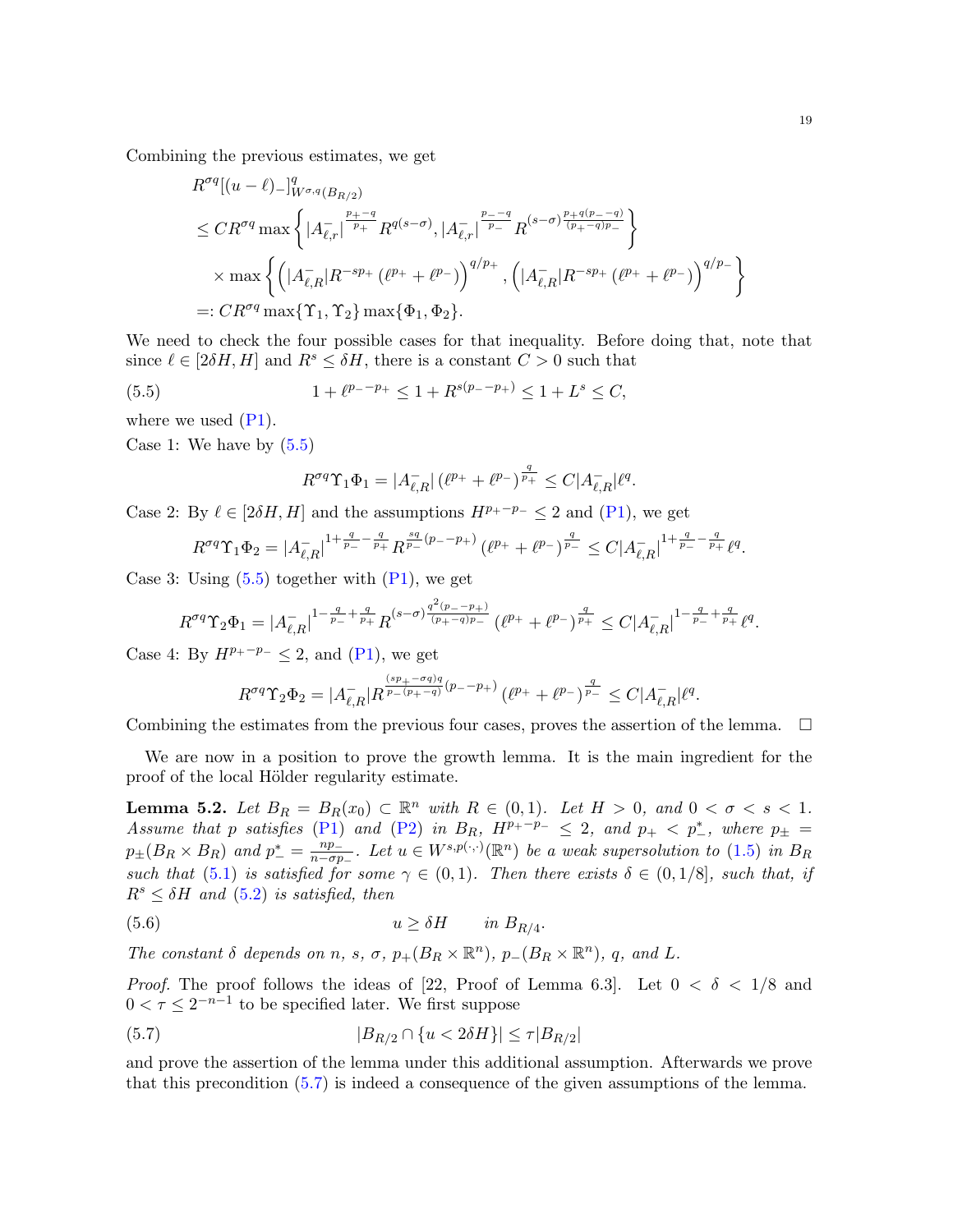Combining the previous estimates, we get

$$
\begin{aligned}
&R^{\sigma q}[(u-\ell)_-]^q_{W^{\sigma,q}(B_{R/2})}\\
&\leq CR^{\sigma q}\max\left\{|A^-_{\ell,r}|^{\frac{p_+-q}{p_+}}R^{q(s-\sigma)}, |A^-_{\ell,r}|^{\frac{p_--q}{p_-}}R^{(s-\sigma)\frac{p_+q(p_--q)}{(p_+-q)p_-}}\right\}\\
&\quad\times\max\left\{\left(|A^-_{\ell,R}|R^{-sp_+}\left(\ell^{p_+}+\ell^{p_-}\right)\right)^{q/p_+}, \left(|A^-_{\ell,R}|R^{-sp_+}\left(\ell^{p_+}+\ell^{p_-}\right)\right)^{q/p_-}\right\}\\
&=: CR^{\sigma q}\max\{\Upsilon_1,\Upsilon_2\}\max\{\Phi_1,\Phi_2\}.
\end{aligned}
$$

We need to check the four possible cases for that inequality. Before doing that, note that since $\ell\in[2\delta H, H]$ and $R^s\leq\delta H$, there is a constant $C>0$ such that

$$
1+\ell^{p_--p_+}\leq 1+R^{s(p_--p_+)}\leq 1+L^s\leq C, \tag{5.5}
$$

where we used (P1).

Case 1: We have by (5.5)

$$
R^{\sigma q}\Upsilon_1\Phi_1 = |A^-_{\ell,R}|\left(\ell^{p_+}+\ell^{p_-}\right)^{\frac{q}{p_+}}\leq C|A^-_{\ell,R}|\ell^q.
$$

Case 2: By $\ell\in[2\delta H, H]$ and the assumptions $H^{p_+-p_-}\leq 2$ and (P1), we get

$$
R^{\sigma q}\Upsilon_1\Phi_2 = |A^-_{\ell,R}|^{1+\frac{q}{p_-}-\frac{q}{p_+}}R^{\frac{sq}{p_-}(p_--p_+)}\left(\ell^{p_+}+\ell^{p_-}\right)^{\frac{q}{p_-}}\leq C|A^-_{\ell,R}|^{1+\frac{q}{p_-}-\frac{q}{p_+}}\ell^q.
$$

Case 3: Using (5.5) together with (P1), we get

$$
R^{\sigma q}\Upsilon_2\Phi_1 = |A^-_{\ell,R}|^{1-\frac{q}{p_-}+\frac{q}{p_+}}R^{(s-\sigma)\frac{q^2(p_--p_+)}{(p_+-q)p_-}}\left(\ell^{p_+}+\ell^{p_-}\right)^{\frac{q}{p_+}}\leq C|A^-_{\ell,R}|^{1-\frac{q}{p_-}+\frac{q}{p_+}}\ell^q.
$$

Case 4: By $H^{p_+-p_-}\leq 2$, and (P1), we get

$$
R^{\sigma q}\Upsilon_2\Phi_2 = |A^-_{\ell,R}|R^{\frac{(sp_+-\sigma q)q}{p_-(p_+-q)}(p_--p_+)}\left(\ell^{p_+}+\ell^{p_-}\right)^{\frac{q}{p_-}}\leq C|A^-_{\ell,R}|\ell^q.
$$

Combining the estimates from the previous four cases, proves the assertion of the lemma. □

We are now in a position to prove the growth lemma. It is the main ingredient for the proof of the local Hölder regularity estimate.

**Lemma 5.2.** *Let $B_R = B_R(x_0)\subset\mathbb{R}^n$ with $R\in(0,1)$. Let $H>0$, and $0<\sigma<s<1$. Assume that $p$ satisfies (P1) and (P2) in $B_R$, $H^{p_+-p_-}\leq 2$, and $p_+<p_-^*$, where $p_\pm = p_\pm(B_R\times B_R)$ and $p_-^* = \frac{np_-}{n-\sigma p_-}$. Let $u\in W^{s,p(\cdot,\cdot)}(\mathbb{R}^n)$ be a weak supersolution to (1.5) in $B_R$ such that (5.1) is satisfied for some $\gamma\in(0,1)$. Then there exists $\delta\in(0,1/8]$, such that, if $R^s\leq\delta H$ and (5.2) is satisfied, then*

$$
u\geq\delta H \qquad \text{in } B_{R/4}. \tag{5.6}
$$

*The constant $\delta$ depends on $n$, $s$, $\sigma$, $p_+(B_R\times\mathbb{R}^n)$, $p_-(B_R\times\mathbb{R}^n)$, $q$, and $L$.*

*Proof.* The proof follows the ideas of [22, Proof of Lemma 6.3]. Let $0<\delta<1/8$ and $0<\tau\leq 2^{-n-1}$ to be specified later. We first suppose

$$
|B_{R/2}\cap\{u<2\delta H\}|\leq\tau|B_{R/2}| \tag{5.7}
$$

and prove the assertion of the lemma under this additional assumption. Afterwards we prove that this precondition (5.7) is indeed a consequence of the given assumptions of the lemma.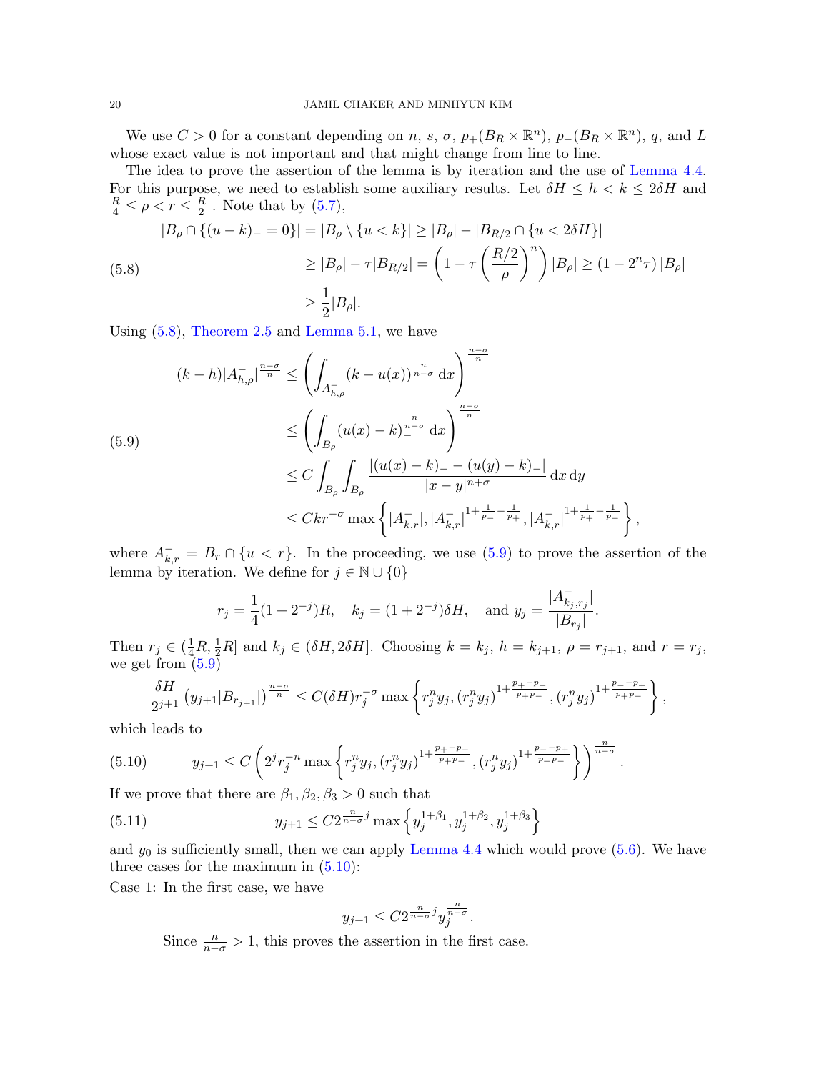We use $C > 0$ for a constant depending on $n$, $s$, $\sigma$, $p_+(B_R \times \mathbb{R}^n)$, $p_-(B_R \times \mathbb{R}^n)$, $q$, and $L$ whose exact value is not important and that might change from line to line.

The idea to prove the assertion of the lemma is by iteration and the use of Lemma 4.4. For this purpose, we need to establish some auxiliary results. Let $\delta H \le h < k \le 2\delta H$ and $\frac{R}{4} \le \rho < r \le \frac{R}{2}$ . Note that by (5.7),

$$
\begin{aligned}
|B_\rho \cap \{(u-k)_- = 0\}| &= |B_\rho \setminus \{u < k\}| \ge |B_\rho| - |B_{R/2} \cap \{u < 2\delta H\}| \\
&\ge |B_\rho| - \tau |B_{R/2}| = \left(1 - \tau \left(\frac{R/2}{\rho}\right)^n\right) |B_\rho| \ge (1 - 2^n \tau)\, |B_\rho| \\
&\ge \frac{1}{2} |B_\rho|.
\end{aligned} \tag{5.8}
$$

Using (5.8), Theorem 2.5 and Lemma 5.1, we have

$$
\begin{aligned}
(k-h) |A^-_{h,\rho}|^{\frac{n-\sigma}{n}} &\le \left( \int_{A^-_{h,\rho}} (k - u(x))^{\frac{n}{n-\sigma}} \,\mathrm{d}x \right)^{\frac{n-\sigma}{n}} \\
&\le \left( \int_{B_\rho} (u(x) - k)_-^{\frac{n}{n-\sigma}} \,\mathrm{d}x \right)^{\frac{n-\sigma}{n}} \\
&\le C \int_{B_\rho} \int_{B_\rho} \frac{|(u(x)-k)_- - (u(y)-k)_-|}{|x-y|^{n+\sigma}} \,\mathrm{d}x \,\mathrm{d}y \\
&\le C k r^{-\sigma} \max\left\{ |A^-_{k,r}|, |A^-_{k,r}|^{1 + \frac{1}{p_-} - \frac{1}{p_+}}, |A^-_{k,r}|^{1 + \frac{1}{p_+} - \frac{1}{p_-}} \right\},
\end{aligned} \tag{5.9}
$$

where $A^-_{k,r} = B_r \cap \{u < r\}$. In the proceeding, we use (5.9) to prove the assertion of the lemma by iteration. We define for $j \in \mathbb{N} \cup \{0\}$

$$
r_j = \frac{1}{4}(1 + 2^{-j})R, \quad k_j = (1 + 2^{-j})\delta H, \quad \text{and } y_j = \frac{|A^-_{k_j, r_j}|}{|B_{r_j}|}.
$$

Then $r_j \in (\frac{1}{4}R, \frac{1}{2}R]$ and $k_j \in (\delta H, 2\delta H]$. Choosing $k = k_j$, $h = k_{j+1}$, $\rho = r_{j+1}$, and $r = r_j$, we get from (5.9)

$$
\frac{\delta H}{2^{j+1}} \left( y_{j+1} |B_{r_{j+1}}| \right)^{\frac{n-\sigma}{n}} \le C(\delta H) r_j^{-\sigma} \max\left\{ r_j^n y_j, (r_j^n y_j)^{1 + \frac{p_+ - p_-}{p_+ p_-}}, (r_j^n y_j)^{1 + \frac{p_- - p_+}{p_+ p_-}} \right\},
$$

which leads to

$$
y_{j+1} \le C \left( 2^j r_j^{-n} \max\left\{ r_j^n y_j, (r_j^n y_j)^{1 + \frac{p_+ - p_-}{p_+ p_-}}, (r_j^n y_j)^{1 + \frac{p_- - p_+}{p_+ p_-}} \right\} \right)^{\frac{n}{n-\sigma}}. \tag{5.10}
$$

If we prove that there are $\beta_1, \beta_2, \beta_3 > 0$ such that

$$
y_{j+1} \le C 2^{\frac{n}{n-\sigma} j} \max\left\{ y_j^{1+\beta_1}, y_j^{1+\beta_2}, y_j^{1+\beta_3} \right\} \tag{5.11}
$$

and $y_0$ is sufficiently small, then we can apply Lemma 4.4 which would prove (5.6). We have three cases for the maximum in (5.10):

Case 1: In the first case, we have

$$
y_{j+1} \le C 2^{\frac{n}{n-\sigma} j} y_j^{\frac{n}{n-\sigma}}.
$$

Since $\frac{n}{n-\sigma} > 1$, this proves the assertion in the first case.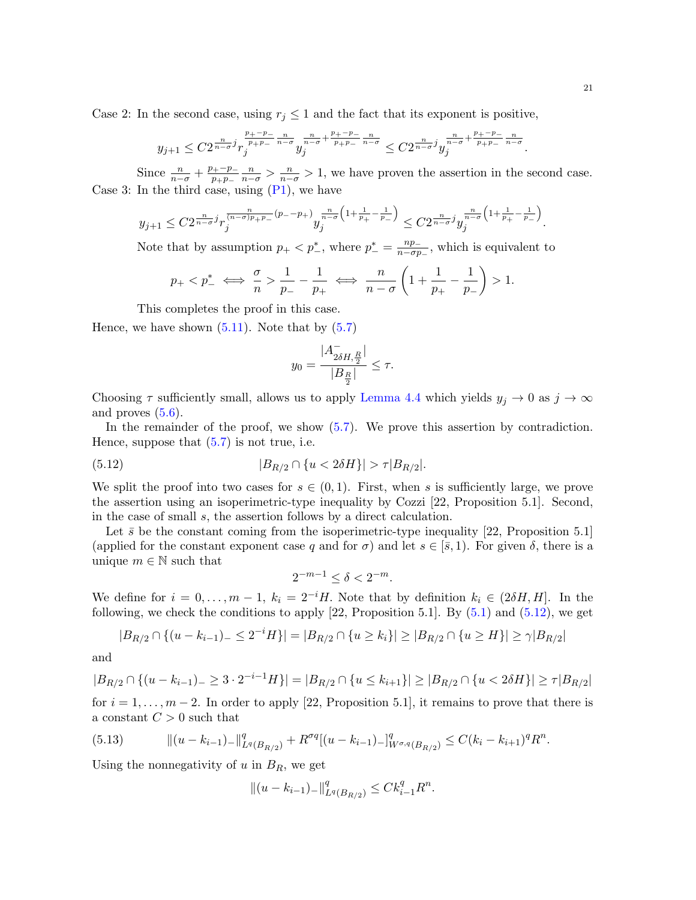Case 2: In the second case, using $r_j \le 1$ and the fact that its exponent is positive,

$$y_{j+1} \le C 2^{\frac{n}{n-\sigma}j} r_j^{\frac{p_+-p_-}{p_+p_-}\frac{n}{n-\sigma}} y_j^{\frac{n}{n-\sigma}+\frac{p_+-p_-}{p_+p_-}\frac{n}{n-\sigma}} \le C 2^{\frac{n}{n-\sigma}j} y_j^{\frac{n}{n-\sigma}+\frac{p_+-p_-}{p_+p_-}\frac{n}{n-\sigma}}.$$

Since $\frac{n}{n-\sigma}+\frac{p_+-p_-}{p_+p_-}\frac{n}{n-\sigma} > \frac{n}{n-\sigma} > 1$, we have proven the assertion in the second case.

Case 3: In the third case, using (P1), we have

$$y_{j+1} \le C 2^{\frac{n}{n-\sigma}j} r_j^{\frac{n}{(n-\sigma)p_+p_-}(p_--p_+)} y_j^{\frac{n}{n-\sigma}\left(1+\frac{1}{p_+}-\frac{1}{p_-}\right)} \le C 2^{\frac{n}{n-\sigma}j} y_j^{\frac{n}{n-\sigma}\left(1+\frac{1}{p_+}-\frac{1}{p_-}\right)}.$$

Note that by assumption $p_+ < p_-^*$, where $p_-^* = \frac{np_-}{n-\sigma p_-}$, which is equivalent to

$$p_+ < p_-^* \iff \frac{\sigma}{n} > \frac{1}{p_-} - \frac{1}{p_+} \iff \frac{n}{n-\sigma}\left(1+\frac{1}{p_+}-\frac{1}{p_-}\right) > 1.$$

This completes the proof in this case.

Hence, we have shown (5.11). Note that by (5.7)

$$y_0 = \frac{|A^-_{2\delta H, \frac{R}{2}}|}{|B_{\frac{R}{2}}|} \le \tau.$$

Choosing $\tau$ sufficiently small, allows us to apply Lemma 4.4 which yields $y_j \to 0$ as $j \to \infty$ and proves (5.6).

In the remainder of the proof, we show (5.7). We prove this assertion by contradiction. Hence, suppose that (5.7) is not true, i.e.

$$|B_{R/2} \cap \{u < 2\delta H\}| > \tau |B_{R/2}|. \tag{5.12}$$

We split the proof into two cases for $s \in (0,1)$. First, when $s$ is sufficiently large, we prove the assertion using an isoperimetric-type inequality by Cozzi [22, Proposition 5.1]. Second, in the case of small $s$, the assertion follows by a direct calculation.

Let $\bar{s}$ be the constant coming from the isoperimetric-type inequality [22, Proposition 5.1] (applied for the constant exponent case $q$ and for $\sigma$) and let $s \in [\bar{s}, 1)$. For given $\delta$, there is a unique $m \in \mathbb{N}$ such that

$$2^{-m-1} \le \delta < 2^{-m}.$$

We define for $i = 0, \dots, m-1$, $k_i = 2^{-i}H$. Note that by definition $k_i \in (2\delta H, H]$. In the following, we check the conditions to apply [22, Proposition 5.1]. By (5.1) and (5.12), we get

$$|B_{R/2} \cap \{(u-k_{i-1})_- \le 2^{-i}H\}| = |B_{R/2} \cap \{u \ge k_i\}| \ge |B_{R/2} \cap \{u \ge H\}| \ge \gamma |B_{R/2}|$$

and

$$|B_{R/2} \cap \{(u-k_{i-1})_- \ge 3 \cdot 2^{-i-1}H\}| = |B_{R/2} \cap \{u \le k_{i+1}\}| \ge |B_{R/2} \cap \{u < 2\delta H\}| \ge \tau |B_{R/2}|$$

for $i = 1, \dots, m-2$. In order to apply [22, Proposition 5.1], it remains to prove that there is a constant $C > 0$ such that

$$\|(u-k_{i-1})_-\|^q_{L^q(B_{R/2})} + R^{\sigma q}[(u-k_{i-1})_-]^q_{W^{\sigma,q}(B_{R/2})} \le C(k_i - k_{i+1})^q R^n. \tag{5.13}$$

Using the nonnegativity of $u$ in $B_R$, we get

$$\|(u-k_{i-1})_-\|^q_{L^q(B_{R/2})} \le C k_{i-1}^q R^n.$$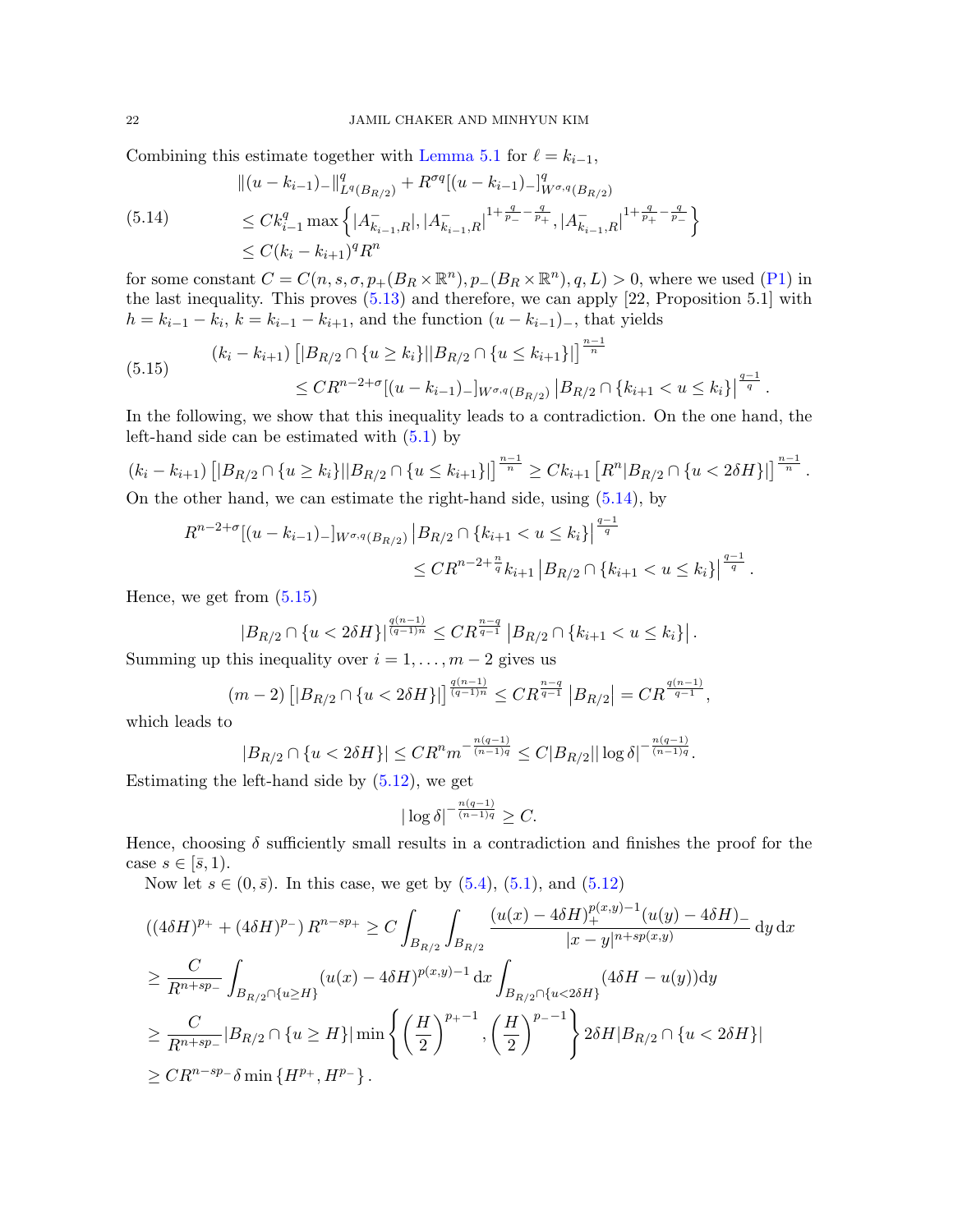Combining this estimate together with Lemma 5.1 for $\ell = k_{i-1}$,

$$
\begin{aligned}
&\|(u-k_{i-1})_-\|_{L^q(B_{R/2})}^q + R^{\sigma q}[(u-k_{i-1})_-]^q_{W^{\sigma,q}(B_{R/2})} \\
&\leq C k_{i-1}^q \max\left\{ |A^-_{k_{i-1},R}|, |A^-_{k_{i-1},R}|^{1+\frac{q}{p_-}-\frac{q}{p_+}}, |A^-_{k_{i-1},R}|^{1+\frac{q}{p_+}-\frac{q}{p_-}} \right\} \\
&\leq C(k_i - k_{i+1})^q R^n
\end{aligned}
\tag{5.14}
$$

for some constant $C = C(n, s, \sigma, p_+(B_R \times \mathbb{R}^n), p_-(B_R \times \mathbb{R}^n), q, L) > 0$, where we used (P1) in the last inequality. This proves (5.13) and therefore, we can apply [22, Proposition 5.1] with $h = k_{i-1} - k_i$, $k = k_{i-1} - k_{i+1}$, and the function $(u - k_{i-1})_-$, that yields

$$
\begin{aligned}
&(k_i - k_{i+1}) \left[ |B_{R/2} \cap \{u \geq k_i\}| |B_{R/2} \cap \{u \leq k_{i+1}\}| \right]^{\frac{n-1}{n}} \\
&\qquad \leq C R^{n-2+\sigma} [(u-k_{i-1})_-]_{W^{\sigma,q}(B_{R/2})} \left| B_{R/2} \cap \{k_{i+1} < u \leq k_i\} \right|^{\frac{q-1}{q}}.
\end{aligned}
\tag{5.15}
$$

In the following, we show that this inequality leads to a contradiction. On the one hand, the left-hand side can be estimated with (5.1) by

$$
(k_i - k_{i+1}) \left[ |B_{R/2} \cap \{u \geq k_i\}| |B_{R/2} \cap \{u \leq k_{i+1}\}| \right]^{\frac{n-1}{n}} \geq C k_{i+1} \left[ R^n |B_{R/2} \cap \{u < 2\delta H\}| \right]^{\frac{n-1}{n}}.
$$

On the other hand, we can estimate the right-hand side, using (5.14), by

$$
\begin{aligned}
R^{n-2+\sigma} &[(u-k_{i-1})_-]_{W^{\sigma,q}(B_{R/2})} \left| B_{R/2} \cap \{k_{i+1} < u \leq k_i\} \right|^{\frac{q-1}{q}} \\
&\leq C R^{n-2+\frac{n}{q}} k_{i+1} \left| B_{R/2} \cap \{k_{i+1} < u \leq k_i\} \right|^{\frac{q-1}{q}}.
\end{aligned}
$$

Hence, we get from (5.15)

$$
|B_{R/2} \cap \{u < 2\delta H\}|^{\frac{q(n-1)}{(q-1)n}} \leq C R^{\frac{n-q}{q-1}} \left| B_{R/2} \cap \{k_{i+1} < u \leq k_i\} \right|.
$$

Summing up this inequality over $i = 1, \dots, m-2$ gives us

$$
(m-2) \left[ |B_{R/2} \cap \{u < 2\delta H\}| \right]^{\frac{q(n-1)}{(q-1)n}} \leq C R^{\frac{n-q}{q-1}} \left| B_{R/2} \right| = C R^{\frac{q(n-1)}{q-1}},
$$

which leads to

$$
|B_{R/2} \cap \{u < 2\delta H\}| \leq C R^n m^{-\frac{n(q-1)}{(n-1)q}} \leq C |B_{R/2}| |\log \delta|^{-\frac{n(q-1)}{(n-1)q}}.
$$

Estimating the left-hand side by (5.12), we get

$$
|\log \delta|^{-\frac{n(q-1)}{(n-1)q}} \geq C.
$$

Hence, choosing $\delta$ sufficiently small results in a contradiction and finishes the proof for the case $s \in [\bar{s}, 1)$.

Now let $s \in (0, \bar{s})$. In this case, we get by (5.4), (5.1), and (5.12)

$$
\begin{aligned}
&((4\delta H)^{p_+} + (4\delta H)^{p_-}) R^{n-sp_+} \geq C \int_{B_{R/2}} \int_{B_{R/2}} \frac{(u(x) - 4\delta H)_+^{p(x,y)-1} (u(y) - 4\delta H)_-}{|x-y|^{n+sp(x,y)}} \, dy \, dx \\
&\geq \frac{C}{R^{n+sp_-}} \int_{B_{R/2} \cap \{u \geq H\}} (u(x) - 4\delta H)^{p(x,y)-1} \, dx \int_{B_{R/2} \cap \{u < 2\delta H\}} (4\delta H - u(y)) dy \\
&\geq \frac{C}{R^{n+sp_-}} |B_{R/2} \cap \{u \geq H\}| \min\left\{ \left(\frac{H}{2}\right)^{p_+-1}, \left(\frac{H}{2}\right)^{p_--1} \right\} 2\delta H |B_{R/2} \cap \{u < 2\delta H\}| \\
&\geq C R^{n-sp_-} \delta \min\{H^{p_+}, H^{p_-}\}.
\end{aligned}
$$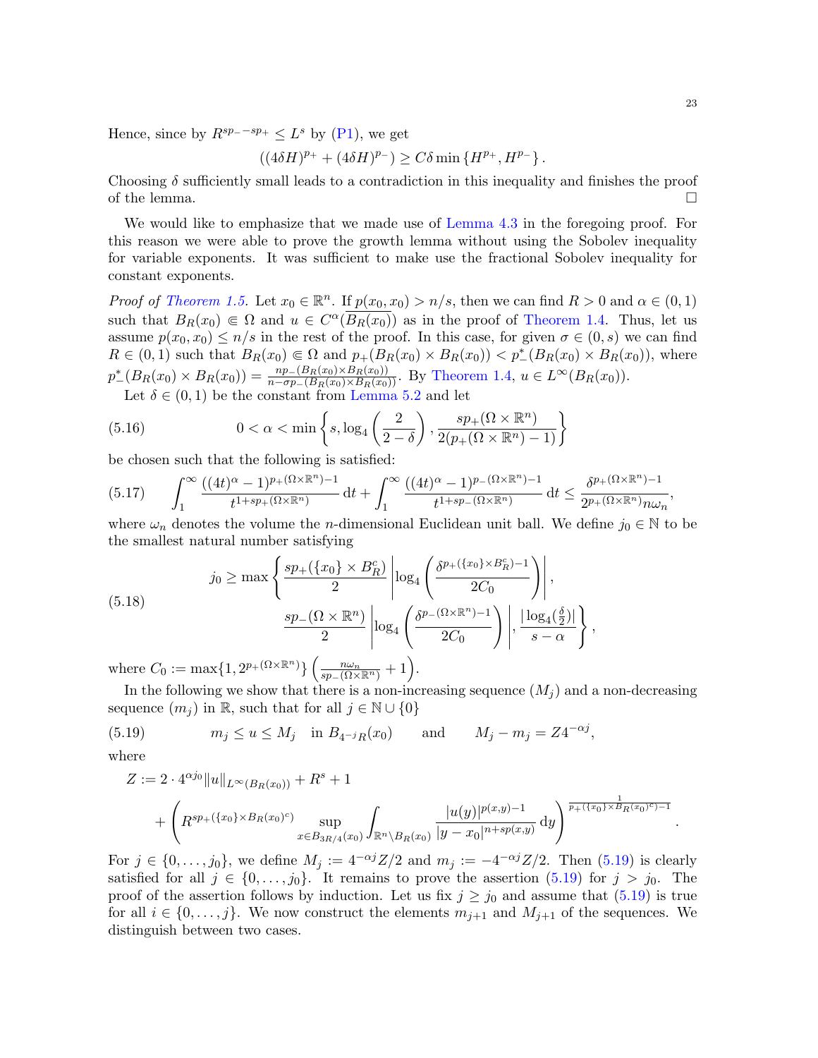Hence, since by $R^{sp_- - sp_+} \leq L^s$ by (P1), we get

$$((4\delta H)^{p_+} + (4\delta H)^{p_-}) \geq C\delta \min\{H^{p_+}, H^{p_-}\}.$$

Choosing $\delta$ sufficiently small leads to a contradiction in this inequality and finishes the proof of the lemma. $\square$

We would like to emphasize that we made use of Lemma 4.3 in the foregoing proof. For this reason we were able to prove the growth lemma without using the Sobolev inequality for variable exponents. It was sufficient to make use the fractional Sobolev inequality for constant exponents.

*Proof of Theorem 1.5.* Let $x_0 \in \mathbb{R}^n$. If $p(x_0, x_0) > n/s$, then we can find $R > 0$ and $\alpha \in (0,1)$ such that $B_R(x_0) \Subset \Omega$ and $u \in C^\alpha(\overline{B_R(x_0)})$ as in the proof of Theorem 1.4. Thus, let us assume $p(x_0, x_0) \leq n/s$ in the rest of the proof. In this case, for given $\sigma \in (0, s)$ we can find $R \in (0,1)$ such that $B_R(x_0) \Subset \Omega$ and $p_+(B_R(x_0) \times B_R(x_0)) < p_-^*(B_R(x_0) \times B_R(x_0))$, where $p_-^*(B_R(x_0) \times B_R(x_0)) = \frac{np_-(B_R(x_0) \times B_R(x_0))}{n - \sigma p_-(B_R(x_0) \times B_R(x_0))}$. By Theorem 1.4, $u \in L^\infty(B_R(x_0))$.

Let $\delta \in (0,1)$ be the constant from Lemma 5.2 and let

$$0 < \alpha < \min\left\{s, \log_4\left(\frac{2}{2-\delta}\right), \frac{sp_+(\Omega \times \mathbb{R}^n)}{2(p_+(\Omega \times \mathbb{R}^n) - 1)}\right\} \tag{5.16}$$

be chosen such that the following is satisfied:

$$\int_1^\infty \frac{((4t)^\alpha - 1)^{p_+(\Omega \times \mathbb{R}^n) - 1}}{t^{1 + sp_+(\Omega \times \mathbb{R}^n)}} \,\mathrm{d}t + \int_1^\infty \frac{((4t)^\alpha - 1)^{p_-(\Omega \times \mathbb{R}^n) - 1}}{t^{1 + sp_-(\Omega \times \mathbb{R}^n)}} \,\mathrm{d}t \leq \frac{\delta^{p_+(\Omega \times \mathbb{R}^n) - 1}}{2^{p_+(\Omega \times \mathbb{R}^n)} n \omega_n}, \tag{5.17}$$

where $\omega_n$ denotes the volume the $n$-dimensional Euclidean unit ball. We define $j_0 \in \mathbb{N}$ to be the smallest natural number satisfying

$$\begin{aligned} j_0 \geq \max\Bigg\{ &\frac{sp_+(\{x_0\} \times B_R^c)}{2} \left|\log_4\left(\frac{\delta^{p_+(\{x_0\} \times B_R^c) - 1}}{2C_0}\right)\right|, \\ &\frac{sp_-(\Omega \times \mathbb{R}^n)}{2} \left|\log_4\left(\frac{\delta^{p_-(\Omega \times \mathbb{R}^n) - 1}}{2C_0}\right)\right|, \frac{|\log_4(\frac{\delta}{2})|}{s - \alpha} \Bigg\}, \end{aligned} \tag{5.18}$$

where $C_0 := \max\{1, 2^{p_+(\Omega \times \mathbb{R}^n)}\} \left(\frac{n\omega_n}{sp_-(\Omega \times \mathbb{R}^n)} + 1\right)$.

In the following we show that there is a non-increasing sequence $(M_j)$ and a non-decreasing sequence $(m_j)$ in $\mathbb{R}$, such that for all $j \in \mathbb{N} \cup \{0\}$

$$m_j \leq u \leq M_j \quad \text{in } B_{4^{-j}R}(x_0) \qquad \text{and} \qquad M_j - m_j = Z4^{-\alpha j}, \tag{5.19}$$

where

$$\begin{aligned} Z &:= 2 \cdot 4^{\alpha j_0} \|u\|_{L^\infty(B_R(x_0))} + R^s + 1 \\ &+ \left(R^{sp_+(\{x_0\} \times B_R(x_0)^c)} \sup_{x \in B_{3R/4}(x_0)} \int_{\mathbb{R}^n \setminus B_R(x_0)} \frac{|u(y)|^{p(x,y) - 1}}{|y - x_0|^{n + sp(x,y)}} \,\mathrm{d}y\right)^{\frac{1}{p_+(\{x_0\} \times B_R(x_0)^c) - 1}}. \end{aligned}$$

For $j \in \{0, \ldots, j_0\}$, we define $M_j := 4^{-\alpha j} Z/2$ and $m_j := -4^{-\alpha j} Z/2$. Then (5.19) is clearly satisfied for all $j \in \{0, \ldots, j_0\}$. It remains to prove the assertion (5.19) for $j > j_0$. The proof of the assertion follows by induction. Let us fix $j \geq j_0$ and assume that (5.19) is true for all $i \in \{0, \ldots, j\}$. We now construct the elements $m_{j+1}$ and $M_{j+1}$ of the sequences. We distinguish between two cases.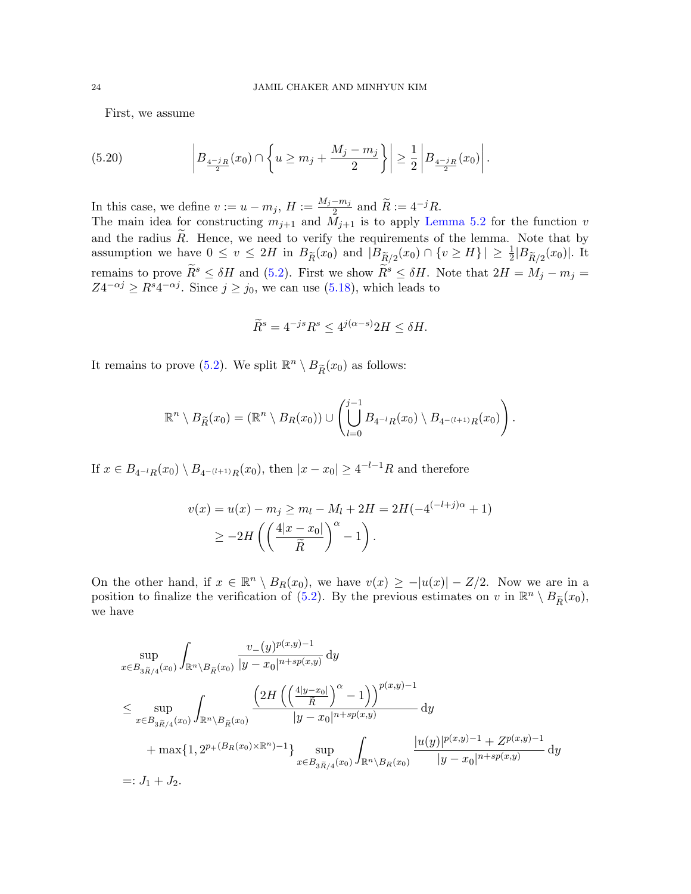First, we assume

$$
\left| B_{\frac{4^{-j}R}{2}}(x_0) \cap \left\{ u \geq m_j + \frac{M_j - m_j}{2} \right\} \right| \geq \frac{1}{2} \left| B_{\frac{4^{-j}R}{2}}(x_0) \right|. \tag{5.20}
$$

In this case, we define $v := u - m_j$, $H := \frac{M_j - m_j}{2}$ and $\widetilde{R} := 4^{-j}R$.
The main idea for constructing $m_{j+1}$ and $M_{j+1}$ is to apply Lemma 5.2 for the function $v$ and the radius $\widetilde{R}$. Hence, we need to verify the requirements of the lemma. Note that by assumption we have $0 \leq v \leq 2H$ in $B_{\widetilde{R}}(x_0)$ and $|B_{\widetilde{R}/2}(x_0) \cap \{v \geq H\}| \geq \frac{1}{2}|B_{\widetilde{R}/2}(x_0)|$. It remains to prove $\widetilde{R}^s \leq \delta H$ and (5.2). First we show $\widetilde{R}^s \leq \delta H$. Note that $2H = M_j - m_j = Z4^{-\alpha j} \geq R^s 4^{-\alpha j}$. Since $j \geq j_0$, we can use (5.18), which leads to

$$
\widetilde{R}^s = 4^{-js}R^s \leq 4^{j(\alpha - s)}2H \leq \delta H.
$$

It remains to prove (5.2). We split $\mathbb{R}^n \setminus B_{\widetilde{R}}(x_0)$ as follows:

$$
\mathbb{R}^n \setminus B_{\widetilde{R}}(x_0) = (\mathbb{R}^n \setminus B_R(x_0)) \cup \left( \bigcup_{l=0}^{j-1} B_{4^{-l}R}(x_0) \setminus B_{4^{-(l+1)}R}(x_0) \right).
$$

If $x \in B_{4^{-l}R}(x_0) \setminus B_{4^{-(l+1)}R}(x_0)$, then $|x - x_0| \geq 4^{-l-1}R$ and therefore

$$
\begin{aligned}
v(x) = u(x) - m_j &\geq m_l - M_l + 2H = 2H(-4^{(-l+j)\alpha} + 1) \\
&\geq -2H \left( \left( \frac{4|x - x_0|}{\widetilde{R}} \right)^{\alpha} - 1 \right).
\end{aligned}
$$

On the other hand, if $x \in \mathbb{R}^n \setminus B_R(x_0)$, we have $v(x) \geq -|u(x)| - Z/2$. Now we are in a position to finalize the verification of (5.2). By the previous estimates on $v$ in $\mathbb{R}^n \setminus B_{\widetilde{R}}(x_0)$, we have

$$
\begin{aligned}
&\sup_{x \in B_{3\widetilde{R}/4}(x_0)} \int_{\mathbb{R}^n \setminus B_{\widetilde{R}}(x_0)} \frac{v_-(y)^{p(x,y)-1}}{|y - x_0|^{n+sp(x,y)}} \,\mathrm{d}y \\
&\leq \sup_{x \in B_{3\widetilde{R}/4}(x_0)} \int_{\mathbb{R}^n \setminus B_{\widetilde{R}}(x_0)} \frac{\left( 2H \left( \left( \frac{4|y - x_0|}{\widetilde{R}} \right)^{\alpha} - 1 \right) \right)^{p(x,y)-1}}{|y - x_0|^{n+sp(x,y)}} \,\mathrm{d}y \\
&\quad + \max\{1, 2^{p_+(B_R(x_0) \times \mathbb{R}^n)-1}\} \sup_{x \in B_{3\widetilde{R}/4}(x_0)} \int_{\mathbb{R}^n \setminus B_R(x_0)} \frac{|u(y)|^{p(x,y)-1} + Z^{p(x,y)-1}}{|y - x_0|^{n+sp(x,y)}} \,\mathrm{d}y \\
&=: J_1 + J_2.
\end{aligned}
$$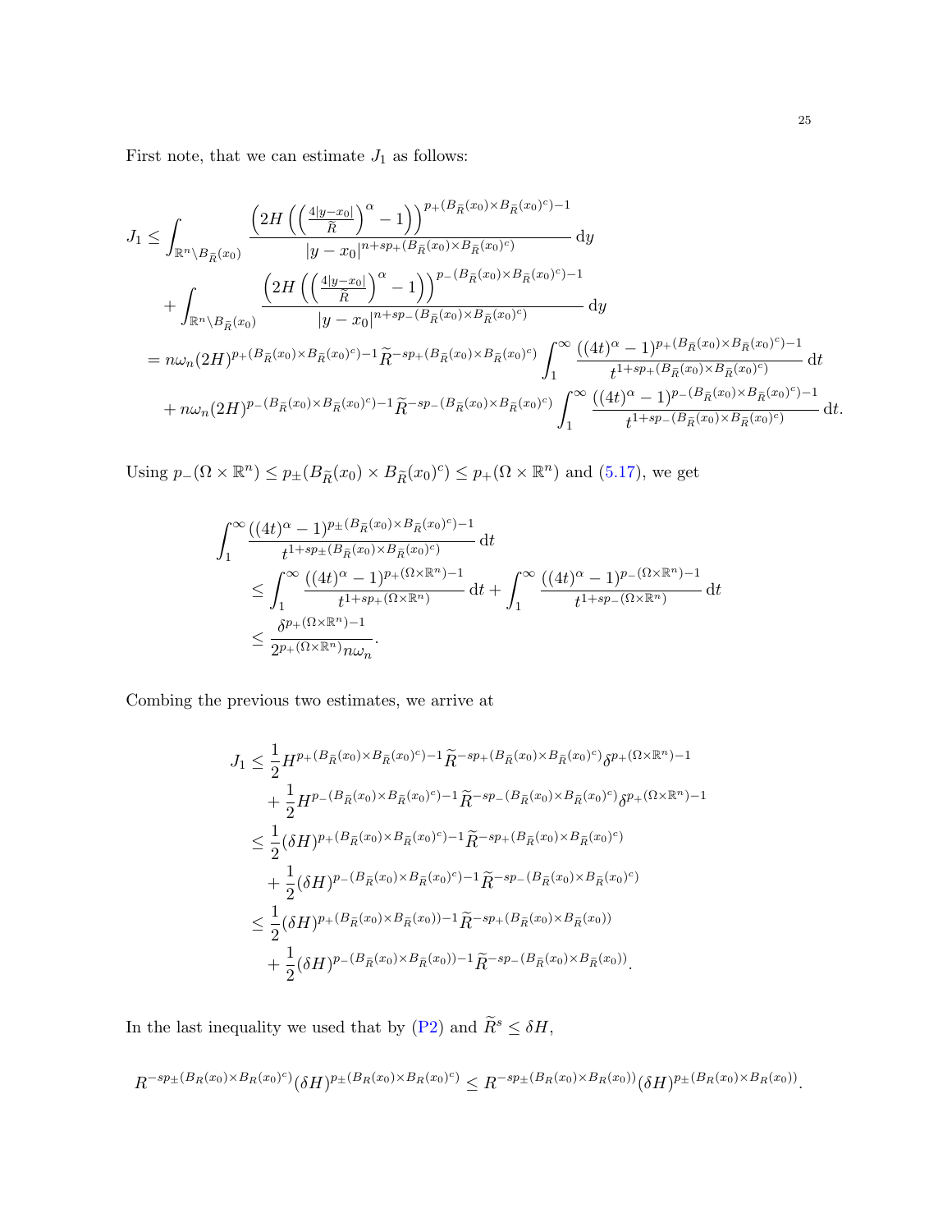First note, that we can estimate $J_1$ as follows:

$$
\begin{aligned}
J_1 &\leq \int_{\mathbb{R}^n \setminus B_{\widetilde{R}}(x_0)} \frac{\left(2H\left(\left(\frac{4|y-x_0|}{\widetilde{R}}\right)^{\alpha}-1\right)\right)^{p_+(B_{\widetilde{R}}(x_0)\times B_{\widetilde{R}}(x_0)^c)-1}}{|y-x_0|^{n+sp_+(B_{\widetilde{R}}(x_0)\times B_{\widetilde{R}}(x_0)^c)}}\,\mathrm{d}y \\
&\quad + \int_{\mathbb{R}^n \setminus B_{\widetilde{R}}(x_0)} \frac{\left(2H\left(\left(\frac{4|y-x_0|}{\widetilde{R}}\right)^{\alpha}-1\right)\right)^{p_-(B_{\widetilde{R}}(x_0)\times B_{\widetilde{R}}(x_0)^c)-1}}{|y-x_0|^{n+sp_-(B_{\widetilde{R}}(x_0)\times B_{\widetilde{R}}(x_0)^c)}}\,\mathrm{d}y \\
&= n\omega_n (2H)^{p_+(B_{\widetilde{R}}(x_0)\times B_{\widetilde{R}}(x_0)^c)-1}\widetilde{R}^{-sp_+(B_{\widetilde{R}}(x_0)\times B_{\widetilde{R}}(x_0)^c)}\int_1^\infty \frac{((4t)^\alpha-1)^{p_+(B_{\widetilde{R}}(x_0)\times B_{\widetilde{R}}(x_0)^c)-1}}{t^{1+sp_+(B_{\widetilde{R}}(x_0)\times B_{\widetilde{R}}(x_0)^c)}}\,\mathrm{d}t \\
&\quad + n\omega_n (2H)^{p_-(B_{\widetilde{R}}(x_0)\times B_{\widetilde{R}}(x_0)^c)-1}\widetilde{R}^{-sp_-(B_{\widetilde{R}}(x_0)\times B_{\widetilde{R}}(x_0)^c)}\int_1^\infty \frac{((4t)^\alpha-1)^{p_-(B_{\widetilde{R}}(x_0)\times B_{\widetilde{R}}(x_0)^c)-1}}{t^{1+sp_-(B_{\widetilde{R}}(x_0)\times B_{\widetilde{R}}(x_0)^c)}}\,\mathrm{d}t.
\end{aligned}
$$

Using $p_-(\Omega\times\mathbb{R}^n) \leq p_\pm(B_{\widetilde{R}}(x_0)\times B_{\widetilde{R}}(x_0)^c) \leq p_+(\Omega\times\mathbb{R}^n)$ and (5.17), we get

$$
\begin{aligned}
&\int_1^\infty \frac{((4t)^\alpha-1)^{p_\pm(B_{\widetilde{R}}(x_0)\times B_{\widetilde{R}}(x_0)^c)-1}}{t^{1+sp_\pm(B_{\widetilde{R}}(x_0)\times B_{\widetilde{R}}(x_0)^c)}}\,\mathrm{d}t \\
&\quad \leq \int_1^\infty \frac{((4t)^\alpha-1)^{p_+(\Omega\times\mathbb{R}^n)-1}}{t^{1+sp_+(\Omega\times\mathbb{R}^n)}}\,\mathrm{d}t + \int_1^\infty \frac{((4t)^\alpha-1)^{p_-(\Omega\times\mathbb{R}^n)-1}}{t^{1+sp_-(\Omega\times\mathbb{R}^n)}}\,\mathrm{d}t \\
&\quad \leq \frac{\delta^{p_+(\Omega\times\mathbb{R}^n)-1}}{2^{p_+(\Omega\times\mathbb{R}^n)}n\omega_n}.
\end{aligned}
$$

Combing the previous two estimates, we arrive at

$$
\begin{aligned}
J_1 &\leq \frac{1}{2}H^{p_+(B_{\widetilde{R}}(x_0)\times B_{\widetilde{R}}(x_0)^c)-1}\widetilde{R}^{-sp_+(B_{\widetilde{R}}(x_0)\times B_{\widetilde{R}}(x_0)^c)}\delta^{p_+(\Omega\times\mathbb{R}^n)-1} \\
&\quad + \frac{1}{2}H^{p_-(B_{\widetilde{R}}(x_0)\times B_{\widetilde{R}}(x_0)^c)-1}\widetilde{R}^{-sp_-(B_{\widetilde{R}}(x_0)\times B_{\widetilde{R}}(x_0)^c)}\delta^{p_+(\Omega\times\mathbb{R}^n)-1} \\
&\leq \frac{1}{2}(\delta H)^{p_+(B_{\widetilde{R}}(x_0)\times B_{\widetilde{R}}(x_0)^c)-1}\widetilde{R}^{-sp_+(B_{\widetilde{R}}(x_0)\times B_{\widetilde{R}}(x_0)^c)} \\
&\quad + \frac{1}{2}(\delta H)^{p_-(B_{\widetilde{R}}(x_0)\times B_{\widetilde{R}}(x_0)^c)-1}\widetilde{R}^{-sp_-(B_{\widetilde{R}}(x_0)\times B_{\widetilde{R}}(x_0)^c)} \\
&\leq \frac{1}{2}(\delta H)^{p_+(B_{\widetilde{R}}(x_0)\times B_{\widetilde{R}}(x_0))-1}\widetilde{R}^{-sp_+(B_{\widetilde{R}}(x_0)\times B_{\widetilde{R}}(x_0))} \\
&\quad + \frac{1}{2}(\delta H)^{p_-(B_{\widetilde{R}}(x_0)\times B_{\widetilde{R}}(x_0))-1}\widetilde{R}^{-sp_-(B_{\widetilde{R}}(x_0)\times B_{\widetilde{R}}(x_0))}.
\end{aligned}
$$

In the last inequality we used that by (P2) and $\widetilde{R}^s \leq \delta H$,

$$
R^{-sp_\pm(B_R(x_0)\times B_R(x_0)^c)}(\delta H)^{p_\pm(B_R(x_0)\times B_R(x_0)^c)} \leq R^{-sp_\pm(B_R(x_0)\times B_R(x_0))}(\delta H)^{p_\pm(B_R(x_0)\times B_R(x_0))}.
$$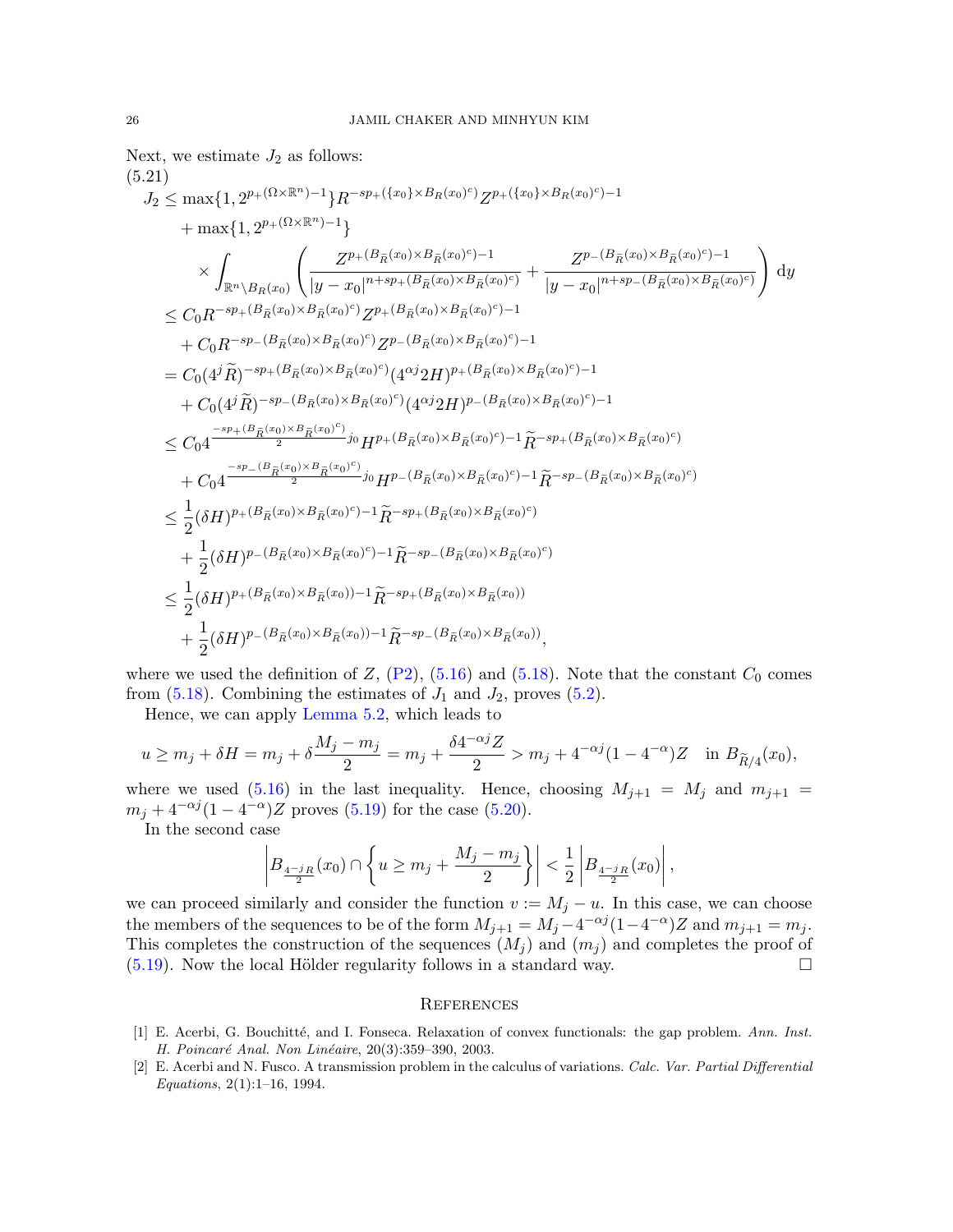Next, we estimate $J_2$ as follows:

(5.21)

$$
\begin{aligned}
J_2 &\le \max\{1, 2^{p_+(\Omega\times\mathbb{R}^n)-1}\} R^{-sp_+(\{x_0\}\times B_R(x_0)^c)} Z^{p_+(\{x_0\}\times B_R(x_0)^c)-1} \\
&\quad + \max\{1, 2^{p_+(\Omega\times\mathbb{R}^n)-1}\} \\
&\quad \times \int_{\mathbb{R}^n\setminus B_R(x_0)} \left( \frac{Z^{p_+(B_{\widetilde{R}}(x_0)\times B_{\widetilde{R}}(x_0)^c)-1}}{|y-x_0|^{n+sp_+(B_{\widetilde{R}}(x_0)\times B_{\widetilde{R}}(x_0)^c)}} + \frac{Z^{p_-(B_{\widetilde{R}}(x_0)\times B_{\widetilde{R}}(x_0)^c)-1}}{|y-x_0|^{n+sp_-(B_{\widetilde{R}}(x_0)\times B_{\widetilde{R}}(x_0)^c)}} \right) \mathrm{d}y \\
&\le C_0 R^{-sp_+(B_{\widetilde{R}}(x_0)\times B_{\widetilde{R}}(x_0)^c)} Z^{p_+(B_{\widetilde{R}}(x_0)\times B_{\widetilde{R}}(x_0)^c)-1} \\
&\quad + C_0 R^{-sp_-(B_{\widetilde{R}}(x_0)\times B_{\widetilde{R}}(x_0)^c)} Z^{p_-(B_{\widetilde{R}}(x_0)\times B_{\widetilde{R}}(x_0)^c)-1} \\
&= C_0 (4^j\widetilde{R})^{-sp_+(B_{\widetilde{R}}(x_0)\times B_{\widetilde{R}}(x_0)^c)} (4^{\alpha j}2H)^{p_+(B_{\widetilde{R}}(x_0)\times B_{\widetilde{R}}(x_0)^c)-1} \\
&\quad + C_0 (4^j\widetilde{R})^{-sp_-(B_{\widetilde{R}}(x_0)\times B_{\widetilde{R}}(x_0)^c)} (4^{\alpha j}2H)^{p_-(B_{\widetilde{R}}(x_0)\times B_{\widetilde{R}}(x_0)^c)-1} \\
&\le C_0 4^{\frac{-sp_+(B_{\widetilde{R}}(x_0)\times B_{\widetilde{R}}(x_0)^c)}{2} j_0} H^{p_+(B_{\widetilde{R}}(x_0)\times B_{\widetilde{R}}(x_0)^c)-1} \widetilde{R}^{-sp_+(B_{\widetilde{R}}(x_0)\times B_{\widetilde{R}}(x_0)^c)} \\
&\quad + C_0 4^{\frac{-sp_-(B_{\widetilde{R}}(x_0)\times B_{\widetilde{R}}(x_0)^c)}{2} j_0} H^{p_-(B_{\widetilde{R}}(x_0)\times B_{\widetilde{R}}(x_0)^c)-1} \widetilde{R}^{-sp_-(B_{\widetilde{R}}(x_0)\times B_{\widetilde{R}}(x_0)^c)} \\
&\le \frac{1}{2} (\delta H)^{p_+(B_{\widetilde{R}}(x_0)\times B_{\widetilde{R}}(x_0)^c)-1} \widetilde{R}^{-sp_+(B_{\widetilde{R}}(x_0)\times B_{\widetilde{R}}(x_0)^c)} \\
&\quad + \frac{1}{2} (\delta H)^{p_-(B_{\widetilde{R}}(x_0)\times B_{\widetilde{R}}(x_0)^c)-1} \widetilde{R}^{-sp_-(B_{\widetilde{R}}(x_0)\times B_{\widetilde{R}}(x_0)^c)} \\
&\le \frac{1}{2} (\delta H)^{p_+(B_{\widetilde{R}}(x_0)\times B_{\widetilde{R}}(x_0))-1} \widetilde{R}^{-sp_+(B_{\widetilde{R}}(x_0)\times B_{\widetilde{R}}(x_0))} \\
&\quad + \frac{1}{2} (\delta H)^{p_-(B_{\widetilde{R}}(x_0)\times B_{\widetilde{R}}(x_0))-1} \widetilde{R}^{-sp_-(B_{\widetilde{R}}(x_0)\times B_{\widetilde{R}}(x_0))},
\end{aligned}
$$

where we used the definition of $Z$, (P2), (5.16) and (5.18). Note that the constant $C_0$ comes from (5.18). Combining the estimates of $J_1$ and $J_2$, proves (5.2).

Hence, we can apply Lemma 5.2, which leads to

$$
u \ge m_j + \delta H = m_j + \delta \frac{M_j - m_j}{2} = m_j + \frac{\delta 4^{-\alpha j} Z}{2} > m_j + 4^{-\alpha j}(1-4^{-\alpha})Z \quad \text{in } B_{\widetilde{R}/4}(x_0),
$$

where we used (5.16) in the last inequality. Hence, choosing $M_{j+1} = M_j$ and $m_{j+1} = m_j + 4^{-\alpha j}(1-4^{-\alpha})Z$ proves (5.19) for the case (5.20).

In the second case

$$
\left| B_{\frac{4^{-j}R}{2}}(x_0) \cap \left\{ u \ge m_j + \frac{M_j - m_j}{2} \right\} \right| < \frac{1}{2} \left| B_{\frac{4^{-j}R}{2}}(x_0) \right|,
$$

we can proceed similarly and consider the function $v := M_j - u$. In this case, we can choose the members of the sequences to be of the form $M_{j+1} = M_j - 4^{-\alpha j}(1-4^{-\alpha})Z$ and $m_{j+1} = m_j$. This completes the construction of the sequences $(M_j)$ and $(m_j)$ and completes the proof of (5.19). Now the local Hölder regularity follows in a standard way. $\square$

## References

[1] E. Acerbi, G. Bouchitté, and I. Fonseca. Relaxation of convex functionals: the gap problem. *Ann. Inst. H. Poincaré Anal. Non Linéaire*, 20(3):359–390, 2003.

[2] E. Acerbi and N. Fusco. A transmission problem in the calculus of variations. *Calc. Var. Partial Differential Equations*, 2(1):1–16, 1994.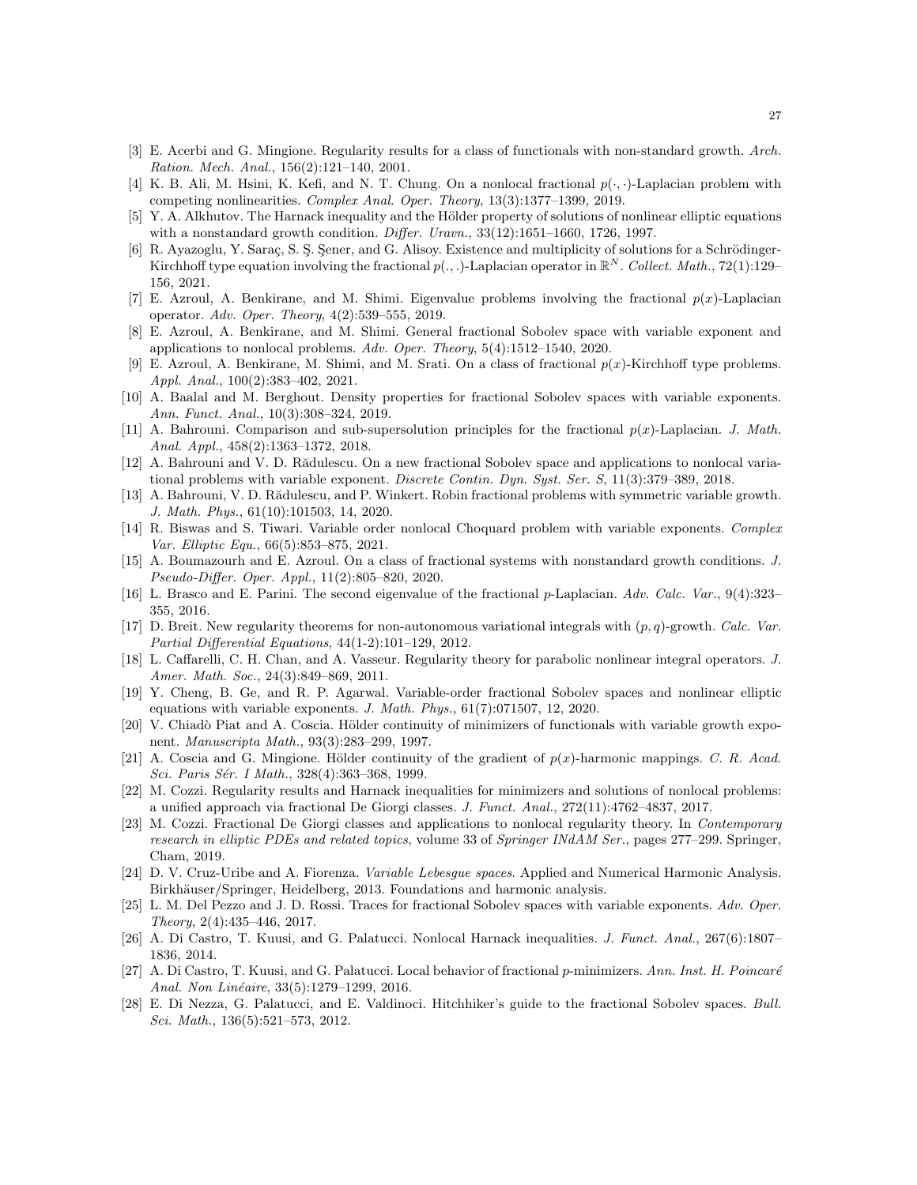[3] E. Acerbi and G. Mingione. Regularity results for a class of functionals with non-standard growth. *Arch. Ration. Mech. Anal.*, 156(2):121–140, 2001.

[4] K. B. Ali, M. Hsini, K. Kefi, and N. T. Chung. On a nonlocal fractional $p(\cdot,\cdot)$-Laplacian problem with competing nonlinearities. *Complex Anal. Oper. Theory*, 13(3):1377–1399, 2019.

[5] Y. A. Alkhutov. The Harnack inequality and the Hölder property of solutions of nonlinear elliptic equations with a nonstandard growth condition. *Differ. Uravn.*, 33(12):1651–1660, 1726, 1997.

[6] R. Ayazoglu, Y. Saraç, S. Ş. Şener, and G. Alisoy. Existence and multiplicity of solutions for a Schrödinger-Kirchhoff type equation involving the fractional $p(.,.)$-Laplacian operator in $\mathbb{R}^N$. *Collect. Math.*, 72(1):129–156, 2021.

[7] E. Azroul, A. Benkirane, and M. Shimi. Eigenvalue problems involving the fractional $p(x)$-Laplacian operator. *Adv. Oper. Theory*, 4(2):539–555, 2019.

[8] E. Azroul, A. Benkirane, and M. Shimi. General fractional Sobolev space with variable exponent and applications to nonlocal problems. *Adv. Oper. Theory*, 5(4):1512–1540, 2020.

[9] E. Azroul, A. Benkirane, M. Shimi, and M. Srati. On a class of fractional $p(x)$-Kirchhoff type problems. *Appl. Anal.*, 100(2):383–402, 2021.

[10] A. Baalal and M. Berghout. Density properties for fractional Sobolev spaces with variable exponents. *Ann. Funct. Anal.*, 10(3):308–324, 2019.

[11] A. Bahrouni. Comparison and sub-supersolution principles for the fractional $p(x)$-Laplacian. *J. Math. Anal. Appl.*, 458(2):1363–1372, 2018.

[12] A. Bahrouni and V. D. Rădulescu. On a new fractional Sobolev space and applications to nonlocal variational problems with variable exponent. *Discrete Contin. Dyn. Syst. Ser. S*, 11(3):379–389, 2018.

[13] A. Bahrouni, V. D. Rădulescu, and P. Winkert. Robin fractional problems with symmetric variable growth. *J. Math. Phys.*, 61(10):101503, 14, 2020.

[14] R. Biswas and S. Tiwari. Variable order nonlocal Choquard problem with variable exponents. *Complex Var. Elliptic Equ.*, 66(5):853–875, 2021.

[15] A. Boumazourh and E. Azroul. On a class of fractional systems with nonstandard growth conditions. *J. Pseudo-Differ. Oper. Appl.*, 11(2):805–820, 2020.

[16] L. Brasco and E. Parini. The second eigenvalue of the fractional $p$-Laplacian. *Adv. Calc. Var.*, 9(4):323–355, 2016.

[17] D. Breit. New regularity theorems for non-autonomous variational integrals with $(p,q)$-growth. *Calc. Var. Partial Differential Equations*, 44(1-2):101–129, 2012.

[18] L. Caffarelli, C. H. Chan, and A. Vasseur. Regularity theory for parabolic nonlinear integral operators. *J. Amer. Math. Soc.*, 24(3):849–869, 2011.

[19] Y. Cheng, B. Ge, and R. P. Agarwal. Variable-order fractional Sobolev spaces and nonlinear elliptic equations with variable exponents. *J. Math. Phys.*, 61(7):071507, 12, 2020.

[20] V. Chiadò Piat and A. Coscia. Hölder continuity of minimizers of functionals with variable growth exponent. *Manuscripta Math.*, 93(3):283–299, 1997.

[21] A. Coscia and G. Mingione. Hölder continuity of the gradient of $p(x)$-harmonic mappings. *C. R. Acad. Sci. Paris Sér. I Math.*, 328(4):363–368, 1999.

[22] M. Cozzi. Regularity results and Harnack inequalities for minimizers and solutions of nonlocal problems: a unified approach via fractional De Giorgi classes. *J. Funct. Anal.*, 272(11):4762–4837, 2017.

[23] M. Cozzi. Fractional De Giorgi classes and applications to nonlocal regularity theory. In *Contemporary research in elliptic PDEs and related topics*, volume 33 of *Springer INdAM Ser.*, pages 277–299. Springer, Cham, 2019.

[24] D. V. Cruz-Uribe and A. Fiorenza. *Variable Lebesgue spaces*. Applied and Numerical Harmonic Analysis. Birkhäuser/Springer, Heidelberg, 2013. Foundations and harmonic analysis.

[25] L. M. Del Pezzo and J. D. Rossi. Traces for fractional Sobolev spaces with variable exponents. *Adv. Oper. Theory*, 2(4):435–446, 2017.

[26] A. Di Castro, T. Kuusi, and G. Palatucci. Nonlocal Harnack inequalities. *J. Funct. Anal.*, 267(6):1807–1836, 2014.

[27] A. Di Castro, T. Kuusi, and G. Palatucci. Local behavior of fractional $p$-minimizers. *Ann. Inst. H. Poincaré Anal. Non Linéaire*, 33(5):1279–1299, 2016.

[28] E. Di Nezza, G. Palatucci, and E. Valdinoci. Hitchhiker's guide to the fractional Sobolev spaces. *Bull. Sci. Math.*, 136(5):521–573, 2012.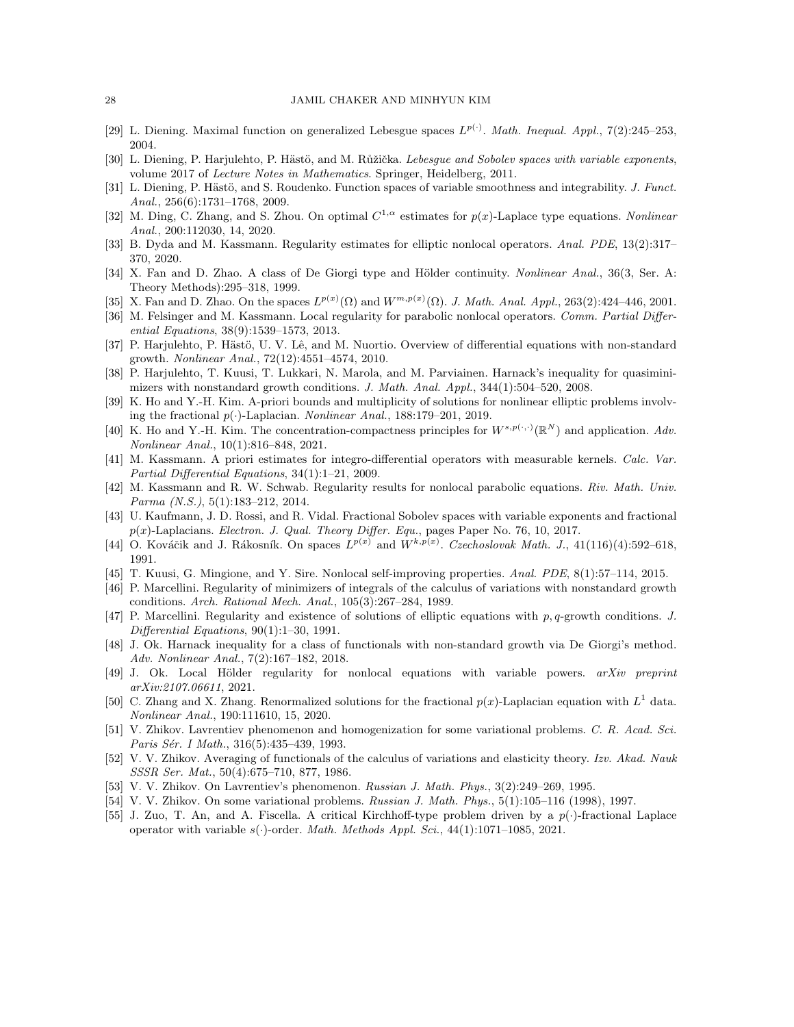[29] L. Diening. Maximal function on generalized Lebesgue spaces $L^{p(\cdot)}$. *Math. Inequal. Appl.*, 7(2):245–253, 2004.

[30] L. Diening, P. Harjulehto, P. Hästö, and M. Růžička. *Lebesgue and Sobolev spaces with variable exponents*, volume 2017 of *Lecture Notes in Mathematics*. Springer, Heidelberg, 2011.

[31] L. Diening, P. Hästö, and S. Roudenko. Function spaces of variable smoothness and integrability. *J. Funct. Anal.*, 256(6):1731–1768, 2009.

[32] M. Ding, C. Zhang, and S. Zhou. On optimal $C^{1,\alpha}$ estimates for $p(x)$-Laplace type equations. *Nonlinear Anal.*, 200:112030, 14, 2020.

[33] B. Dyda and M. Kassmann. Regularity estimates for elliptic nonlocal operators. *Anal. PDE*, 13(2):317–370, 2020.

[34] X. Fan and D. Zhao. A class of De Giorgi type and Hölder continuity. *Nonlinear Anal.*, 36(3, Ser. A: Theory Methods):295–318, 1999.

[35] X. Fan and D. Zhao. On the spaces $L^{p(x)}(\Omega)$ and $W^{m,p(x)}(\Omega)$. *J. Math. Anal. Appl.*, 263(2):424–446, 2001.

[36] M. Felsinger and M. Kassmann. Local regularity for parabolic nonlocal operators. *Comm. Partial Differential Equations*, 38(9):1539–1573, 2013.

[37] P. Harjulehto, P. Hästö, U. V. Lê, and M. Nuortio. Overview of differential equations with non-standard growth. *Nonlinear Anal.*, 72(12):4551–4574, 2010.

[38] P. Harjulehto, T. Kuusi, T. Lukkari, N. Marola, and M. Parviainen. Harnack's inequality for quasiminimizers with nonstandard growth conditions. *J. Math. Anal. Appl.*, 344(1):504–520, 2008.

[39] K. Ho and Y.-H. Kim. A-priori bounds and multiplicity of solutions for nonlinear elliptic problems involving the fractional $p(\cdot)$-Laplacian. *Nonlinear Anal.*, 188:179–201, 2019.

[40] K. Ho and Y.-H. Kim. The concentration-compactness principles for $W^{s,p(\cdot,\cdot)}(\mathbb{R}^N)$ and application. *Adv. Nonlinear Anal.*, 10(1):816–848, 2021.

[41] M. Kassmann. A priori estimates for integro-differential operators with measurable kernels. *Calc. Var. Partial Differential Equations*, 34(1):1–21, 2009.

[42] M. Kassmann and R. W. Schwab. Regularity results for nonlocal parabolic equations. *Riv. Math. Univ. Parma (N.S.)*, 5(1):183–212, 2014.

[43] U. Kaufmann, J. D. Rossi, and R. Vidal. Fractional Sobolev spaces with variable exponents and fractional $p(x)$-Laplacians. *Electron. J. Qual. Theory Differ. Equ.*, pages Paper No. 76, 10, 2017.

[44] O. Kováčik and J. Rákosník. On spaces $L^{p(x)}$ and $W^{k,p(x)}$. *Czechoslovak Math. J.*, 41(116)(4):592–618, 1991.

[45] T. Kuusi, G. Mingione, and Y. Sire. Nonlocal self-improving properties. *Anal. PDE*, 8(1):57–114, 2015.

[46] P. Marcellini. Regularity of minimizers of integrals of the calculus of variations with nonstandard growth conditions. *Arch. Rational Mech. Anal.*, 105(3):267–284, 1989.

[47] P. Marcellini. Regularity and existence of solutions of elliptic equations with $p,q$-growth conditions. *J. Differential Equations*, 90(1):1–30, 1991.

[48] J. Ok. Harnack inequality for a class of functionals with non-standard growth via De Giorgi's method. *Adv. Nonlinear Anal.*, 7(2):167–182, 2018.

[49] J. Ok. Local Hölder regularity for nonlocal equations with variable powers. *arXiv preprint arXiv:2107.06611*, 2021.

[50] C. Zhang and X. Zhang. Renormalized solutions for the fractional $p(x)$-Laplacian equation with $L^1$ data. *Nonlinear Anal.*, 190:111610, 15, 2020.

[51] V. Zhikov. Lavrentiev phenomenon and homogenization for some variational problems. *C. R. Acad. Sci. Paris Sér. I Math.*, 316(5):435–439, 1993.

[52] V. V. Zhikov. Averaging of functionals of the calculus of variations and elasticity theory. *Izv. Akad. Nauk SSSR Ser. Mat.*, 50(4):675–710, 877, 1986.

[53] V. V. Zhikov. On Lavrentiev's phenomenon. *Russian J. Math. Phys.*, 3(2):249–269, 1995.

[54] V. V. Zhikov. On some variational problems. *Russian J. Math. Phys.*, 5(1):105–116 (1998), 1997.

[55] J. Zuo, T. An, and A. Fiscella. A critical Kirchhoff-type problem driven by a $p(\cdot)$-fractional Laplace operator with variable $s(\cdot)$-order. *Math. Methods Appl. Sci.*, 44(1):1071–1085, 2021.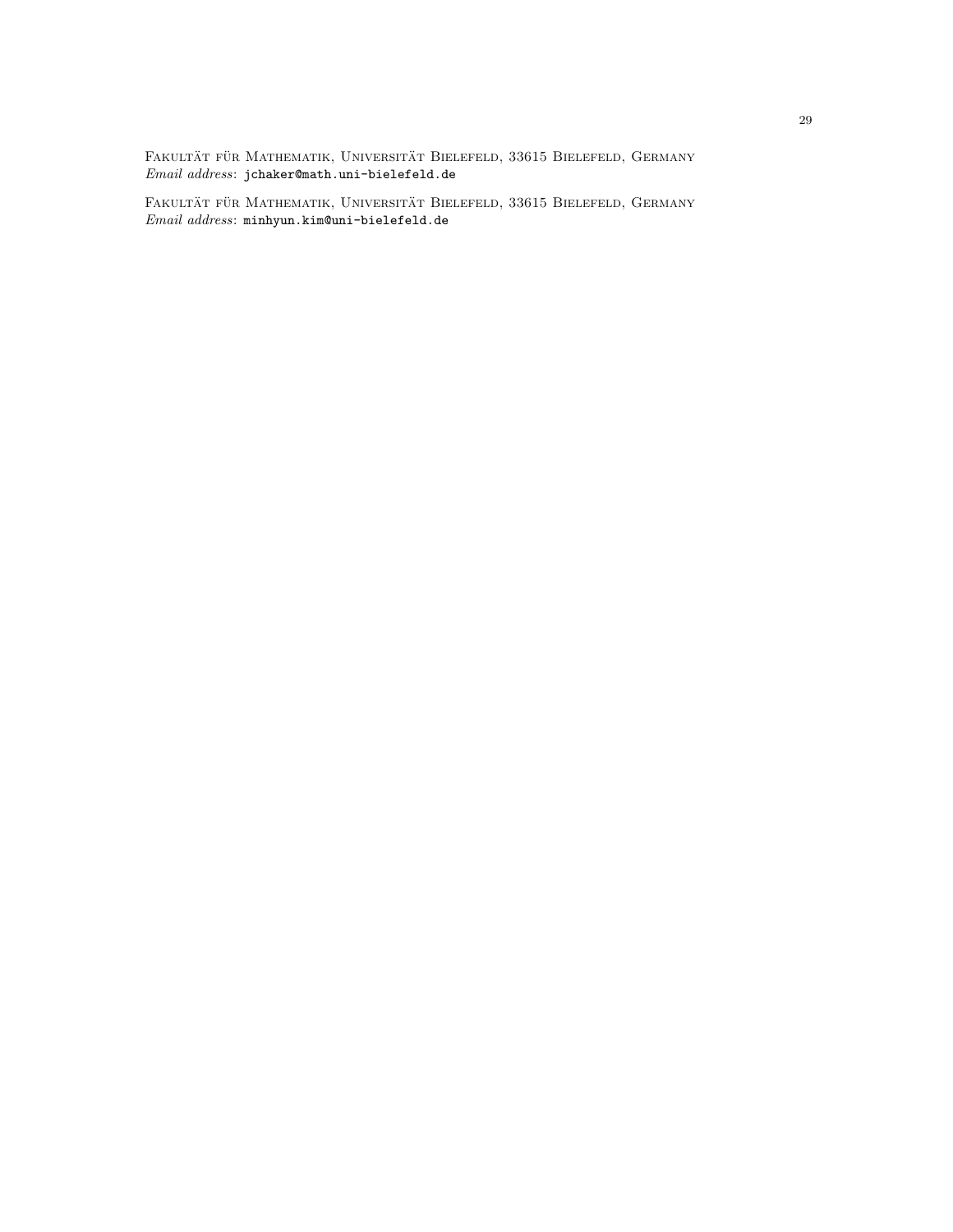Fakultät für Mathematik, Universität Bielefeld, 33615 Bielefeld, Germany
*Email address*: `jchaker@math.uni-bielefeld.de`

Fakultät für Mathematik, Universität Bielefeld, 33615 Bielefeld, Germany
*Email address*: `minhyun.kim@uni-bielefeld.de`